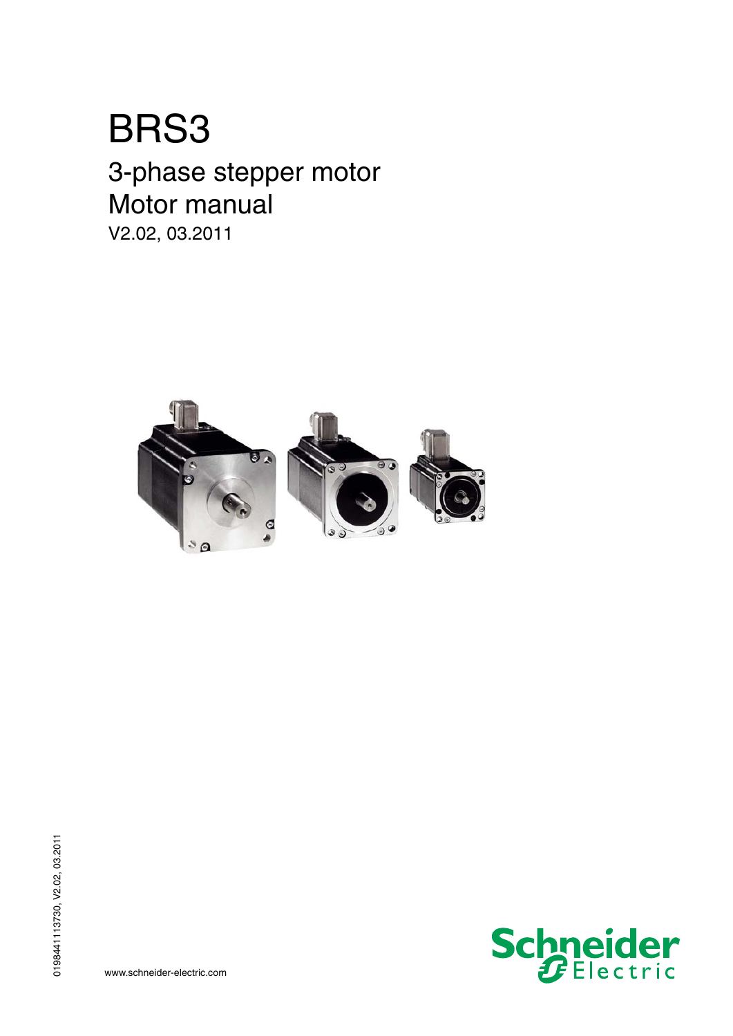# BRS3

## 3-phase stepper motor
## Motor manual

V2.02, 03.2011

0198441113730, V2.02, 03.2011

www.schneider-electric.com

Schneider Electric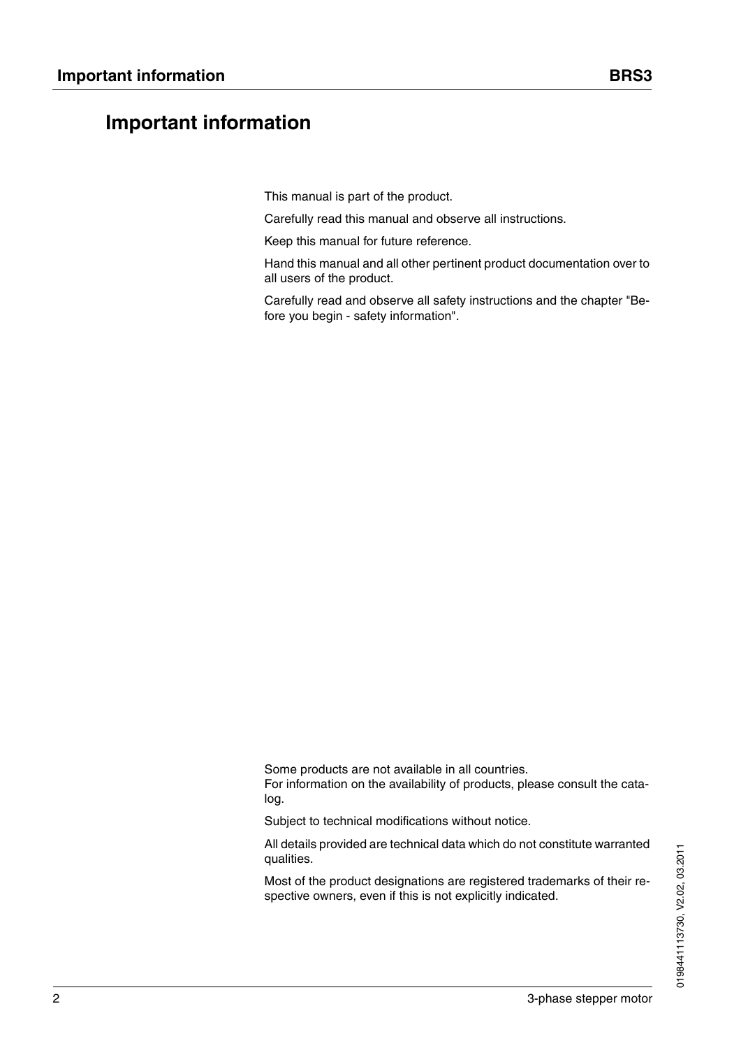# Important information

This manual is part of the product.

Carefully read this manual and observe all instructions.

Keep this manual for future reference.

Hand this manual and all other pertinent product documentation over to all users of the product.

Carefully read and observe all safety instructions and the chapter "Before you begin - safety information".

Some products are not available in all countries.
For information on the availability of products, please consult the catalog.

Subject to technical modifications without notice.

All details provided are technical data which do not constitute warranted qualities.

Most of the product designations are registered trademarks of their respective owners, even if this is not explicitly indicated.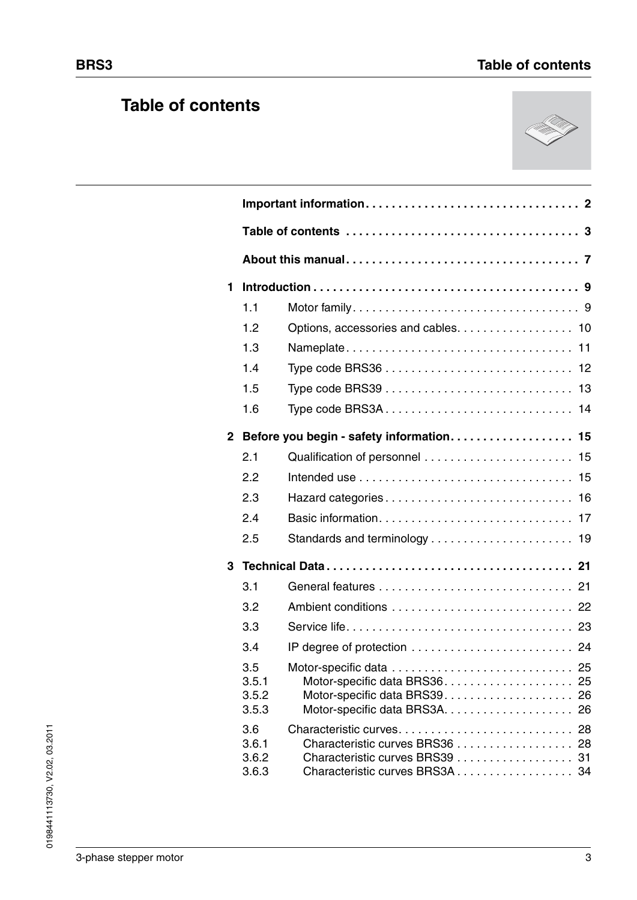# Table of contents

**Important information** . . . . . . . . . . 2

**Table of contents** . . . . . . . . . . 3

**About this manual** . . . . . . . . . . 7

**1 Introduction** . . . . . . . . . . 9

- 1.1 Motor family . . . . . . . . . . 9
- 1.2 Options, accessories and cables . . . . . . . . . . 10
- 1.3 Nameplate . . . . . . . . . . 11
- 1.4 Type code BRS36 . . . . . . . . . . 12
- 1.5 Type code BRS39 . . . . . . . . . . 13
- 1.6 Type code BRS3A . . . . . . . . . . 14

**2 Before you begin - safety information** . . . . . . . . . . 15

- 2.1 Qualification of personnel . . . . . . . . . . 15
- 2.2 Intended use . . . . . . . . . . 15
- 2.3 Hazard categories . . . . . . . . . . 16
- 2.4 Basic information . . . . . . . . . . 17
- 2.5 Standards and terminology . . . . . . . . . . 19

**3 Technical Data** . . . . . . . . . . 21

- 3.1 General features . . . . . . . . . . 21
- 3.2 Ambient conditions . . . . . . . . . . 22
- 3.3 Service life . . . . . . . . . . 23
- 3.4 IP degree of protection . . . . . . . . . . 24
- 3.5 Motor-specific data . . . . . . . . . . 25
  - 3.5.1 Motor-specific data BRS36 . . . . . . . . . . 25
  - 3.5.2 Motor-specific data BRS39 . . . . . . . . . . 26
  - 3.5.3 Motor-specific data BRS3A . . . . . . . . . . 26
- 3.6 Characteristic curves . . . . . . . . . . 28
  - 3.6.1 Characteristic curves BRS36 . . . . . . . . . . 28
  - 3.6.2 Characteristic curves BRS39 . . . . . . . . . . 31
  - 3.6.3 Characteristic curves BRS3A . . . . . . . . . . 34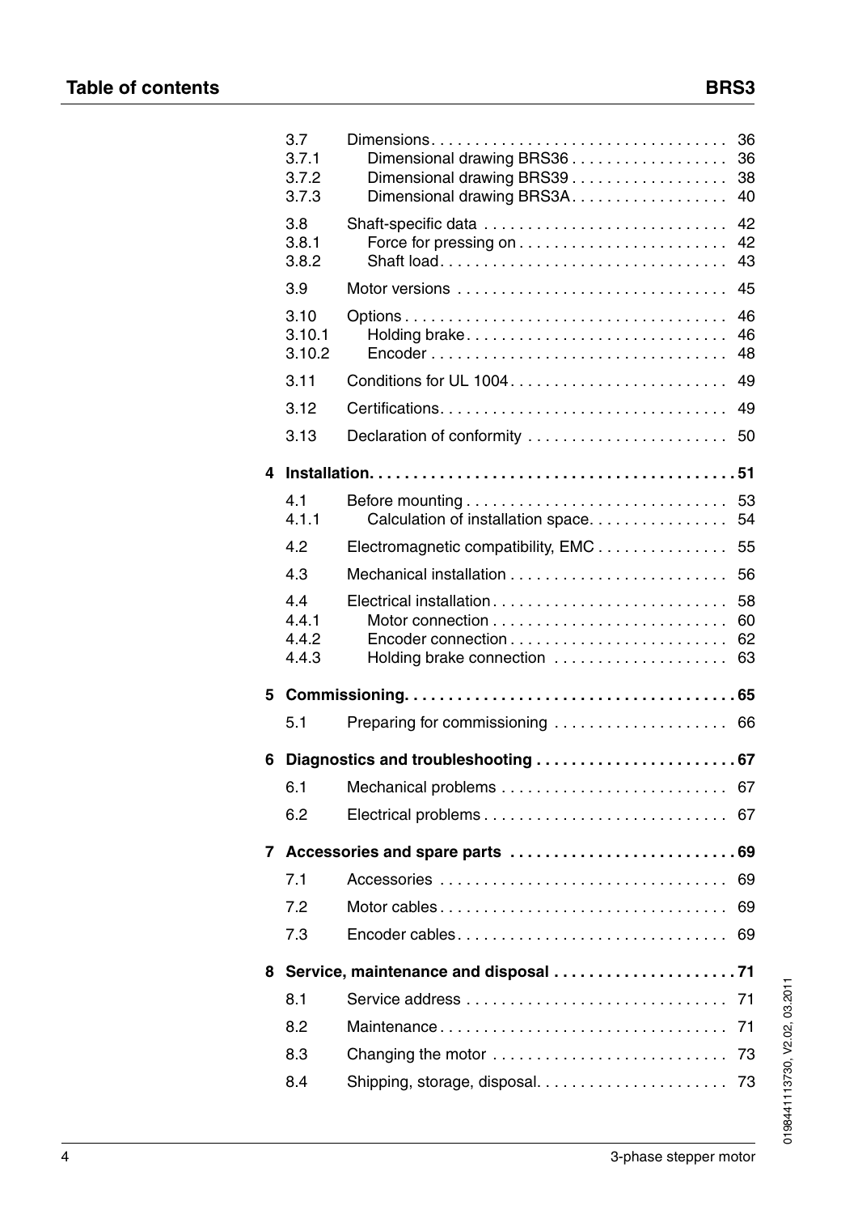| | | |
|---|---|---|
| 3.7 | Dimensions | 36 |
| 3.7.1 | Dimensional drawing BRS36 | 36 |
| 3.7.2 | Dimensional drawing BRS39 | 38 |
| 3.7.3 | Dimensional drawing BRS3A | 40 |
| 3.8 | Shaft-specific data | 42 |
| 3.8.1 | Force for pressing on | 42 |
| 3.8.2 | Shaft load | 43 |
| 3.9 | Motor versions | 45 |
| 3.10 | Options | 46 |
| 3.10.1 | Holding brake | 46 |
| 3.10.2 | Encoder | 48 |
| 3.11 | Conditions for UL 1004 | 49 |
| 3.12 | Certifications | 49 |
| 3.13 | Declaration of conformity | 50 |
| **4** | **Installation** | **51** |
| 4.1 | Before mounting | 53 |
| 4.1.1 | Calculation of installation space | 54 |
| 4.2 | Electromagnetic compatibility, EMC | 55 |
| 4.3 | Mechanical installation | 56 |
| 4.4 | Electrical installation | 58 |
| 4.4.1 | Motor connection | 60 |
| 4.4.2 | Encoder connection | 62 |
| 4.4.3 | Holding brake connection | 63 |
| **5** | **Commissioning** | **65** |
| 5.1 | Preparing for commissioning | 66 |
| **6** | **Diagnostics and troubleshooting** | **67** |
| 6.1 | Mechanical problems | 67 |
| 6.2 | Electrical problems | 67 |
| **7** | **Accessories and spare parts** | **69** |
| 7.1 | Accessories | 69 |
| 7.2 | Motor cables | 69 |
| 7.3 | Encoder cables | 69 |
| **8** | **Service, maintenance and disposal** | **71** |
| 8.1 | Service address | 71 |
| 8.2 | Maintenance | 71 |
| 8.3 | Changing the motor | 73 |
| 8.4 | Shipping, storage, disposal | 73 |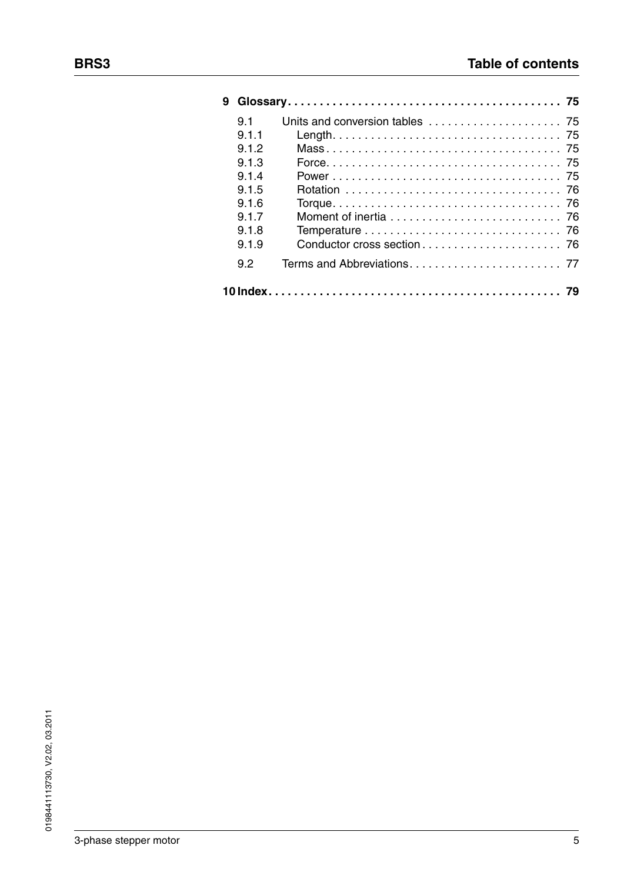**9 Glossary . . . . . . . . . . . . . . . . . . . . . . . . . . . . . . . . . . . . . . . . . . 75**

9.1 Units and conversion tables . . . . . . . . . . . . . . . . . . . . . 75

9.1.1 Length. . . . . . . . . . . . . . . . . . . . . . . . . . . . . . . . . . . . 75

9.1.2 Mass . . . . . . . . . . . . . . . . . . . . . . . . . . . . . . . . . . . . 75

9.1.3 Force. . . . . . . . . . . . . . . . . . . . . . . . . . . . . . . . . . . . 75

9.1.4 Power . . . . . . . . . . . . . . . . . . . . . . . . . . . . . . . . . . . 75

9.1.5 Rotation . . . . . . . . . . . . . . . . . . . . . . . . . . . . . . . . . 76

9.1.6 Torque. . . . . . . . . . . . . . . . . . . . . . . . . . . . . . . . . . . 76

9.1.7 Moment of inertia . . . . . . . . . . . . . . . . . . . . . . . . . . 76

9.1.8 Temperature . . . . . . . . . . . . . . . . . . . . . . . . . . . . . . 76

9.1.9 Conductor cross section . . . . . . . . . . . . . . . . . . . . . 76

9.2 Terms and Abbreviations. . . . . . . . . . . . . . . . . . . . . . . 77

**10 Index . . . . . . . . . . . . . . . . . . . . . . . . . . . . . . . . . . . . . . . . . . . . 79**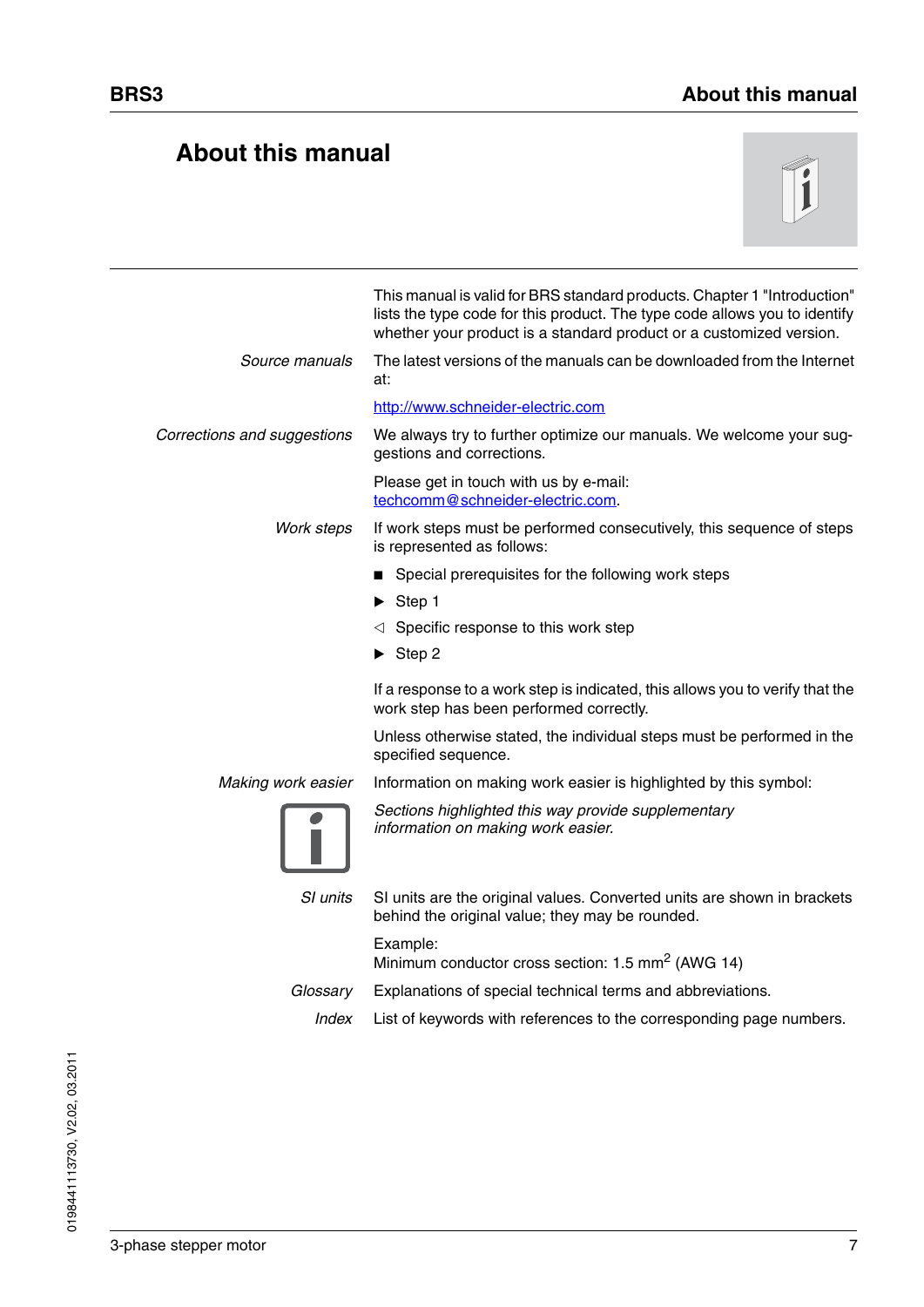# About this manual

This manual is valid for BRS standard products. Chapter 1 "Introduction" lists the type code for this product. The type code allows you to identify whether your product is a standard product or a customized version.

*Source manuals*

The latest versions of the manuals can be downloaded from the Internet at:

http://www.schneider-electric.com

*Corrections and suggestions*

We always try to further optimize our manuals. We welcome your suggestions and corrections.

Please get in touch with us by e-mail: techcomm@schneider-electric.com.

*Work steps*

If work steps must be performed consecutively, this sequence of steps is represented as follows:

- ■ Special prerequisites for the following work steps
- ▶ Step 1
- ◁ Specific response to this work step
- ▶ Step 2

If a response to a work step is indicated, this allows you to verify that the work step has been performed correctly.

Unless otherwise stated, the individual steps must be performed in the specified sequence.

*Making work easier*

Information on making work easier is highlighted by this symbol:

*Sections highlighted this way provide supplementary information on making work easier.*

*SI units*

SI units are the original values. Converted units are shown in brackets behind the original value; they may be rounded.

Example:
Minimum conductor cross section: 1.5 $mm^2$ (AWG 14)

*Glossary*

Explanations of special technical terms and abbreviations.

*Index*

List of keywords with references to the corresponding page numbers.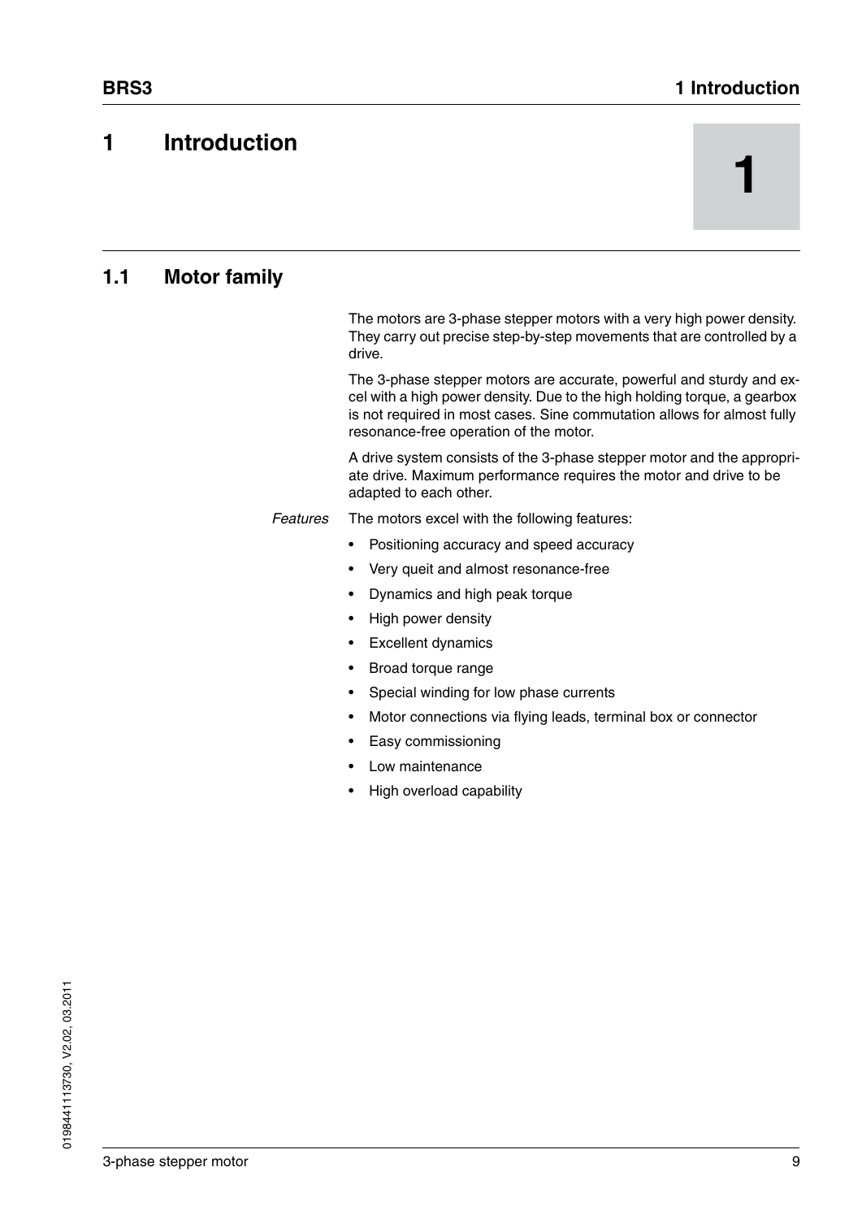# 1 Introduction

## 1.1 Motor family

The motors are 3-phase stepper motors with a very high power density. They carry out precise step-by-step movements that are controlled by a drive.

The 3-phase stepper motors are accurate, powerful and sturdy and excel with a high power density. Due to the high holding torque, a gearbox is not required in most cases. Sine commutation allows for almost fully resonance-free operation of the motor.

A drive system consists of the 3-phase stepper motor and the appropriate drive. Maximum performance requires the motor and drive to be adapted to each other.

*Features* The motors excel with the following features:

- Positioning accuracy and speed accuracy
- Very queit and almost resonance-free
- Dynamics and high peak torque
- High power density
- Excellent dynamics
- Broad torque range
- Special winding for low phase currents
- Motor connections via flying leads, terminal box or connector
- Easy commissioning
- Low maintenance
- High overload capability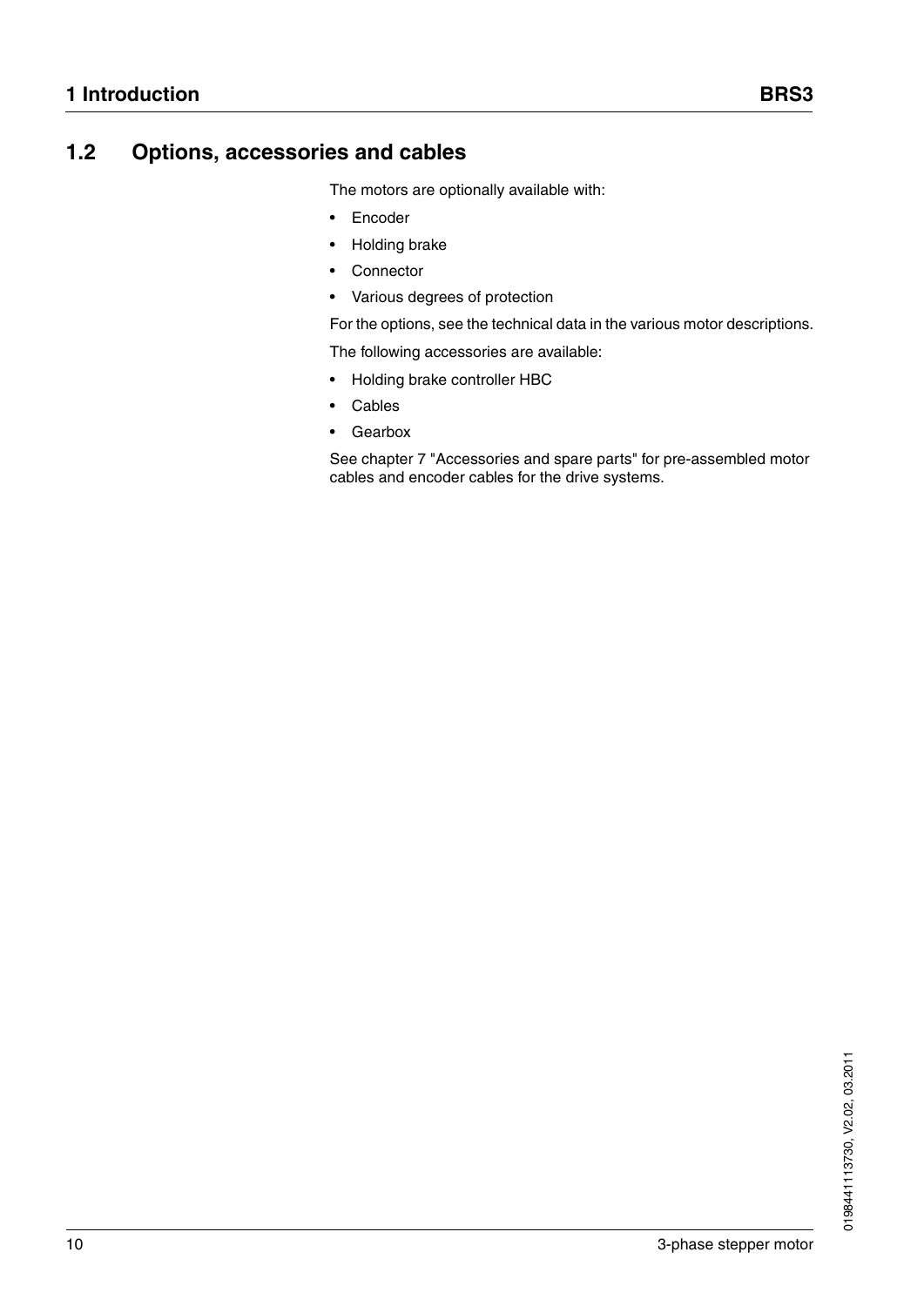## 1.2 Options, accessories and cables

The motors are optionally available with:

- Encoder
- Holding brake
- Connector
- Various degrees of protection

For the options, see the technical data in the various motor descriptions.

The following accessories are available:

- Holding brake controller HBC
- Cables
- Gearbox

See chapter 7 "Accessories and spare parts" for pre-assembled motor cables and encoder cables for the drive systems.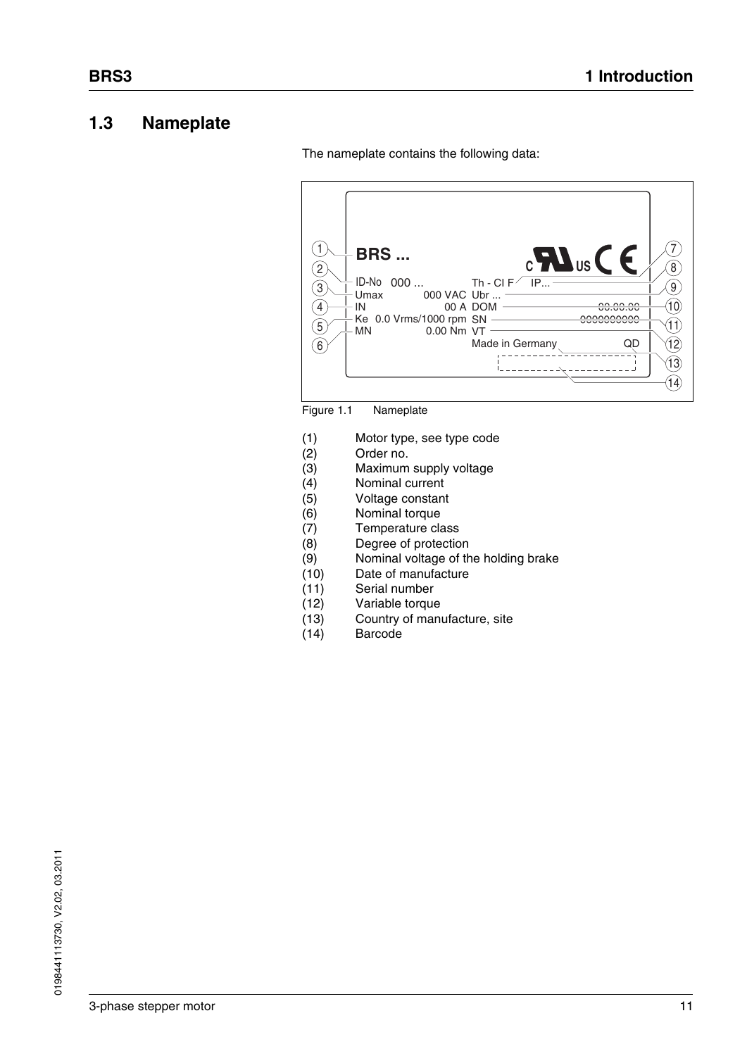## 1.3 Nameplate

The nameplate contains the following data:

Figure 1.1 Nameplate

(1) Motor type, see type code
(2) Order no.
(3) Maximum supply voltage
(4) Nominal current
(5) Voltage constant
(6) Nominal torque
(7) Temperature class
(8) Degree of protection
(9) Nominal voltage of the holding brake
(10) Date of manufacture
(11) Serial number
(12) Variable torque
(13) Country of manufacture, site
(14) Barcode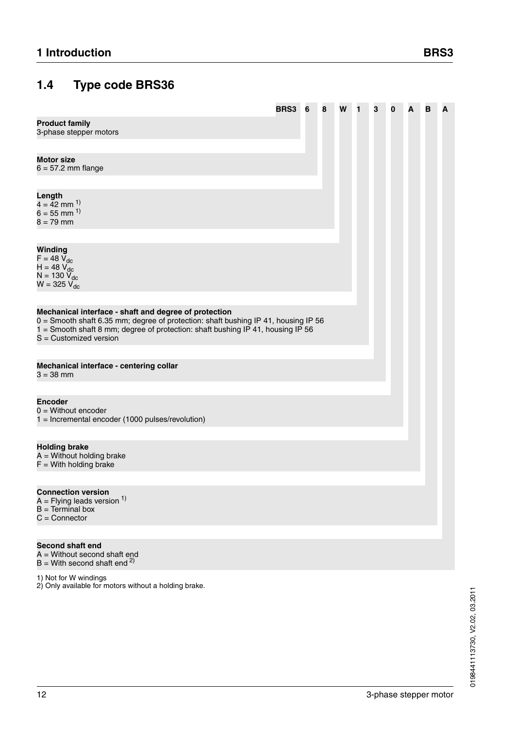## 1.4 Type code BRS36

**BRS3 6 8 W 1 3 0 A B A**

**Product family**
3-phase stepper motors

**Motor size**
6 = 57.2 mm flange

**Length**
4 = 42 mm [1)]
6 = 55 mm [1)]
8 = 79 mm

**Winding**
F = 48 $V_{dc}$
H = 48 $V_{dc}$
N = 130 $V_{dc}$
W = 325 $V_{dc}$

**Mechanical interface - shaft and degree of protection**
0 = Smooth shaft 6.35 mm; degree of protection: shaft bushing IP 41, housing IP 56
1 = Smooth shaft 8 mm; degree of protection: shaft bushing IP 41, housing IP 56
S = Customized version

**Mechanical interface - centering collar**
3 = 38 mm

**Encoder**
0 = Without encoder
1 = Incremental encoder (1000 pulses/revolution)

**Holding brake**
A = Without holding brake
F = With holding brake

**Connection version**
A = Flying leads version [1)]
B = Terminal box
C = Connector

**Second shaft end**
A = Without second shaft end
B = With second shaft end [2)]

1) Not for W windings
2) Only available for motors without a holding brake.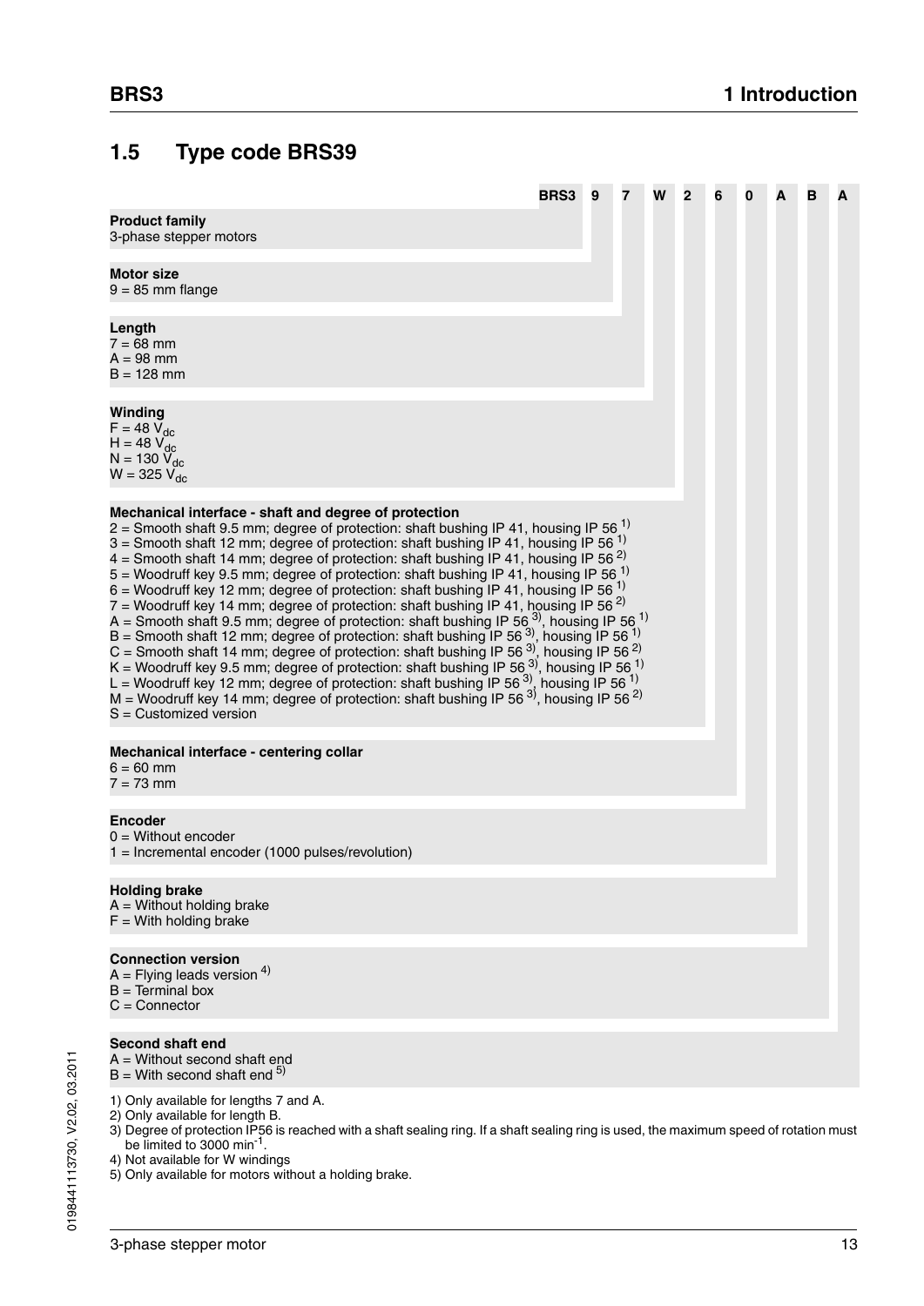## 1.5 Type code BRS39

**BRS3 9 7 W 2 6 0 A B A**

**Product family**
3-phase stepper motors

**Motor size**
9 = 85 mm flange

**Length**
7 = 68 mm
A = 98 mm
B = 128 mm

**Winding**
F = 48 $V_{dc}$
H = 48 $V_{dc}$
N = 130 $V_{dc}$
W = 325 $V_{dc}$

**Mechanical interface - shaft and degree of protection**
2 = Smooth shaft 9.5 mm; degree of protection: shaft bushing IP 41, housing IP 56 [1)]
3 = Smooth shaft 12 mm; degree of protection: shaft bushing IP 41, housing IP 56 [1)]
4 = Smooth shaft 14 mm; degree of protection: shaft bushing IP 41, housing IP 56 [2)]
5 = Woodruff key 9.5 mm; degree of protection: shaft bushing IP 41, housing IP 56 [1)]
6 = Woodruff key 12 mm; degree of protection: shaft bushing IP 41, housing IP 56 [1)]
7 = Woodruff key 14 mm; degree of protection: shaft bushing IP 41, housing IP 56 [2)]
A = Smooth shaft 9.5 mm; degree of protection: shaft bushing IP 56 [3)], housing IP 56 [1)]
B = Smooth shaft 12 mm; degree of protection: shaft bushing IP 56 [3)], housing IP 56 [1)]
C = Smooth shaft 14 mm; degree of protection: shaft bushing IP 56 [3)], housing IP 56 [2)]
K = Woodruff key 9.5 mm; degree of protection: shaft bushing IP 56 [3)], housing IP 56 [1)]
L = Woodruff key 12 mm; degree of protection: shaft bushing IP 56 [3)], housing IP 56 [1)]
M = Woodruff key 14 mm; degree of protection: shaft bushing IP 56 [3)], housing IP 56 [2)]
S = Customized version

**Mechanical interface - centering collar**
6 = 60 mm
7 = 73 mm

**Encoder**
0 = Without encoder
1 = Incremental encoder (1000 pulses/revolution)

**Holding brake**
A = Without holding brake
F = With holding brake

**Connection version**
A = Flying leads version [4)]
B = Terminal box
C = Connector

**Second shaft end**
A = Without second shaft end
B = With second shaft end [5)]

1) Only available for lengths 7 and A.
2) Only available for length B.
3) Degree of protection IP56 is reached with a shaft sealing ring. If a shaft sealing ring is used, the maximum speed of rotation must be limited to 3000 $min^{-1}$.
4) Not available for W windings
5) Only available for motors without a holding brake.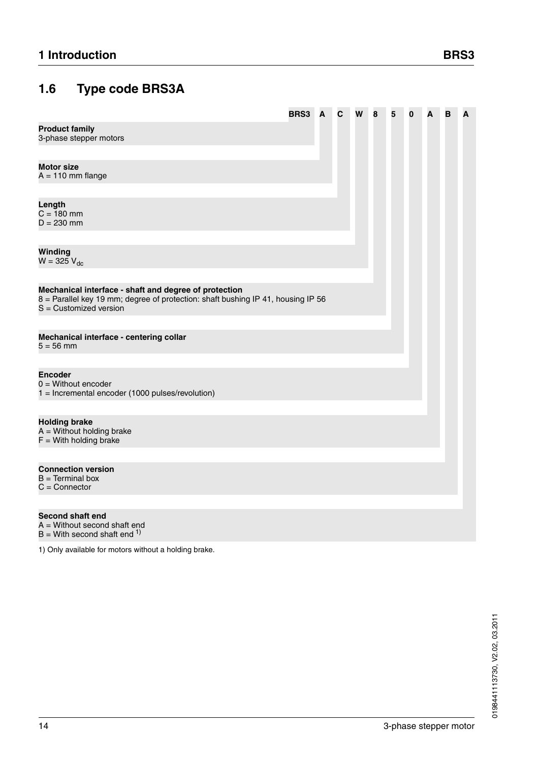## 1.6 Type code BRS3A

**BRS3 A C W 8 5 0 A B A**

**Product family**
3-phase stepper motors

**Motor size**
A = 110 mm flange

**Length**
C = 180 mm
D = 230 mm

**Winding**
W = 325 $V_{dc}$

**Mechanical interface - shaft and degree of protection**
8 = Parallel key 19 mm; degree of protection: shaft bushing IP 41, housing IP 56
S = Customized version

**Mechanical interface - centering collar**
5 = 56 mm

**Encoder**
0 = Without encoder
1 = Incremental encoder (1000 pulses/revolution)

**Holding brake**
A = Without holding brake
F = With holding brake

**Connection version**
B = Terminal box
C = Connector

**Second shaft end**
A = Without second shaft end
B = With second shaft end [1)]

1) Only available for motors without a holding brake.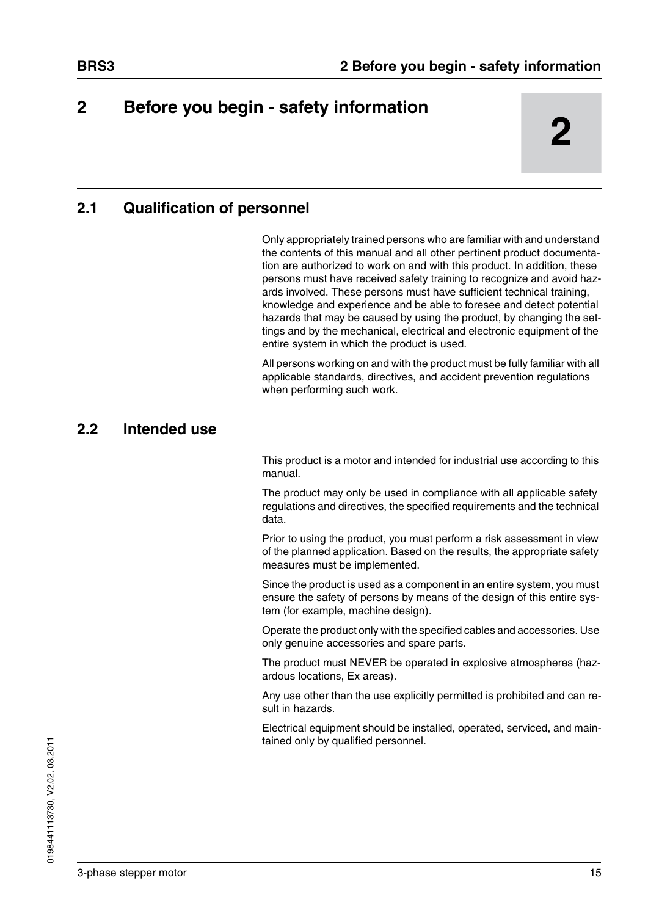# 2 Before you begin - safety information

## 2.1 Qualification of personnel

Only appropriately trained persons who are familiar with and understand the contents of this manual and all other pertinent product documentation are authorized to work on and with this product. In addition, these persons must have received safety training to recognize and avoid hazards involved. These persons must have sufficient technical training, knowledge and experience and be able to foresee and detect potential hazards that may be caused by using the product, by changing the settings and by the mechanical, electrical and electronic equipment of the entire system in which the product is used.

All persons working on and with the product must be fully familiar with all applicable standards, directives, and accident prevention regulations when performing such work.

## 2.2 Intended use

This product is a motor and intended for industrial use according to this manual.

The product may only be used in compliance with all applicable safety regulations and directives, the specified requirements and the technical data.

Prior to using the product, you must perform a risk assessment in view of the planned application. Based on the results, the appropriate safety measures must be implemented.

Since the product is used as a component in an entire system, you must ensure the safety of persons by means of the design of this entire system (for example, machine design).

Operate the product only with the specified cables and accessories. Use only genuine accessories and spare parts.

The product must NEVER be operated in explosive atmospheres (hazardous locations, Ex areas).

Any use other than the use explicitly permitted is prohibited and can result in hazards.

Electrical equipment should be installed, operated, serviced, and maintained only by qualified personnel.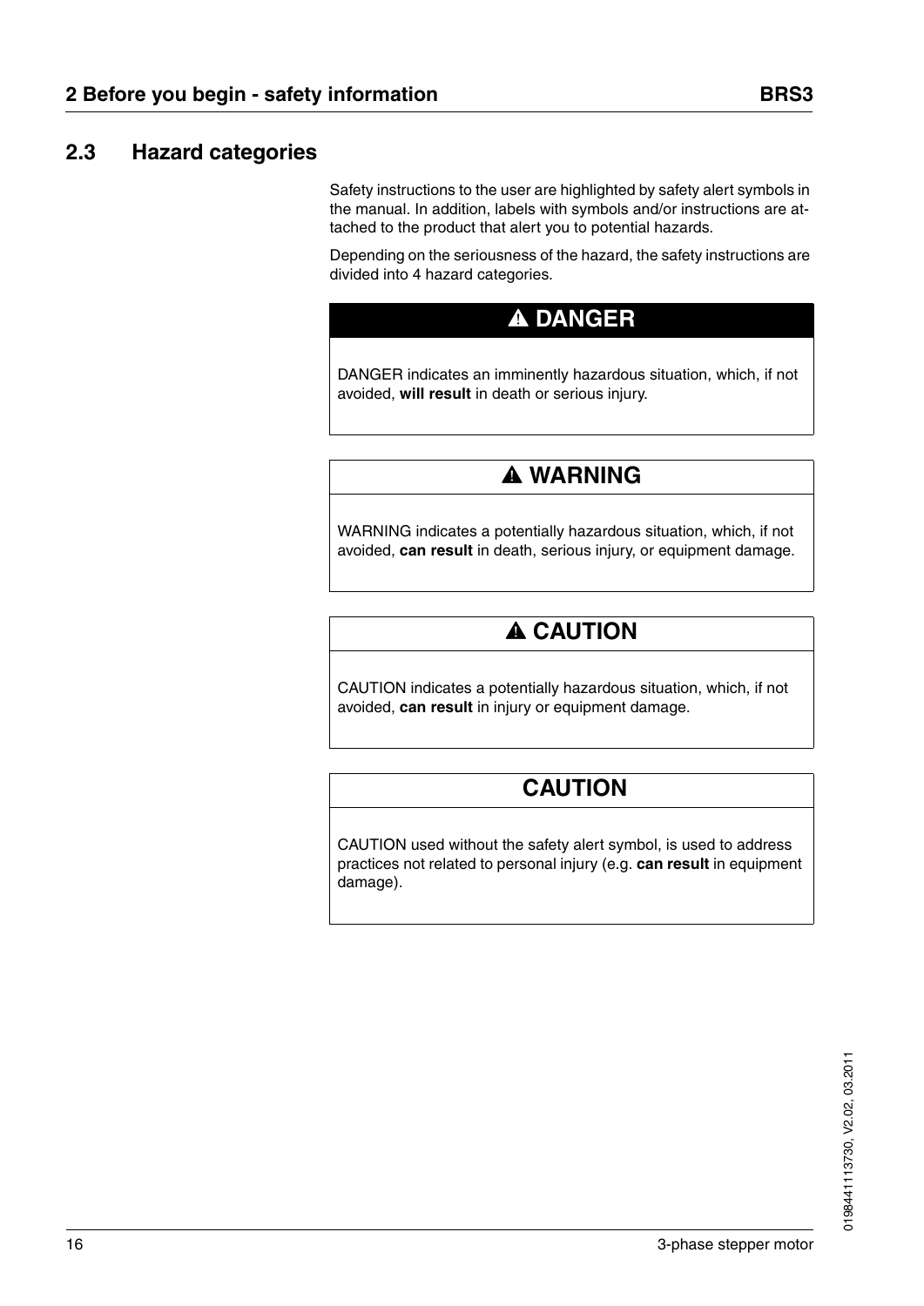## 2.3 Hazard categories

Safety instructions to the user are highlighted by safety alert symbols in the manual. In addition, labels with symbols and/or instructions are attached to the product that alert you to potential hazards.

Depending on the seriousness of the hazard, the safety instructions are divided into 4 hazard categories.

**⚠ DANGER**

DANGER indicates an imminently hazardous situation, which, if not avoided, **will result** in death or serious injury.

**⚠ WARNING**

WARNING indicates a potentially hazardous situation, which, if not avoided, **can result** in death, serious injury, or equipment damage.

**⚠ CAUTION**

CAUTION indicates a potentially hazardous situation, which, if not avoided, **can result** in injury or equipment damage.

**CAUTION**

CAUTION used without the safety alert symbol, is used to address practices not related to personal injury (e.g. **can result** in equipment damage).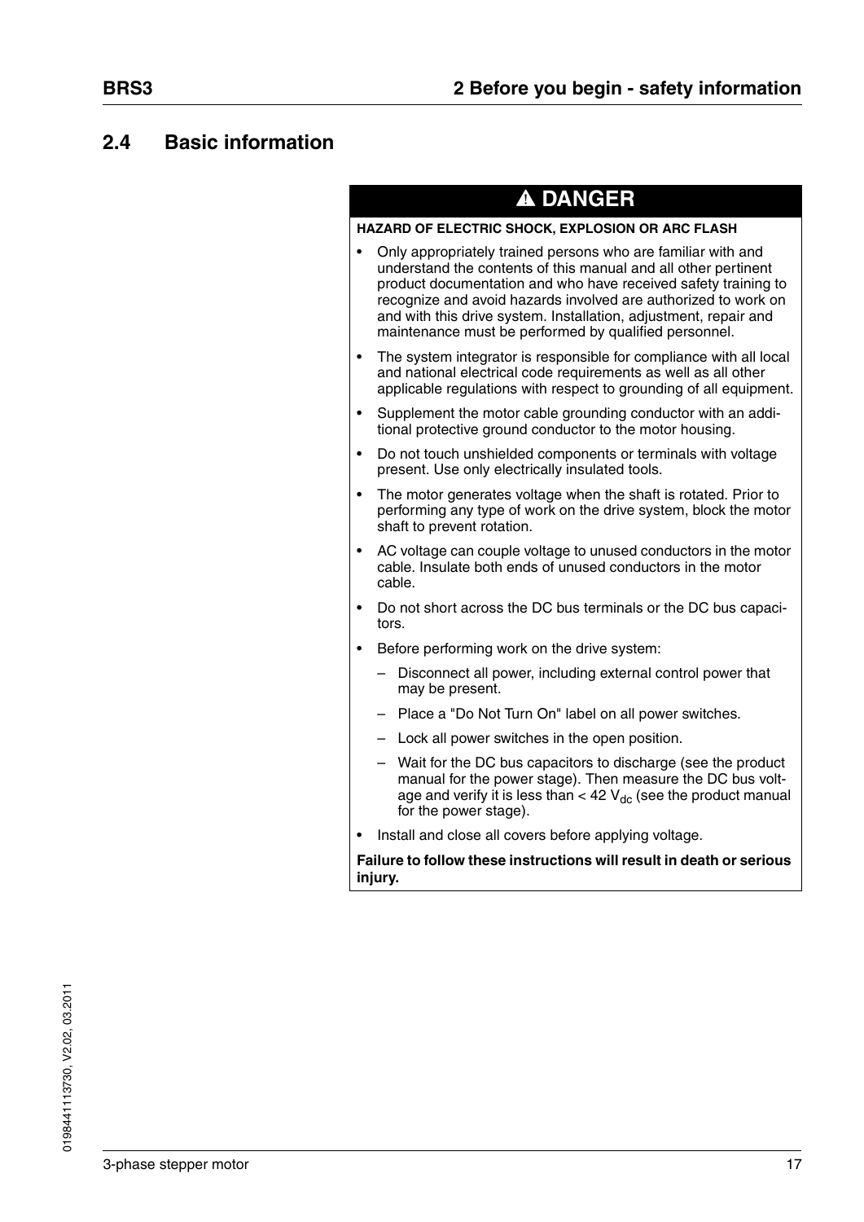## 2.4 Basic information

**⚠ DANGER**

**HAZARD OF ELECTRIC SHOCK, EXPLOSION OR ARC FLASH**

- Only appropriately trained persons who are familiar with and understand the contents of this manual and all other pertinent product documentation and who have received safety training to recognize and avoid hazards involved are authorized to work on and with this drive system. Installation, adjustment, repair and maintenance must be performed by qualified personnel.
- The system integrator is responsible for compliance with all local and national electrical code requirements as well as all other applicable regulations with respect to grounding of all equipment.
- Supplement the motor cable grounding conductor with an additional protective ground conductor to the motor housing.
- Do not touch unshielded components or terminals with voltage present. Use only electrically insulated tools.
- The motor generates voltage when the shaft is rotated. Prior to performing any type of work on the drive system, block the motor shaft to prevent rotation.
- AC voltage can couple voltage to unused conductors in the motor cable. Insulate both ends of unused conductors in the motor cable.
- Do not short across the DC bus terminals or the DC bus capacitors.
- Before performing work on the drive system:
  - Disconnect all power, including external control power that may be present.
  - Place a "Do Not Turn On" label on all power switches.
  - Lock all power switches in the open position.
  - Wait for the DC bus capacitors to discharge (see the product manual for the power stage). Then measure the DC bus voltage and verify it is less than < 42 $V_{dc}$ (see the product manual for the power stage).
- Install and close all covers before applying voltage.

**Failure to follow these instructions will result in death or serious injury.**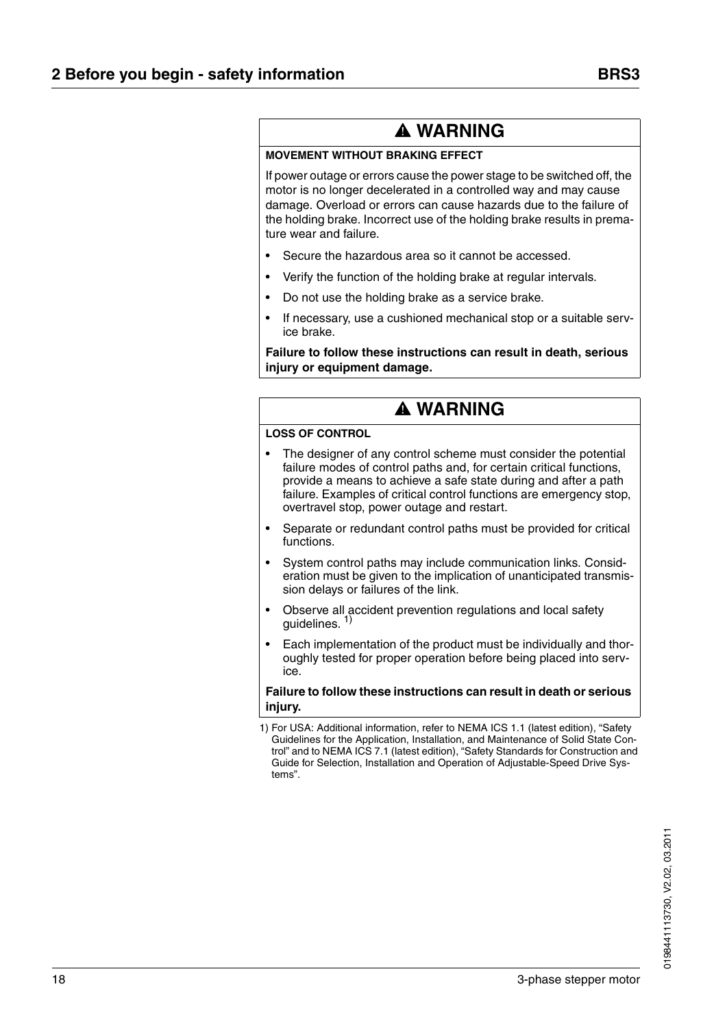## ⚠ WARNING

**MOVEMENT WITHOUT BRAKING EFFECT**

If power outage or errors cause the power stage to be switched off, the motor is no longer decelerated in a controlled way and may cause damage. Overload or errors can cause hazards due to the failure of the holding brake. Incorrect use of the holding brake results in premature wear and failure.

- Secure the hazardous area so it cannot be accessed.
- Verify the function of the holding brake at regular intervals.
- Do not use the holding brake as a service brake.
- If necessary, use a cushioned mechanical stop or a suitable service brake.

**Failure to follow these instructions can result in death, serious injury or equipment damage.**

## ⚠ WARNING

**LOSS OF CONTROL**

- The designer of any control scheme must consider the potential failure modes of control paths and, for certain critical functions, provide a means to achieve a safe state during and after a path failure. Examples of critical control functions are emergency stop, overtravel stop, power outage and restart.
- Separate or redundant control paths must be provided for critical functions.
- System control paths may include communication links. Consideration must be given to the implication of unanticipated transmission delays or failures of the link.
- Observe all accident prevention regulations and local safety guidelines. [1)]
- Each implementation of the product must be individually and thoroughly tested for proper operation before being placed into service.

**Failure to follow these instructions can result in death or serious injury.**

1) For USA: Additional information, refer to NEMA ICS 1.1 (latest edition), "Safety Guidelines for the Application, Installation, and Maintenance of Solid State Control" and to NEMA ICS 7.1 (latest edition), "Safety Standards for Construction and Guide for Selection, Installation and Operation of Adjustable-Speed Drive Systems".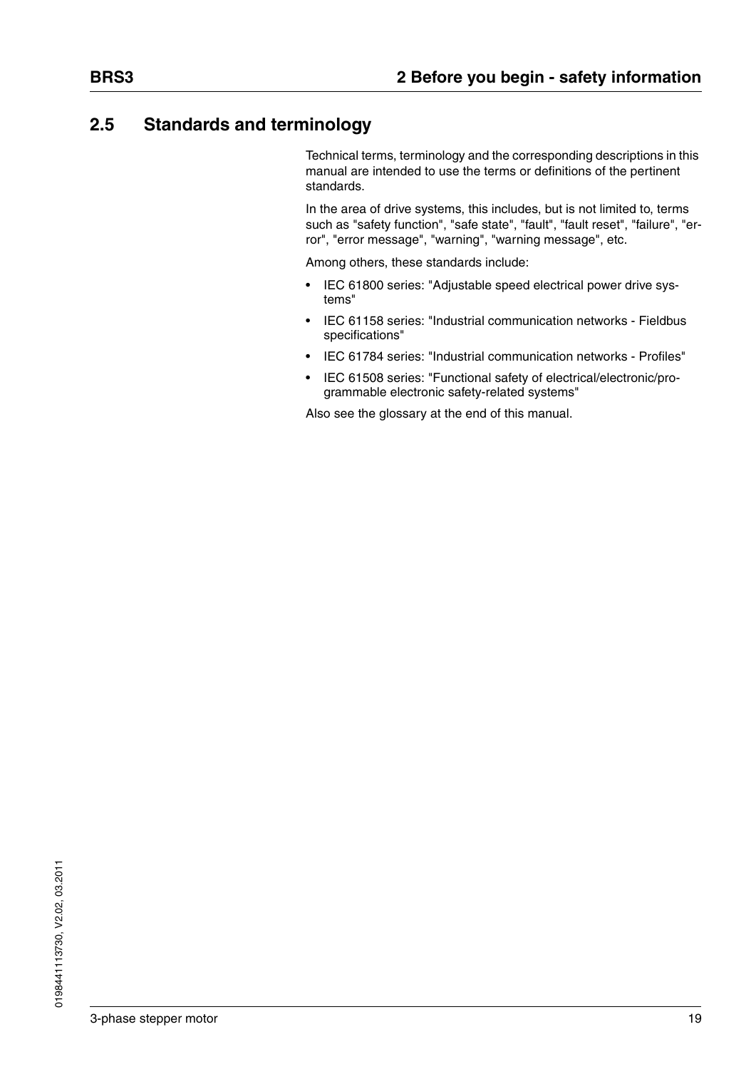## 2.5 Standards and terminology

Technical terms, terminology and the corresponding descriptions in this manual are intended to use the terms or definitions of the pertinent standards.

In the area of drive systems, this includes, but is not limited to, terms such as "safety function", "safe state", "fault", "fault reset", "failure", "error", "error message", "warning", "warning message", etc.

Among others, these standards include:

- IEC 61800 series: "Adjustable speed electrical power drive systems"
- IEC 61158 series: "Industrial communication networks - Fieldbus specifications"
- IEC 61784 series: "Industrial communication networks - Profiles"
- IEC 61508 series: "Functional safety of electrical/electronic/programmable electronic safety-related systems"

Also see the glossary at the end of this manual.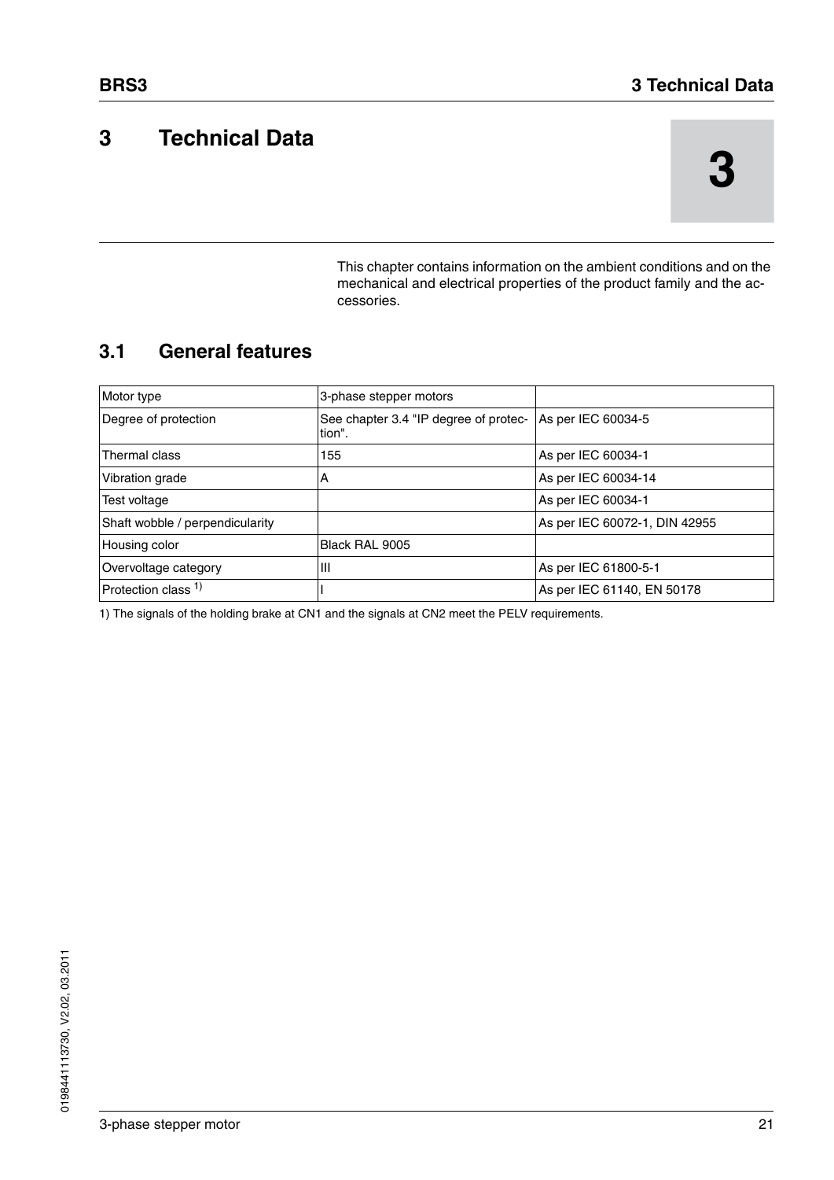# 3 Technical Data

This chapter contains information on the ambient conditions and on the mechanical and electrical properties of the product family and the accessories.

## 3.1 General features

| Motor type | 3-phase stepper motors | |
|---|---|---|
| Degree of protection | See chapter 3.4 "IP degree of protection". | As per IEC 60034-5 |
| Thermal class | 155 | As per IEC 60034-1 |
| Vibration grade | A | As per IEC 60034-14 |
| Test voltage | | As per IEC 60034-1 |
| Shaft wobble / perpendicularity | | As per IEC 60072-1, DIN 42955 |
| Housing color | Black RAL 9005 | |
| Overvoltage category | III | As per IEC 61800-5-1 |
| Protection class [1) ] | I | As per IEC 61140, EN 50178 |

1) The signals of the holding brake at CN1 and the signals at CN2 meet the PELV requirements.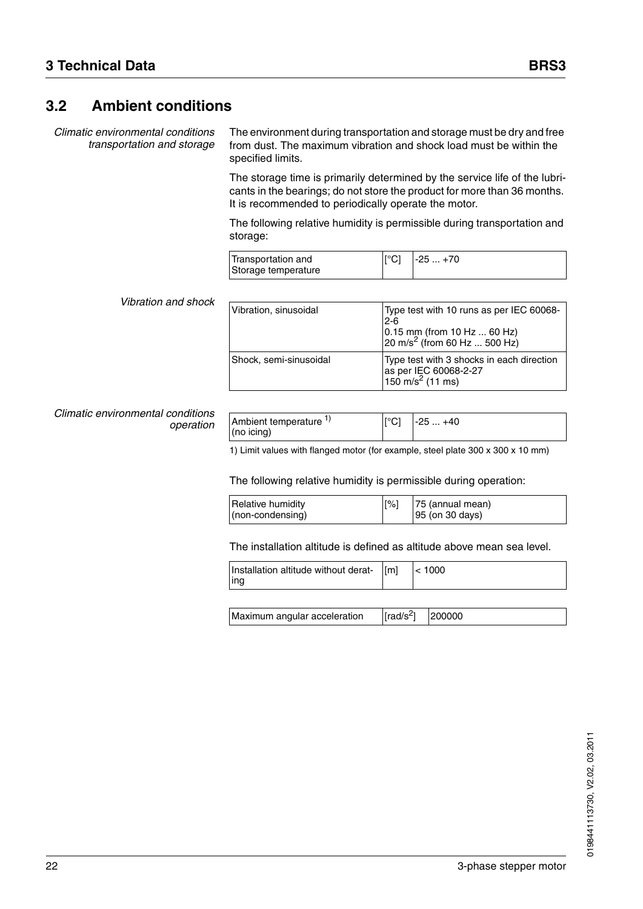## 3.2 Ambient conditions

*Climatic environmental conditions transportation and storage*

The environment during transportation and storage must be dry and free from dust. The maximum vibration and shock load must be within the specified limits.

The storage time is primarily determined by the service life of the lubricants in the bearings; do not store the product for more than 36 months. It is recommended to periodically operate the motor.

The following relative humidity is permissible during transportation and storage:

| | | |
|---|---|---|
| Transportation and Storage temperature | [°C] | -25 ... +70 |

*Vibration and shock*

| | |
|---|---|
| Vibration, sinusoidal | Type test with 10 runs as per IEC 60068-2-6<br>0.15 mm (from 10 Hz ... 60 Hz)<br>20 m/s² (from 60 Hz ... 500 Hz) |
| Shock, semi-sinusoidal | Type test with 3 shocks in each direction as per IEC 60068-2-27<br>150 m/s² (11 ms) |

*Climatic environmental conditions operation*

| | | |
|---|---|---|
| Ambient temperature [1] (no icing) | [°C] | -25 ... +40 |

1) Limit values with flanged motor (for example, steel plate 300 x 300 x 10 mm)

The following relative humidity is permissible during operation:

| | | |
|---|---|---|
| Relative humidity (non-condensing) | [%] | 75 (annual mean)<br>95 (on 30 days) |

The installation altitude is defined as altitude above mean sea level.

| | | |
|---|---|---|
| Installation altitude without derating | [m] | < 1000 |

| | | |
|---|---|---|
| Maximum angular acceleration | [rad/s²] | 200000 |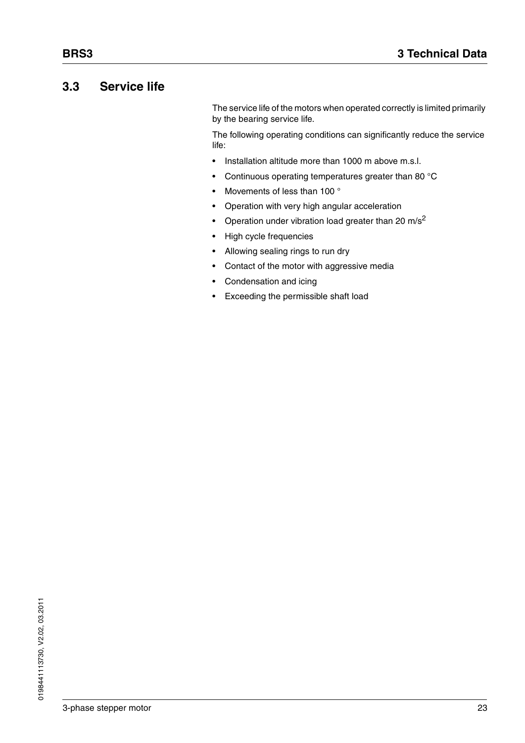## 3.3 Service life

The service life of the motors when operated correctly is limited primarily by the bearing service life.

The following operating conditions can significantly reduce the service life:

- Installation altitude more than 1000 m above m.s.l.
- Continuous operating temperatures greater than 80 °C
- Movements of less than 100 °
- Operation with very high angular acceleration
- Operation under vibration load greater than 20 $m/s^2$
- High cycle frequencies
- Allowing sealing rings to run dry
- Contact of the motor with aggressive media
- Condensation and icing
- Exceeding the permissible shaft load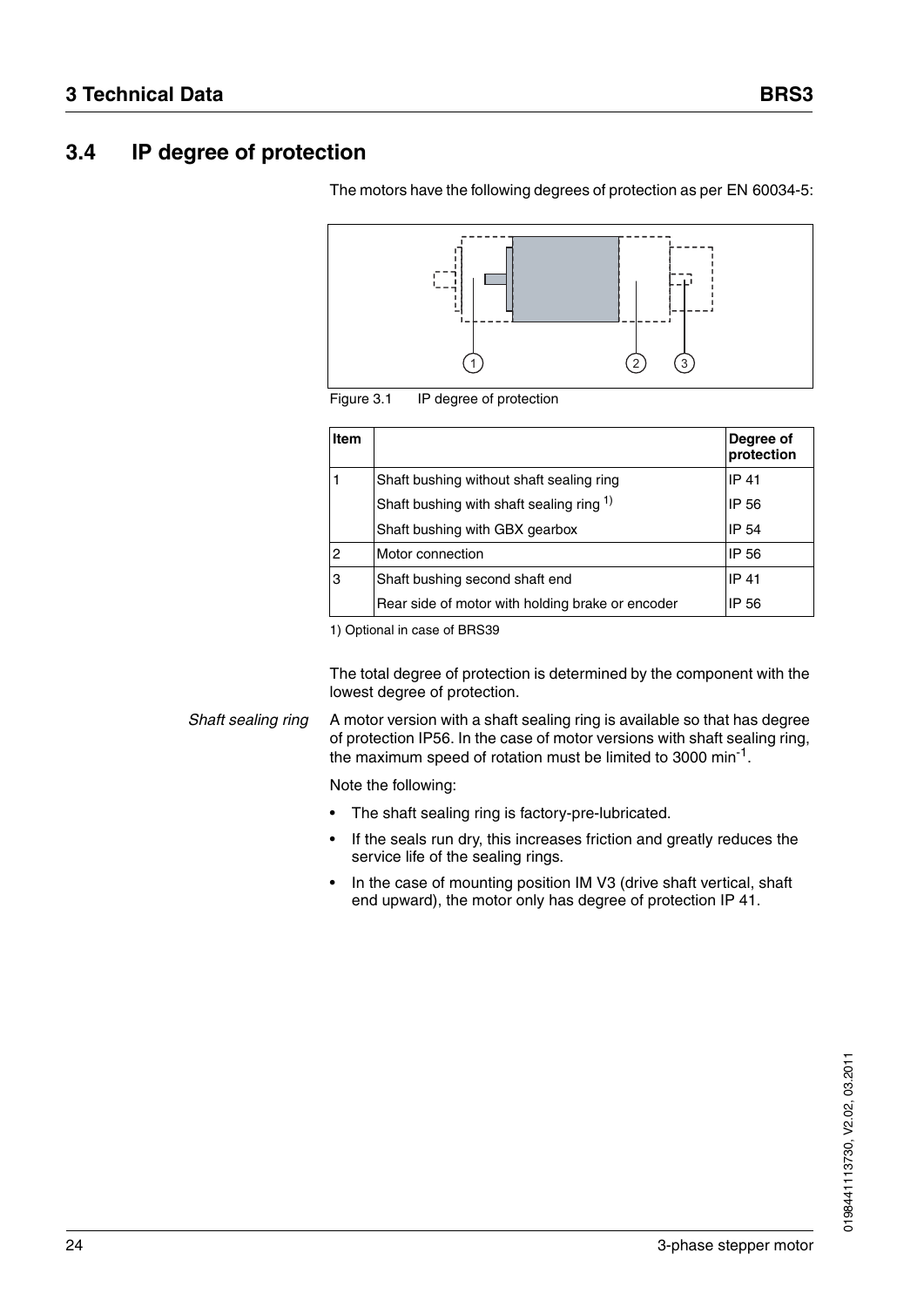## 3.4 IP degree of protection

The motors have the following degrees of protection as per EN 60034-5:

Figure 3.1 IP degree of protection

| Item | | Degree of protection |
|---|---|---|
| 1 | Shaft bushing without shaft sealing ring | IP 41 |
| | Shaft bushing with shaft sealing ring [1)] | IP 56 |
| | Shaft bushing with GBX gearbox | IP 54 |
| 2 | Motor connection | IP 56 |
| 3 | Shaft bushing second shaft end | IP 41 |
| | Rear side of motor with holding brake or encoder | IP 56 |

1) Optional in case of BRS39

The total degree of protection is determined by the component with the lowest degree of protection.

*Shaft sealing ring*

A motor version with a shaft sealing ring is available so that has degree of protection IP56. In the case of motor versions with shaft sealing ring, the maximum speed of rotation must be limited to 3000 $min^{-1}$.

Note the following:

- The shaft sealing ring is factory-pre-lubricated.
- If the seals run dry, this increases friction and greatly reduces the service life of the sealing rings.
- In the case of mounting position IM V3 (drive shaft vertical, shaft end upward), the motor only has degree of protection IP 41.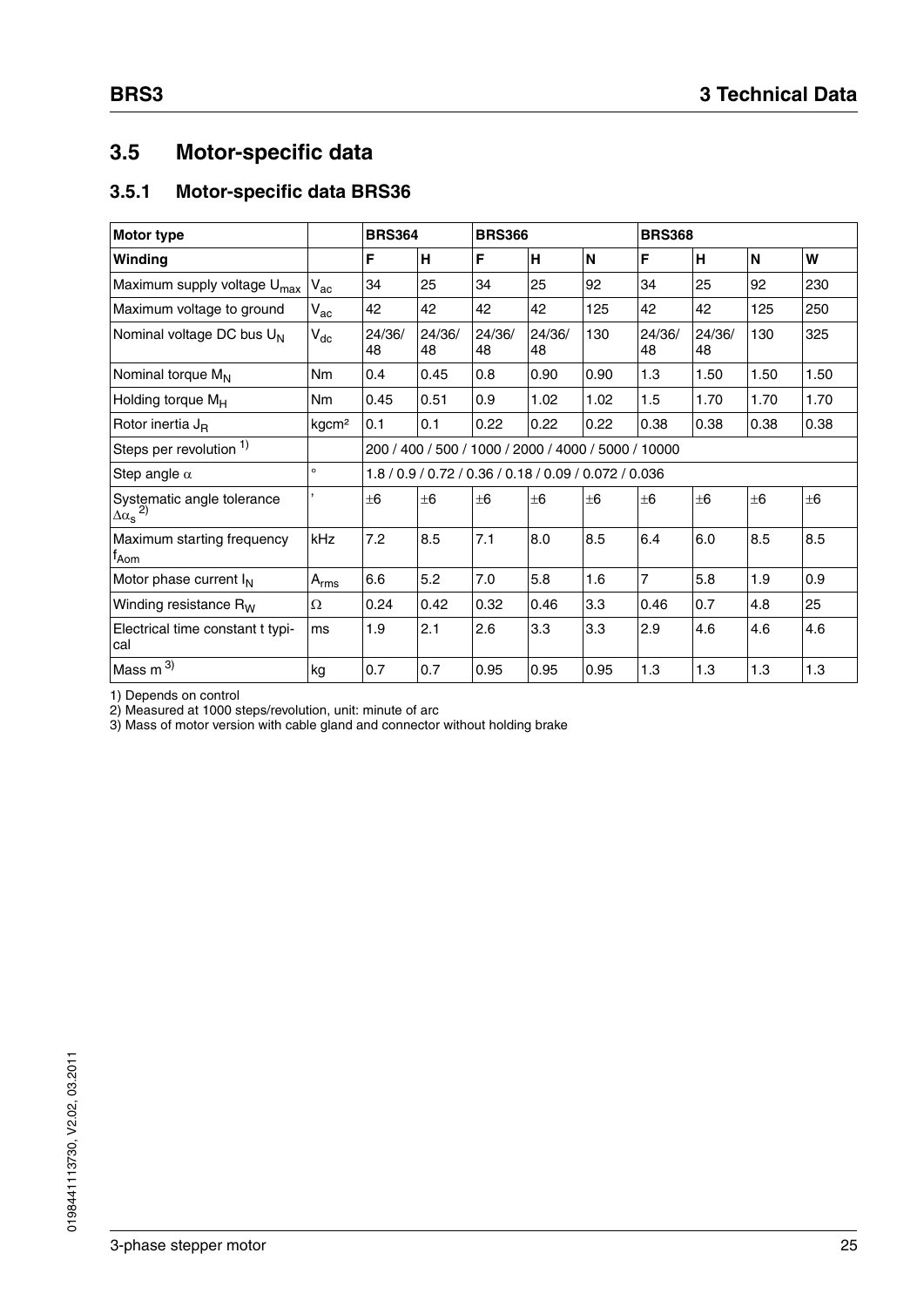## 3.5 Motor-specific data

### 3.5.1 Motor-specific data BRS36

| Motor type | | BRS364 | | BRS366 | | | BRS368 | | | |
|---|---|---|---|---|---|---|---|---|---|---|
| **Winding** | | **F** | **H** | **F** | **H** | **N** | **F** | **H** | **N** | **W** |
| Maximum supply voltage $U_{max}$ | $V_{ac}$ | 34 | 25 | 34 | 25 | 92 | 34 | 25 | 92 | 230 |
| Maximum voltage to ground | $V_{ac}$ | 42 | 42 | 42 | 42 | 125 | 42 | 42 | 125 | 250 |
| Nominal voltage DC bus $U_N$ | $V_{dc}$ | 24/36/48 | 24/36/48 | 24/36/48 | 24/36/48 | 130 | 24/36/48 | 24/36/48 | 130 | 325 |
| Nominal torque $M_N$ | Nm | 0.4 | 0.45 | 0.8 | 0.90 | 0.90 | 1.3 | 1.50 | 1.50 | 1.50 |
| Holding torque $M_H$ | Nm | 0.45 | 0.51 | 0.9 | 1.02 | 1.02 | 1.5 | 1.70 | 1.70 | 1.70 |
| Rotor inertia $J_R$ | kgcm² | 0.1 | 0.1 | 0.22 | 0.22 | 0.22 | 0.38 | 0.38 | 0.38 | 0.38 |
| Steps per revolution [1] | | 200 / 400 / 500 / 1000 / 2000 / 4000 / 5000 / 10000 | | | | | | | | |
| Step angle $\alpha$ | ° | 1.8 / 0.9 / 0.72 / 0.36 / 0.18 / 0.09 / 0.072 / 0.036 | | | | | | | | |
| Systematic angle tolerance $\Delta\alpha_s$ [2] | ' | ±6 | ±6 | ±6 | ±6 | ±6 | ±6 | ±6 | ±6 | ±6 |
| Maximum starting frequency $f_{Aom}$ | kHz | 7.2 | 8.5 | 7.1 | 8.0 | 8.5 | 6.4 | 6.0 | 8.5 | 8.5 |
| Motor phase current $I_N$ | $A_{rms}$ | 6.6 | 5.2 | 7.0 | 5.8 | 1.6 | 7 | 5.8 | 1.9 | 0.9 |
| Winding resistance $R_W$ | $\Omega$ | 0.24 | 0.42 | 0.32 | 0.46 | 3.3 | 0.46 | 0.7 | 4.8 | 25 |
| Electrical time constant t typical | ms | 1.9 | 2.1 | 2.6 | 3.3 | 3.3 | 2.9 | 4.6 | 4.6 | 4.6 |
| Mass m [3] | kg | 0.7 | 0.7 | 0.95 | 0.95 | 0.95 | 1.3 | 1.3 | 1.3 | 1.3 |

1) Depends on control
2) Measured at 1000 steps/revolution, unit: minute of arc
3) Mass of motor version with cable gland and connector without holding brake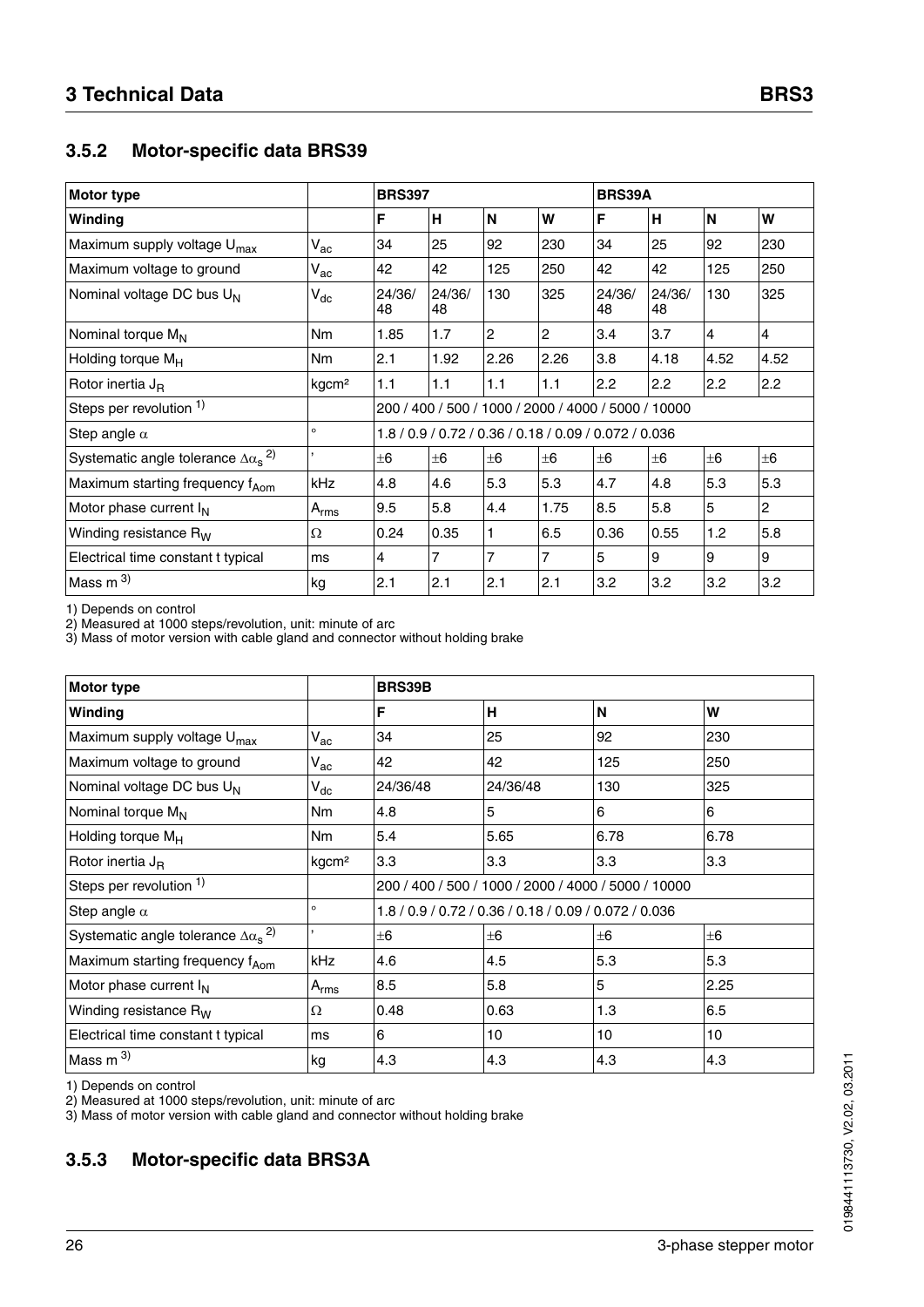### 3.5.2 Motor-specific data BRS39

| Motor type | | BRS397 | | | | BRS39A | | | |
|---|---|---|---|---|---|---|---|---|---|
| Winding | | F | H | N | W | F | H | N | W |
| Maximum supply voltage $U_{max}$ | $V_{ac}$ | 34 | 25 | 92 | 230 | 34 | 25 | 92 | 230 |
| Maximum voltage to ground | $V_{ac}$ | 42 | 42 | 125 | 250 | 42 | 42 | 125 | 250 |
| Nominal voltage DC bus $U_N$ | $V_{dc}$ | 24/36/48 | 24/36/48 | 130 | 325 | 24/36/48 | 24/36/48 | 130 | 325 |
| Nominal torque $M_N$ | Nm | 1.85 | 1.7 | 2 | 2 | 3.4 | 3.7 | 4 | 4 |
| Holding torque $M_H$ | Nm | 2.1 | 1.92 | 2.26 | 2.26 | 3.8 | 4.18 | 4.52 | 4.52 |
| Rotor inertia $J_R$ | kgcm² | 1.1 | 1.1 | 1.1 | 1.1 | 2.2 | 2.2 | 2.2 | 2.2 |
| Steps per revolution [1] | | 200 / 400 / 500 / 1000 / 2000 / 4000 / 5000 / 10000 | | | | | | | |
| Step angle $\alpha$ | ° | 1.8 / 0.9 / 0.72 / 0.36 / 0.18 / 0.09 / 0.072 / 0.036 | | | | | | | |
| Systematic angle tolerance $\Delta\alpha_s$ [2] | ' | ±6 | ±6 | ±6 | ±6 | ±6 | ±6 | ±6 | ±6 |
| Maximum starting frequency $f_{Aom}$ | kHz | 4.8 | 4.6 | 5.3 | 5.3 | 4.7 | 4.8 | 5.3 | 5.3 |
| Motor phase current $I_N$ | $A_{rms}$ | 9.5 | 5.8 | 4.4 | 1.75 | 8.5 | 5.8 | 5 | 2 |
| Winding resistance $R_W$ | $\Omega$ | 0.24 | 0.35 | 1 | 6.5 | 0.36 | 0.55 | 1.2 | 5.8 |
| Electrical time constant t typical | ms | 4 | 7 | 7 | 7 | 5 | 9 | 9 | 9 |
| Mass m [3] | kg | 2.1 | 2.1 | 2.1 | 2.1 | 3.2 | 3.2 | 3.2 | 3.2 |

1) Depends on control
2) Measured at 1000 steps/revolution, unit: minute of arc
3) Mass of motor version with cable gland and connector without holding brake

| Motor type | | BRS39B | | | |
|---|---|---|---|---|---|
| Winding | | F | H | N | W |
| Maximum supply voltage $U_{max}$ | $V_{ac}$ | 34 | 25 | 92 | 230 |
| Maximum voltage to ground | $V_{ac}$ | 42 | 42 | 125 | 250 |
| Nominal voltage DC bus $U_N$ | $V_{dc}$ | 24/36/48 | 24/36/48 | 130 | 325 |
| Nominal torque $M_N$ | Nm | 4.8 | 5 | 6 | 6 |
| Holding torque $M_H$ | Nm | 5.4 | 5.65 | 6.78 | 6.78 |
| Rotor inertia $J_R$ | kgcm² | 3.3 | 3.3 | 3.3 | 3.3 |
| Steps per revolution [1] | | 200 / 400 / 500 / 1000 / 2000 / 4000 / 5000 / 10000 | | | |
| Step angle $\alpha$ | ° | 1.8 / 0.9 / 0.72 / 0.36 / 0.18 / 0.09 / 0.072 / 0.036 | | | |
| Systematic angle tolerance $\Delta\alpha_s$ [2] | ' | ±6 | ±6 | ±6 | ±6 |
| Maximum starting frequency $f_{Aom}$ | kHz | 4.6 | 4.5 | 5.3 | 5.3 |
| Motor phase current $I_N$ | $A_{rms}$ | 8.5 | 5.8 | 5 | 2.25 |
| Winding resistance $R_W$ | $\Omega$ | 0.48 | 0.63 | 1.3 | 6.5 |
| Electrical time constant t typical | ms | 6 | 10 | 10 | 10 |
| Mass m [3] | kg | 4.3 | 4.3 | 4.3 | 4.3 |

1) Depends on control
2) Measured at 1000 steps/revolution, unit: minute of arc
3) Mass of motor version with cable gland and connector without holding brake

### 3.5.3 Motor-specific data BRS3A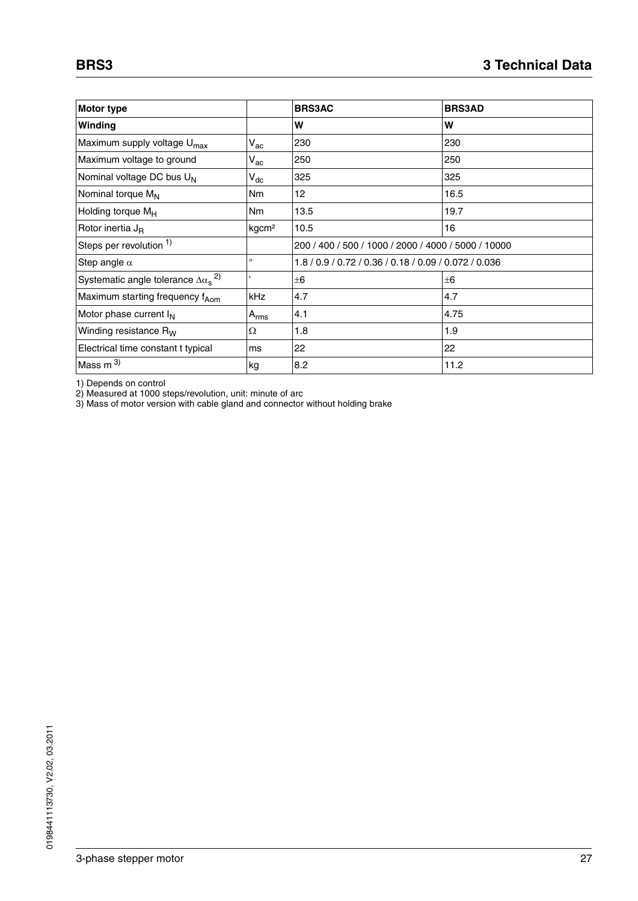| Motor type | | BRS3AC | BRS3AD |
|---|---|---|---|
| **Winding** | | **W** | **W** |
| Maximum supply voltage $U_{max}$ | $V_{ac}$ | 230 | 230 |
| Maximum voltage to ground | $V_{ac}$ | 250 | 250 |
| Nominal voltage DC bus $U_N$ | $V_{dc}$ | 325 | 325 |
| Nominal torque $M_N$ | Nm | 12 | 16.5 |
| Holding torque $M_H$ | Nm | 13.5 | 19.7 |
| Rotor inertia $J_R$ | kgcm² | 10.5 | 16 |
| Steps per revolution [1] | | 200 / 400 / 500 / 1000 / 2000 / 4000 / 5000 / 10000 | |
| Step angle $\alpha$ | ° | 1.8 / 0.9 / 0.72 / 0.36 / 0.18 / 0.09 / 0.072 / 0.036 | |
| Systematic angle tolerance $\Delta\alpha_s$ [2] | ' | ±6 | ±6 |
| Maximum starting frequency $f_{Aom}$ | kHz | 4.7 | 4.7 |
| Motor phase current $I_N$ | $A_{rms}$ | 4.1 | 4.75 |
| Winding resistance $R_W$ | Ω | 1.8 | 1.9 |
| Electrical time constant t typical | ms | 22 | 22 |
| Mass m [3] | kg | 8.2 | 11.2 |

1) Depends on control
2) Measured at 1000 steps/revolution, unit: minute of arc
3) Mass of motor version with cable gland and connector without holding brake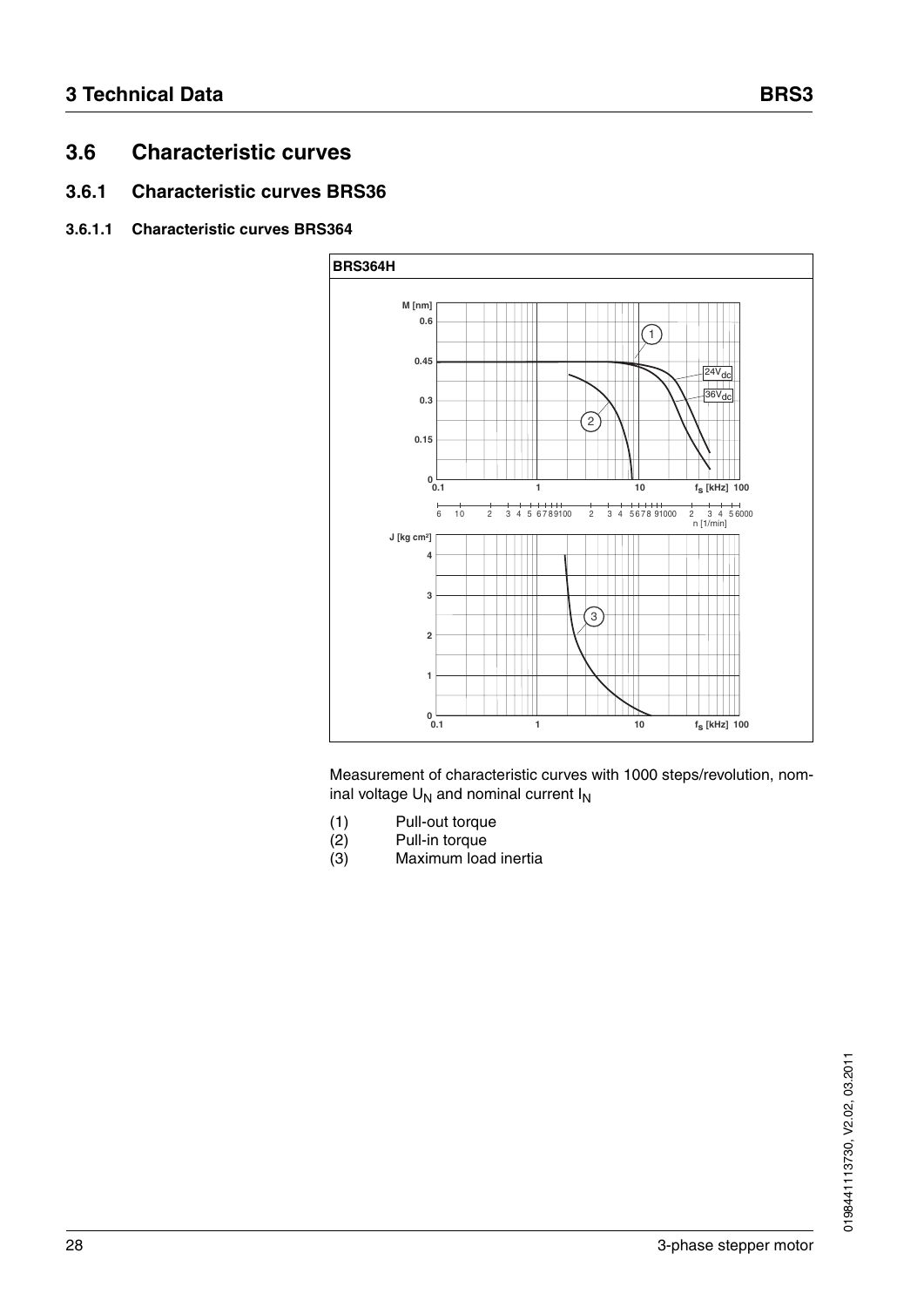## 3.6 Characteristic curves

### 3.6.1 Characteristic curves BRS36

#### 3.6.1.1 Characteristic curves BRS364

BRS364H

Measurement of characteristic curves with 1000 steps/revolution, nominal voltage $U_N$ and nominal current $I_N$

(1) Pull-out torque
(2) Pull-in torque
(3) Maximum load inertia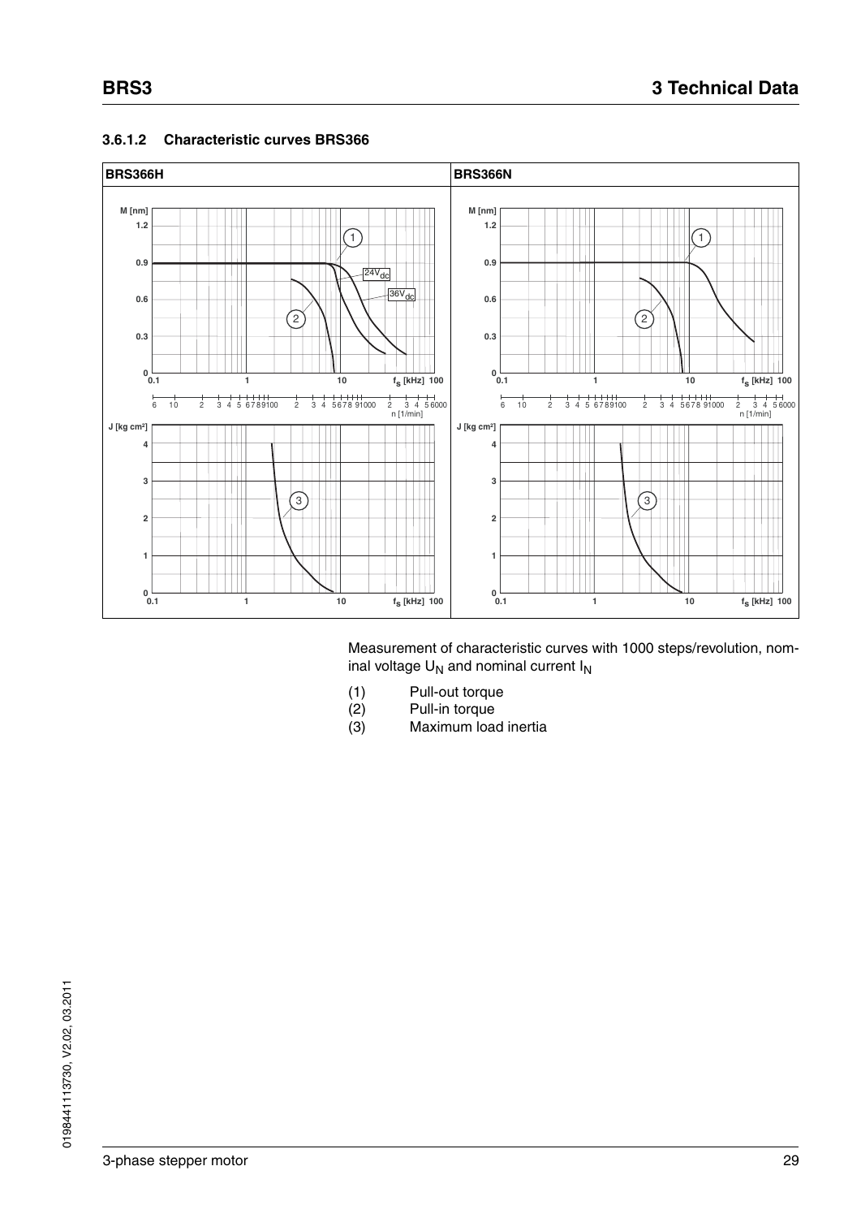### 3.6.1.2 Characteristic curves BRS366

| BRS366H | BRS366N |
| --- | --- |

Measurement of characteristic curves with 1000 steps/revolution, nominal voltage $U_N$ and nominal current $I_N$

(1) Pull-out torque
(2) Pull-in torque
(3) Maximum load inertia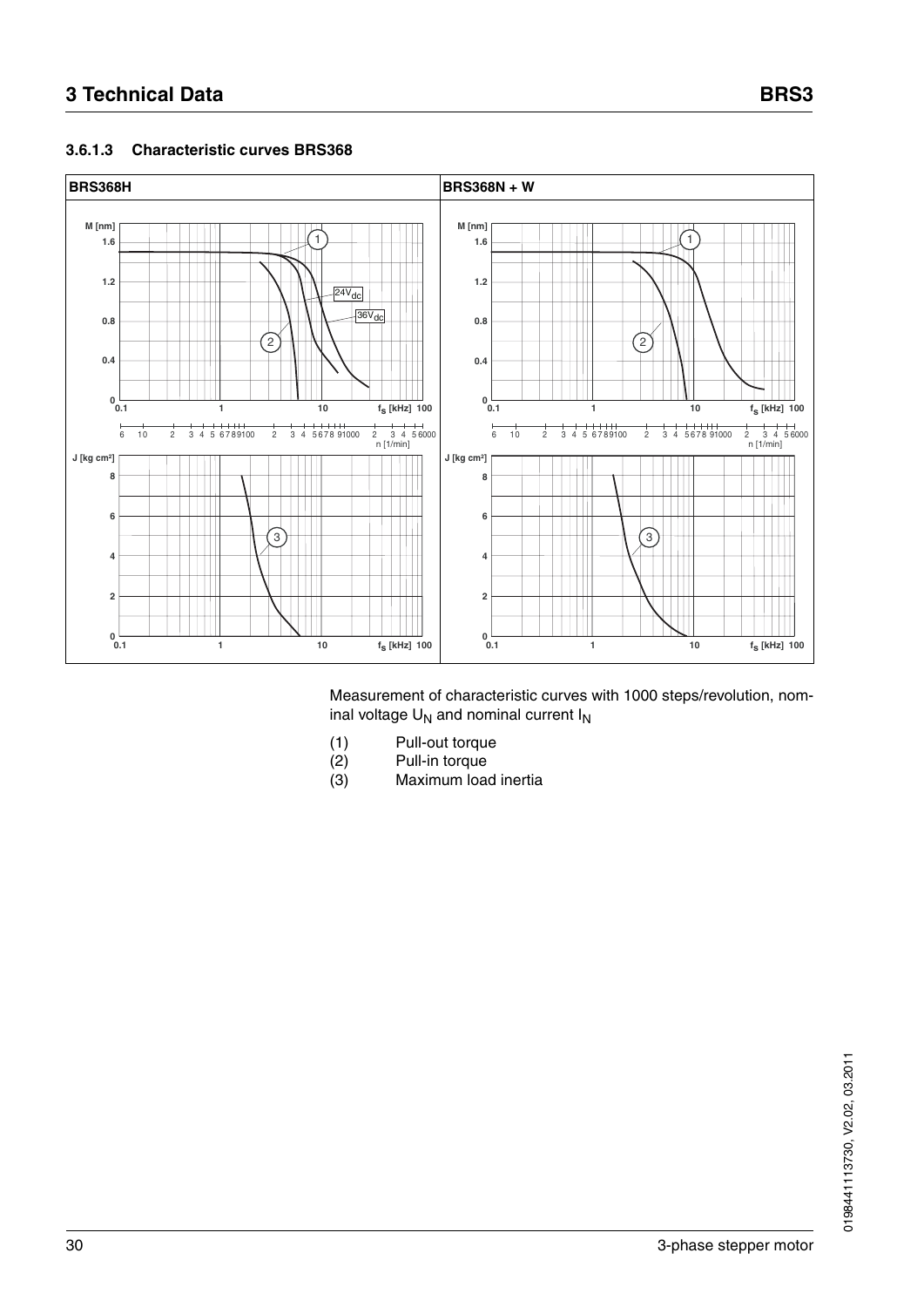#### 3.6.1.3 Characteristic curves BRS368

Measurement of characteristic curves with 1000 steps/revolution, nominal voltage $U_N$ and nominal current $I_N$

(1) Pull-out torque
(2) Pull-in torque
(3) Maximum load inertia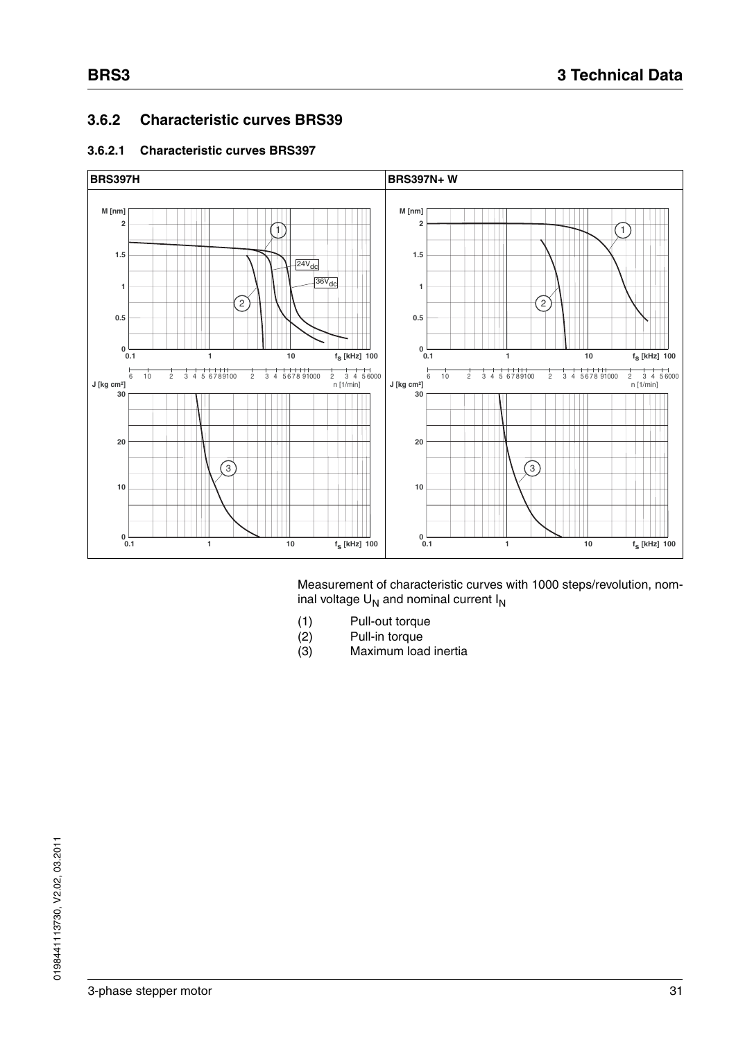## 3.6.2 Characteristic curves BRS39

### 3.6.2.1 Characteristic curves BRS397

| BRS397H | BRS397N+ W |
|---|---|
| | |

Measurement of characteristic curves with 1000 steps/revolution, nominal voltage $U_N$ and nominal current $I_N$

(1) Pull-out torque
(2) Pull-in torque
(3) Maximum load inertia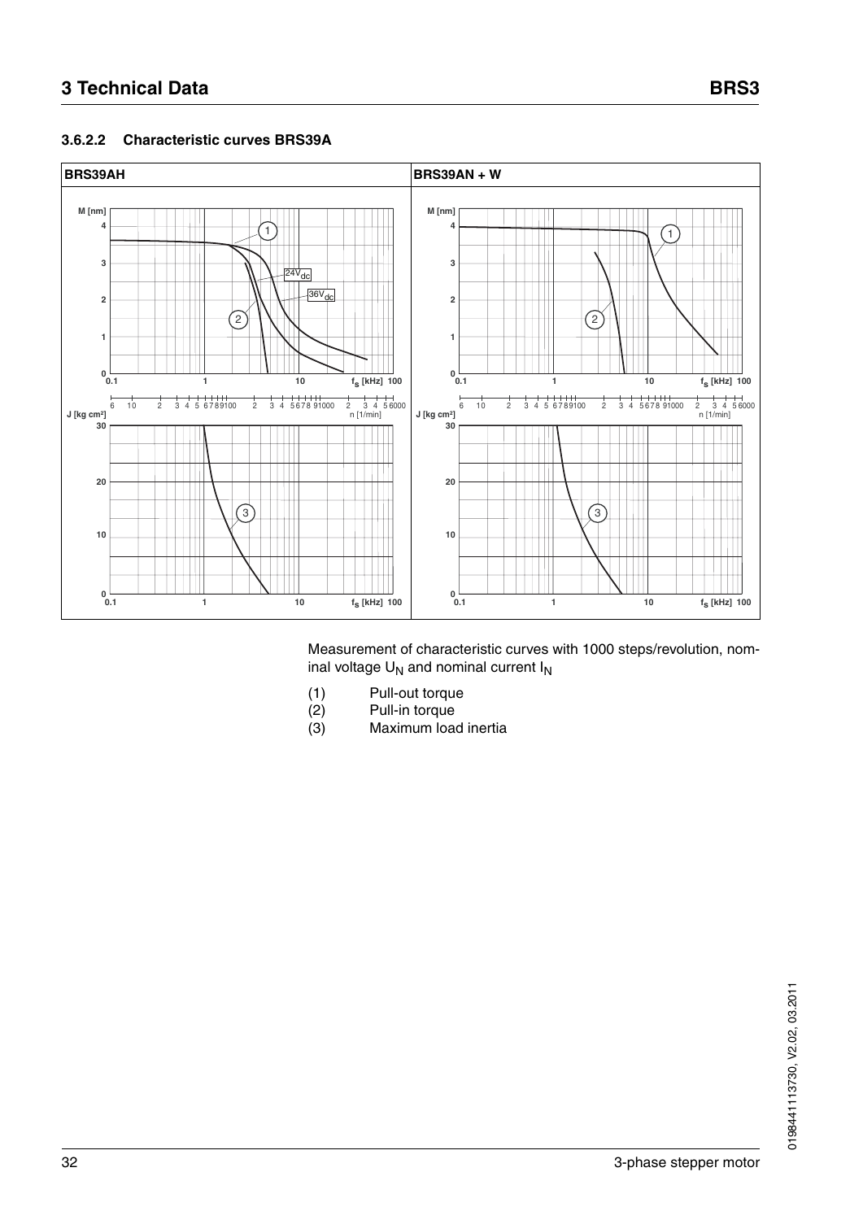### 3.6.2.2 Characteristic curves BRS39A

| BRS39AH | BRS39AN + W |
|---|---|
| | |

Measurement of characteristic curves with 1000 steps/revolution, nominal voltage $U_N$ and nominal current $I_N$

(1) Pull-out torque
(2) Pull-in torque
(3) Maximum load inertia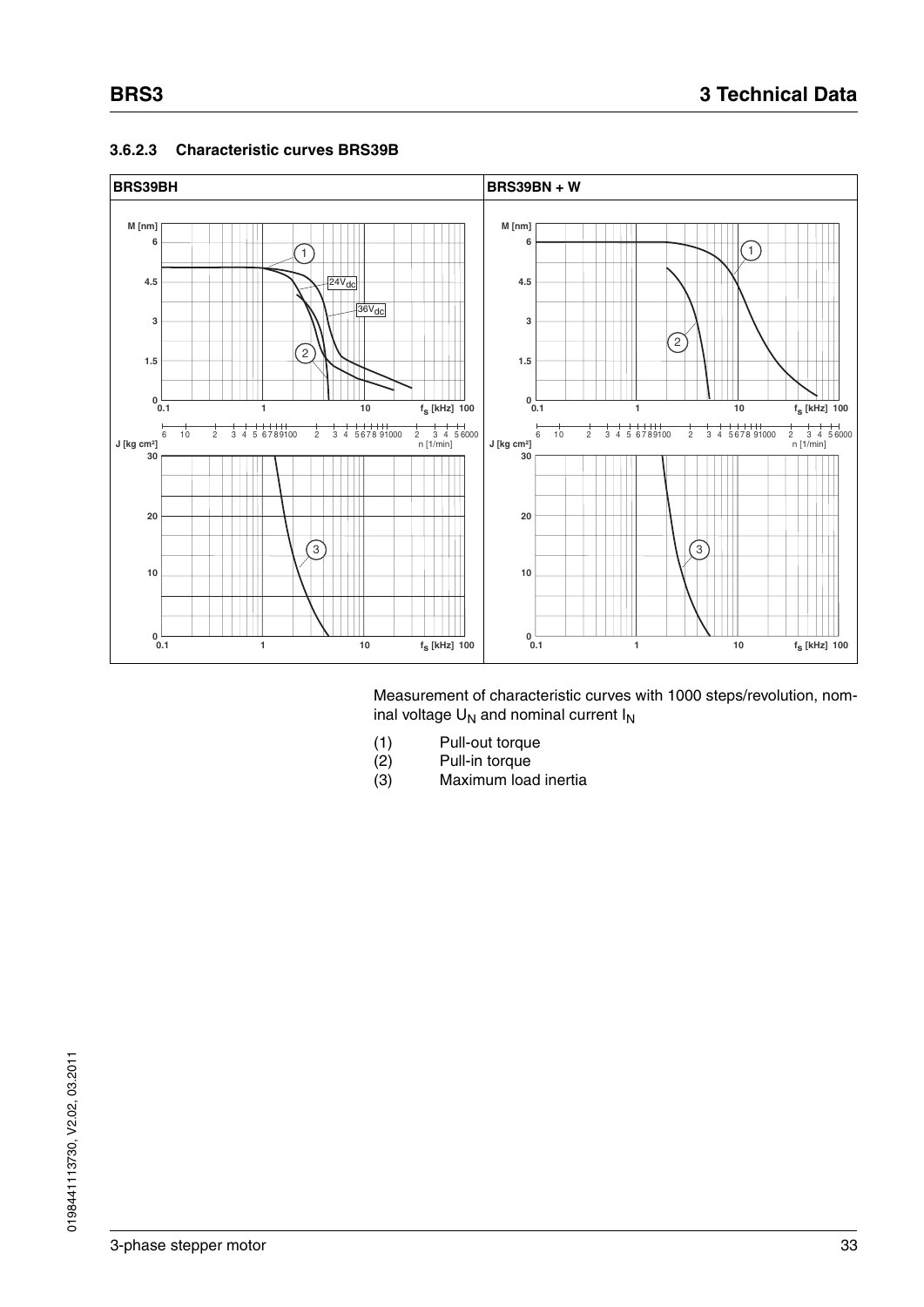#### 3.6.2.3 Characteristic curves BRS39B

| BRS39BH | BRS39BN + W |
| --- | --- |

Measurement of characteristic curves with 1000 steps/revolution, nominal voltage $U_N$ and nominal current $I_N$

(1) Pull-out torque
(2) Pull-in torque
(3) Maximum load inertia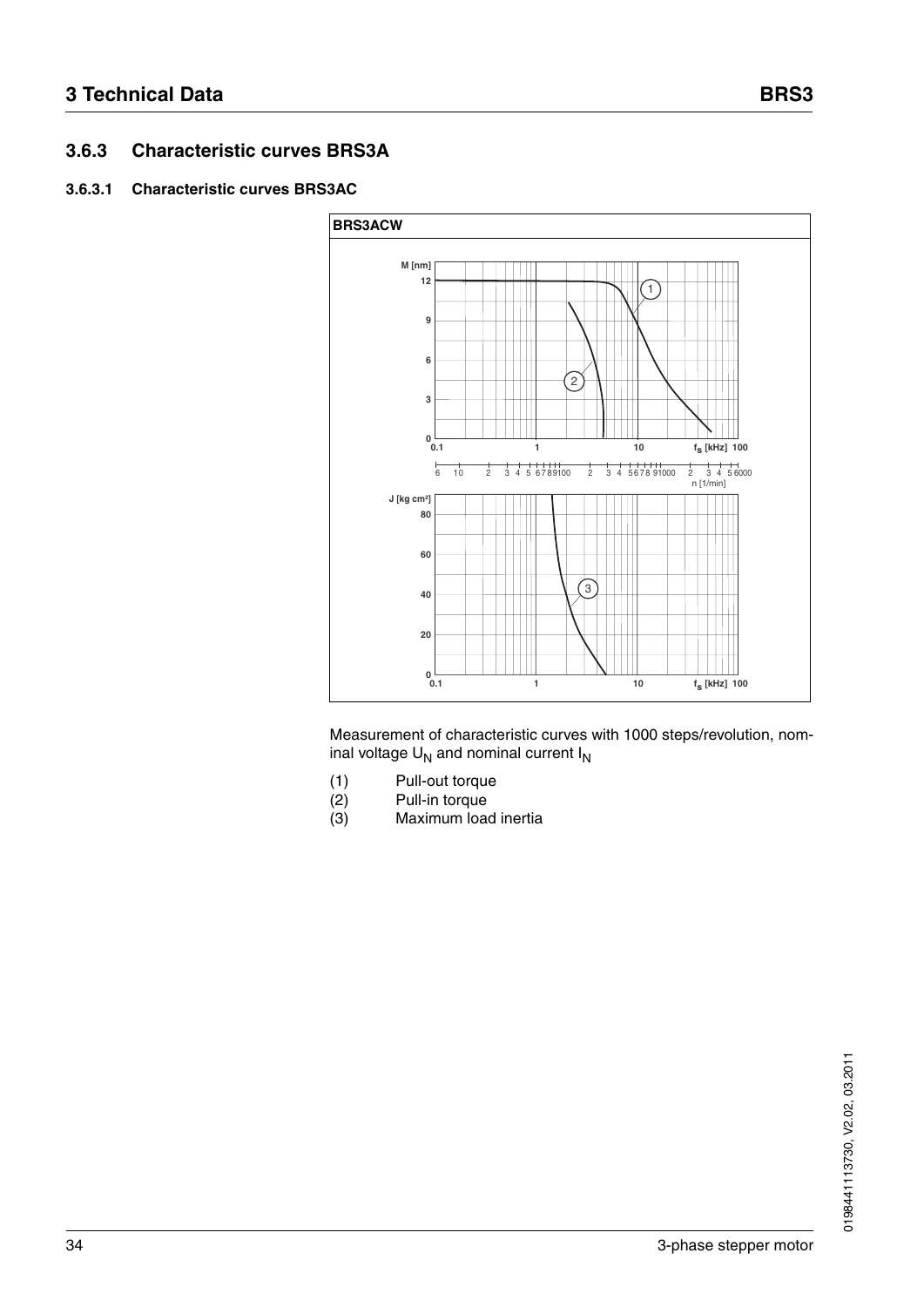### 3.6.3 Characteristic curves BRS3A

#### 3.6.3.1 Characteristic curves BRS3AC

**BRS3ACW**

Measurement of characteristic curves with 1000 steps/revolution, nominal voltage $U_N$ and nominal current $I_N$

(1) Pull-out torque
(2) Pull-in torque
(3) Maximum load inertia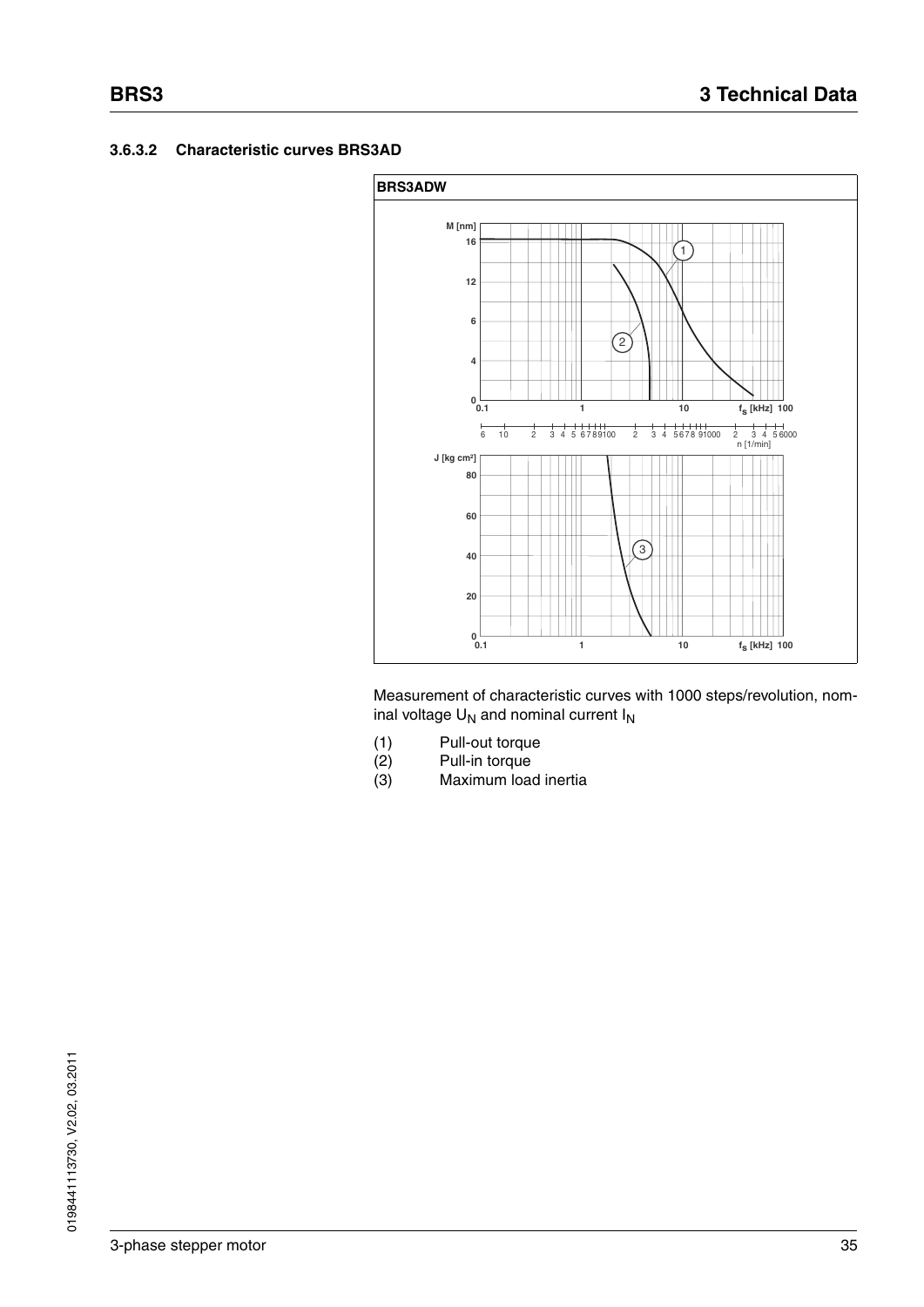### 3.6.3.2 Characteristic curves BRS3AD

**BRS3ADW**

Measurement of characteristic curves with 1000 steps/revolution, nominal voltage $U_N$ and nominal current $I_N$

(1) Pull-out torque
(2) Pull-in torque
(3) Maximum load inertia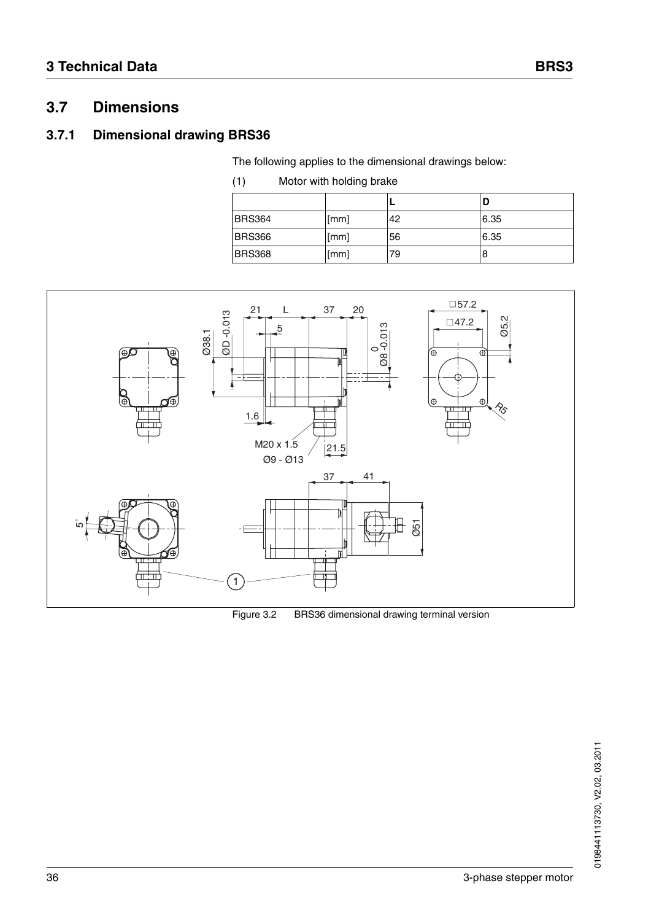## 3.7 Dimensions

### 3.7.1 Dimensional drawing BRS36

The following applies to the dimensional drawings below:

(1) Motor with holding brake

| | | L | D |
|---|---|---|---|
| BRS364 | [mm] | 42 | 6.35 |
| BRS366 | [mm] | 56 | 6.35 |
| BRS368 | [mm] | 79 | 8 |

Figure 3.2 BRS36 dimensional drawing terminal version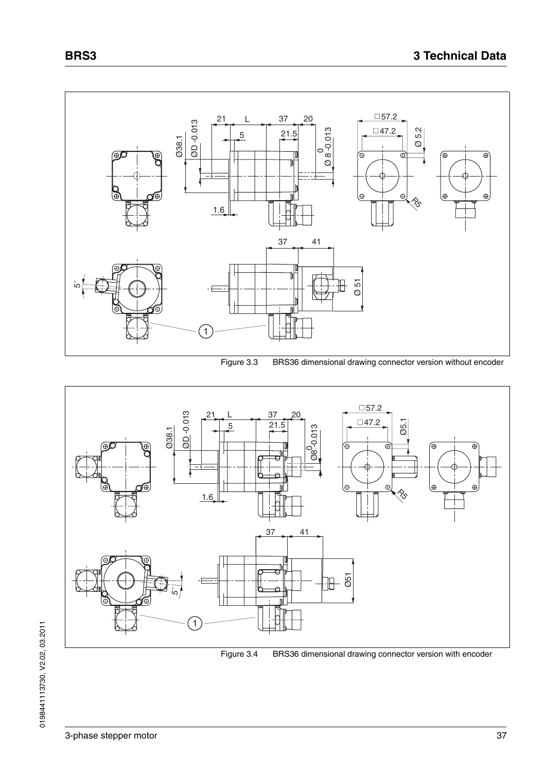Figure 3.3 BRS36 dimensional drawing connector version without encoder

Figure 3.4 BRS36 dimensional drawing connector version with encoder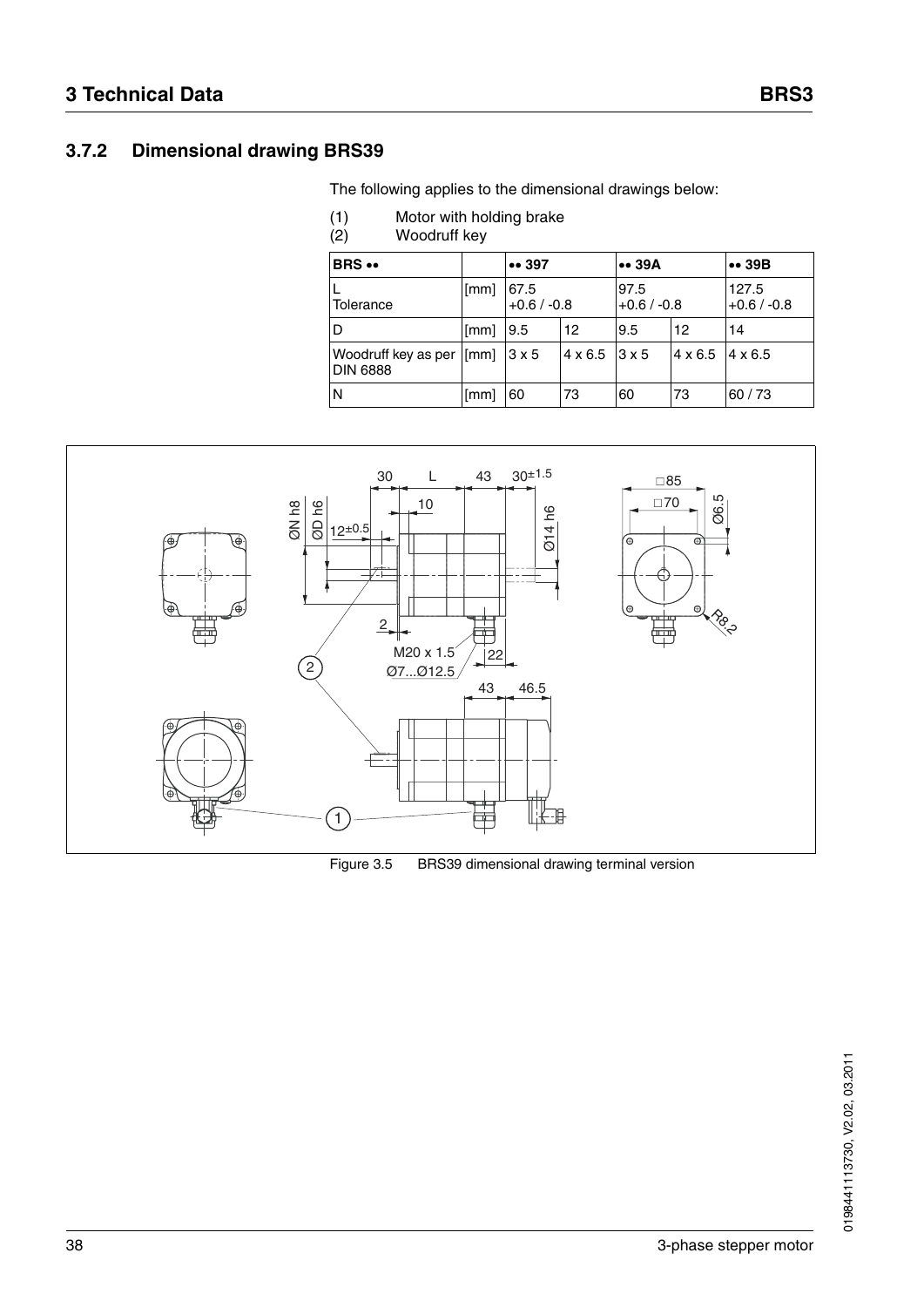### 3.7.2 Dimensional drawing BRS39

The following applies to the dimensional drawings below:

(1) Motor with holding brake
(2) Woodruff key

| BRS •• | | •• 397 | | •• 39A | | •• 39B |
|---|---|---|---|---|---|---|
| L<br>Tolerance | [mm] | 67.5<br>+0.6 / -0.8 | | 97.5<br>+0.6 / -0.8 | | 127.5<br>+0.6 / -0.8 |
| D | [mm] | 9.5 | 12 | 9.5 | 12 | 14 |
| Woodruff key as per DIN 6888 | [mm] | 3 x 5 | 4 x 6.5 | 3 x 5 | 4 x 6.5 | 4 x 6.5 |
| N | [mm] | 60 | 73 | 60 | 73 | 60 / 73 |

Figure 3.5 BRS39 dimensional drawing terminal version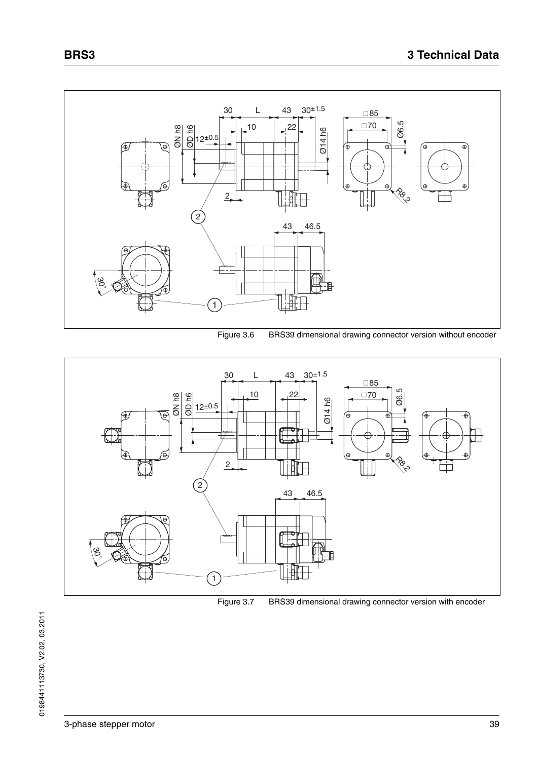Figure 3.6 BRS39 dimensional drawing connector version without encoder

Figure 3.7 BRS39 dimensional drawing connector version with encoder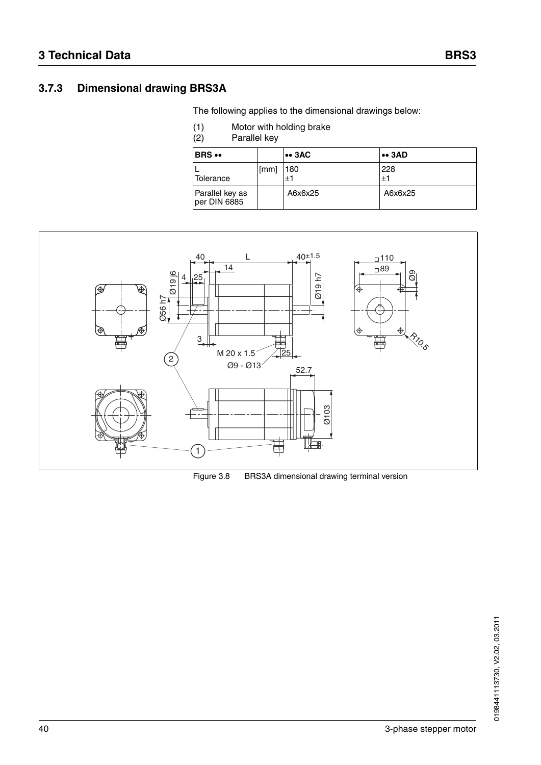### 3.7.3 Dimensional drawing BRS3A

The following applies to the dimensional drawings below:

(1) Motor with holding brake
(2) Parallel key

| BRS •• | | •• 3AC | •• 3AD |
|---|---|---|---|
| L<br>Tolerance | [mm] | 180<br>±1 | 228<br>±1 |
| Parallel key as per DIN 6885 | | A6x6x25 | A6x6x25 |

Figure 3.8 BRS3A dimensional drawing terminal version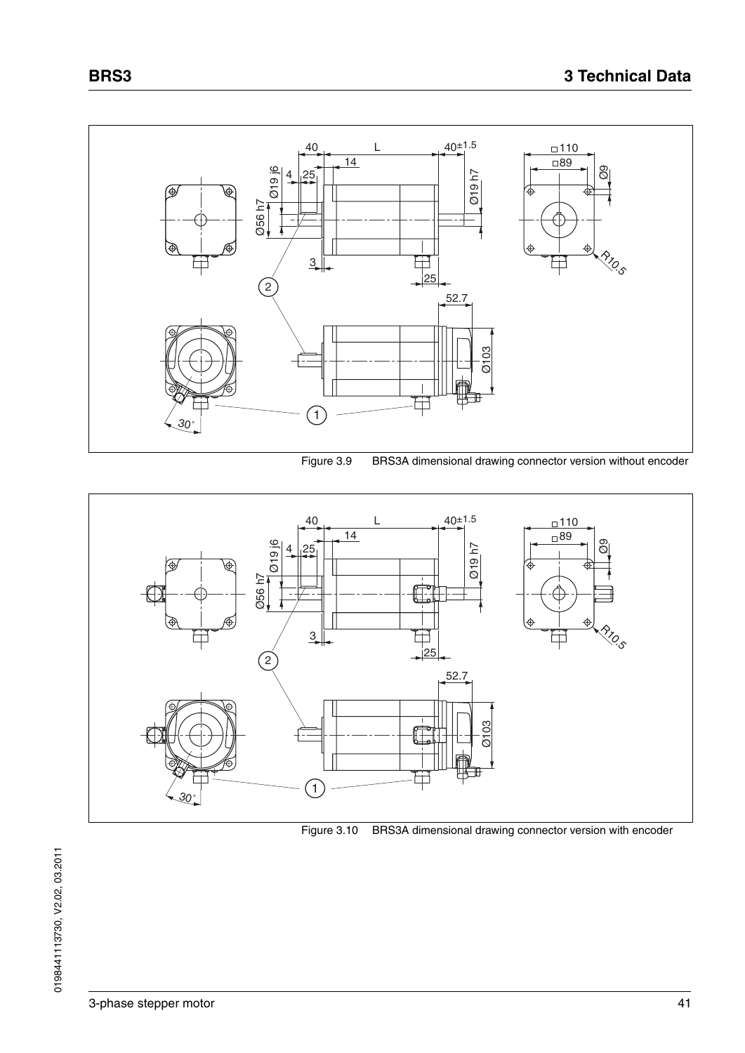Figure 3.9 BRS3A dimensional drawing connector version without encoder

Figure 3.10 BRS3A dimensional drawing connector version with encoder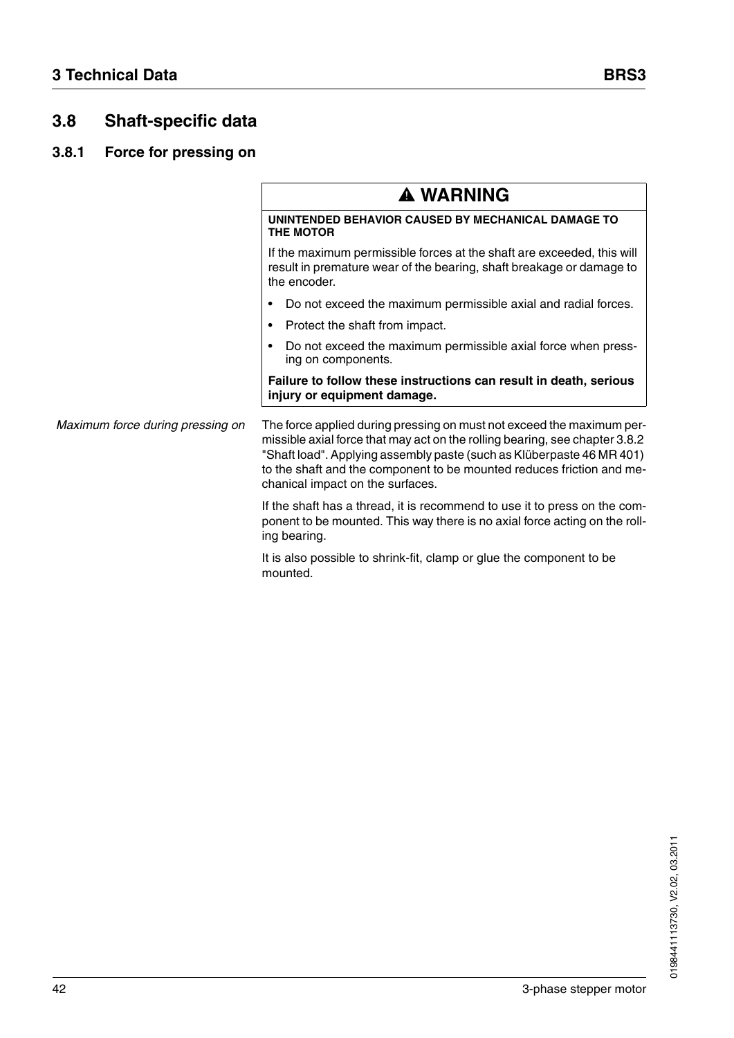## 3.8 Shaft-specific data

### 3.8.1 Force for pressing on

> **⚠ WARNING**
>
> **UNINTENDED BEHAVIOR CAUSED BY MECHANICAL DAMAGE TO THE MOTOR**
>
> If the maximum permissible forces at the shaft are exceeded, this will result in premature wear of the bearing, shaft breakage or damage to the encoder.
>
> - Do not exceed the maximum permissible axial and radial forces.
> - Protect the shaft from impact.
> - Do not exceed the maximum permissible axial force when pressing on components.
>
> **Failure to follow these instructions can result in death, serious injury or equipment damage.**

*Maximum force during pressing on*

The force applied during pressing on must not exceed the maximum permissible axial force that may act on the rolling bearing, see chapter 3.8.2 "Shaft load". Applying assembly paste (such as Klüberpaste 46 MR 401) to the shaft and the component to be mounted reduces friction and mechanical impact on the surfaces.

If the shaft has a thread, it is recommend to use it to press on the component to be mounted. This way there is no axial force acting on the rolling bearing.

It is also possible to shrink-fit, clamp or glue the component to be mounted.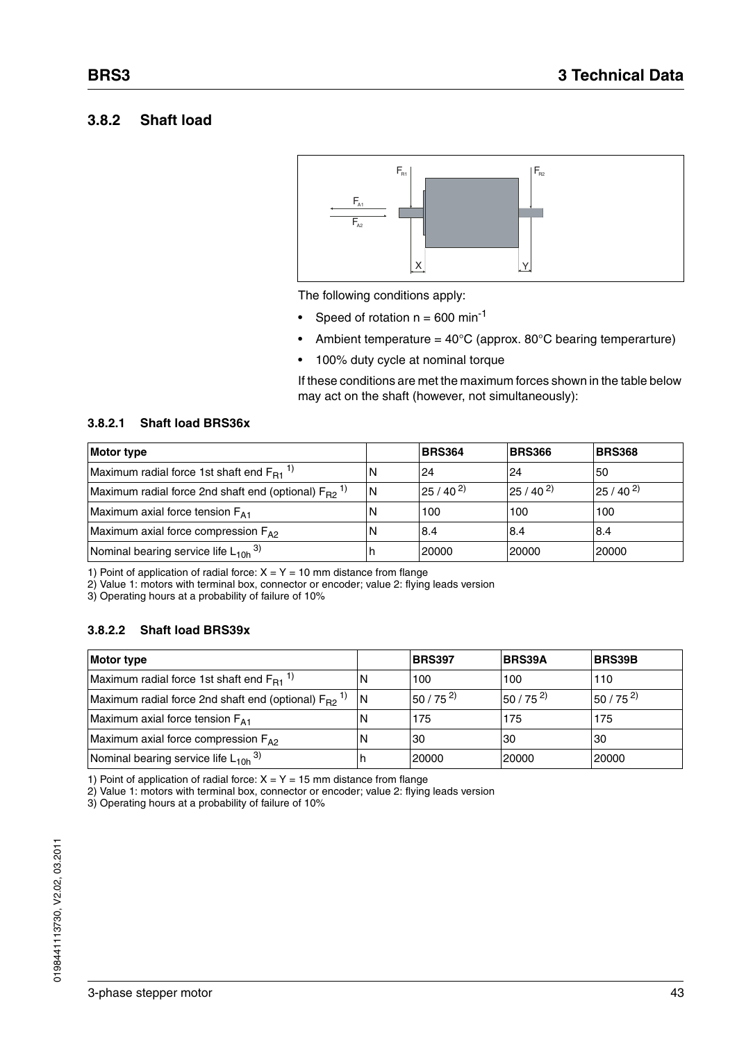### 3.8.2 Shaft load

The following conditions apply:

- Speed of rotation n = 600 $min^{-1}$
- Ambient temperature = 40°C (approx. 80°C bearing temperarture)
- 100% duty cycle at nominal torque

If these conditions are met the maximum forces shown in the table below may act on the shaft (however, not simultaneously):

#### 3.8.2.1 Shaft load BRS36x

| Motor type | | BRS364 | BRS366 | BRS368 |
|---|---|---|---|---|
| Maximum radial force 1st shaft end $F_{R1}$ [1] | N | 24 | 24 | 50 |
| Maximum radial force 2nd shaft end (optional) $F_{R2}$ [1] | N | 25 / 40 [2] | 25 / 40 [2] | 25 / 40 [2] |
| Maximum axial force tension $F_{A1}$ | N | 100 | 100 | 100 |
| Maximum axial force compression $F_{A2}$ | N | 8.4 | 8.4 | 8.4 |
| Nominal bearing service life $L_{10h}$ [3] | h | 20000 | 20000 | 20000 |

1) Point of application of radial force: X = Y = 10 mm distance from flange
2) Value 1: motors with terminal box, connector or encoder; value 2: flying leads version
3) Operating hours at a probability of failure of 10%

#### 3.8.2.2 Shaft load BRS39x

| Motor type | | BRS397 | BRS39A | BRS39B |
|---|---|---|---|---|
| Maximum radial force 1st shaft end $F_{R1}$ [1] | N | 100 | 100 | 110 |
| Maximum radial force 2nd shaft end (optional) $F_{R2}$ [1] | N | 50 / 75 [2] | 50 / 75 [2] | 50 / 75 [2] |
| Maximum axial force tension $F_{A1}$ | N | 175 | 175 | 175 |
| Maximum axial force compression $F_{A2}$ | N | 30 | 30 | 30 |
| Nominal bearing service life $L_{10h}$ [3] | h | 20000 | 20000 | 20000 |

1) Point of application of radial force: X = Y = 15 mm distance from flange
2) Value 1: motors with terminal box, connector or encoder; value 2: flying leads version
3) Operating hours at a probability of failure of 10%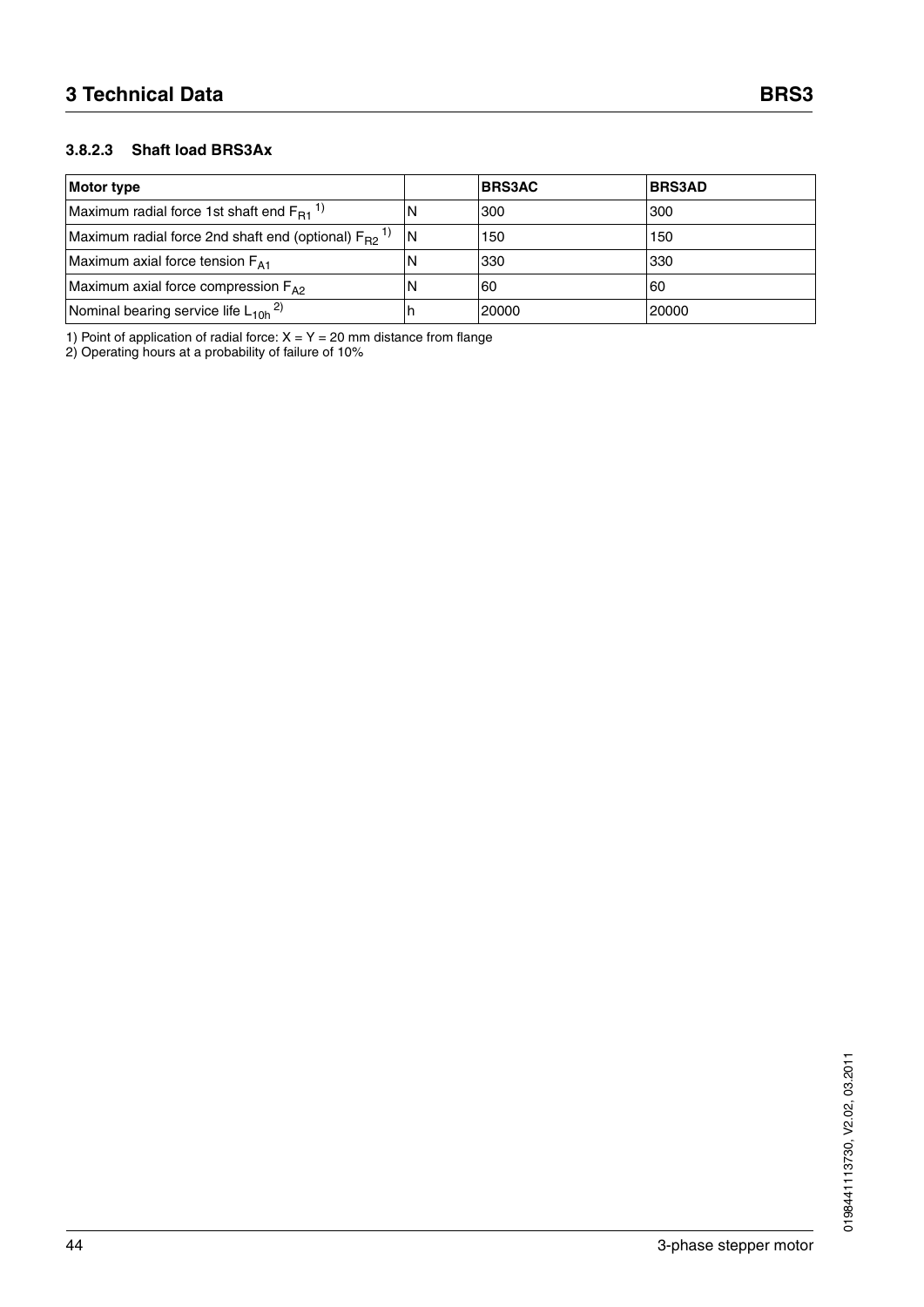#### 3.8.2.3 Shaft load BRS3Ax

| Motor type | | BRS3AC | BRS3AD |
|---|---|---|---|
| Maximum radial force 1st shaft end $F_{R1}$ [1)] | N | 300 | 300 |
| Maximum radial force 2nd shaft end (optional) $F_{R2}$ [1)] | N | 150 | 150 |
| Maximum axial force tension $F_{A1}$ | N | 330 | 330 |
| Maximum axial force compression $F_{A2}$ | N | 60 | 60 |
| Nominal bearing service life $L_{10h}$ [2)] | h | 20000 | 20000 |

1) Point of application of radial force: X = Y = 20 mm distance from flange
2) Operating hours at a probability of failure of 10%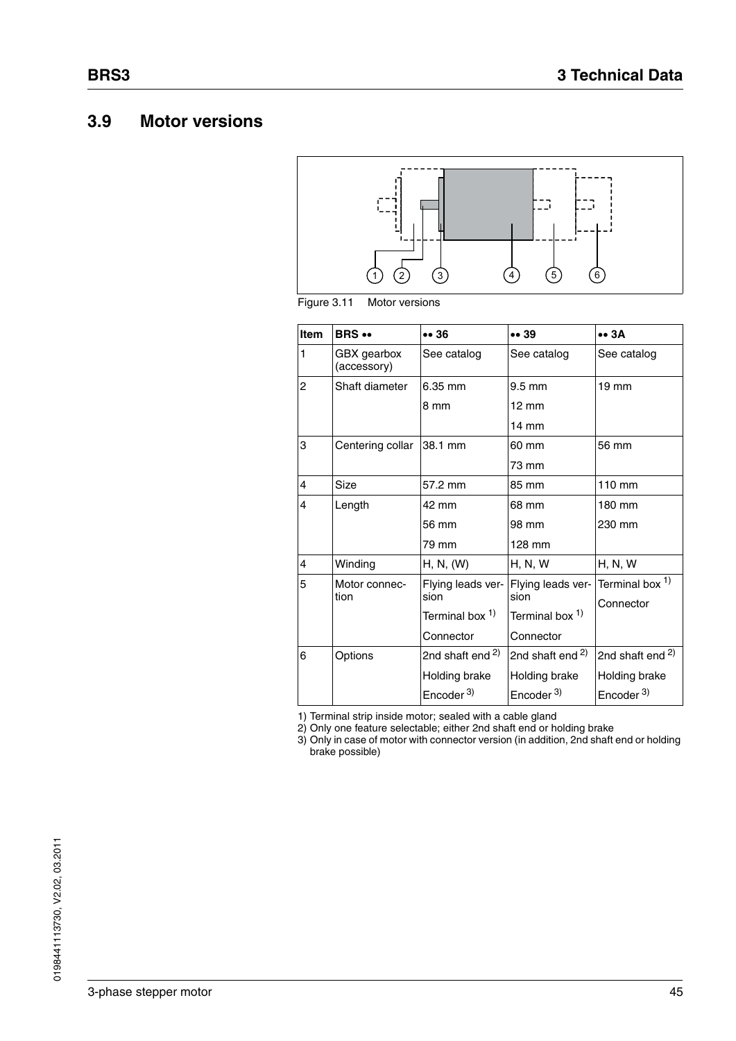## 3.9 Motor versions

Figure 3.11 Motor versions

| Item | BRS •• | •• 36 | •• 39 | •• 3A |
|---|---|---|---|---|
| 1 | GBX gearbox (accessory) | See catalog | See catalog | See catalog |
| 2 | Shaft diameter | 6.35 mm<br>8 mm | 9.5 mm<br>12 mm<br>14 mm | 19 mm |
| 3 | Centering collar | 38.1 mm | 60 mm<br>73 mm | 56 mm |
| 4 | Size | 57.2 mm | 85 mm | 110 mm |
| 4 | Length | 42 mm<br>56 mm<br>79 mm | 68 mm<br>98 mm<br>128 mm | 180 mm<br>230 mm |
| 4 | Winding | H, N, (W) | H, N, W | H, N, W |
| 5 | Motor connection | Flying leads version<br>Terminal box [1]<br>Connector | Flying leads version<br>Terminal box [1]<br>Connector | Terminal box [1]<br>Connector |
| 6 | Options | 2nd shaft end [2]<br>Holding brake<br>Encoder [3] | 2nd shaft end [2]<br>Holding brake<br>Encoder [3] | 2nd shaft end [2]<br>Holding brake<br>Encoder [3] |

1) Terminal strip inside motor; sealed with a cable gland
2) Only one feature selectable; either 2nd shaft end or holding brake
3) Only in case of motor with connector version (in addition, 2nd shaft end or holding brake possible)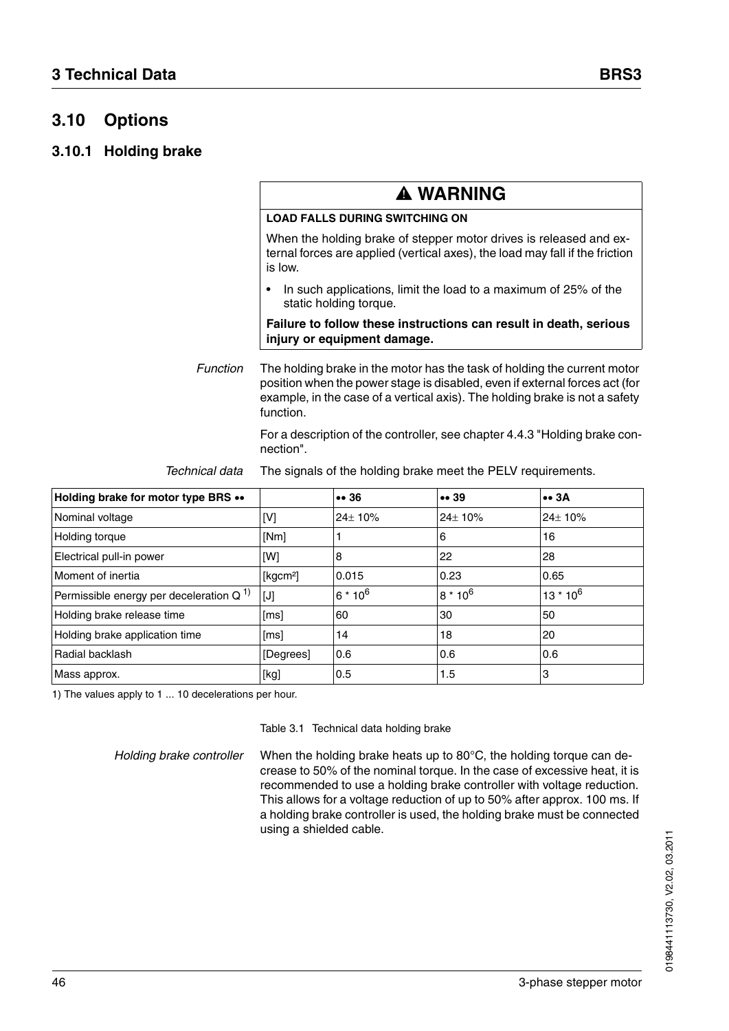## 3.10 Options

### 3.10.1 Holding brake

**⚠ WARNING**

**LOAD FALLS DURING SWITCHING ON**

When the holding brake of stepper motor drives is released and external forces are applied (vertical axes), the load may fall if the friction is low.

- In such applications, limit the load to a maximum of 25% of the static holding torque.

**Failure to follow these instructions can result in death, serious injury or equipment damage.**

*Function*

The holding brake in the motor has the task of holding the current motor position when the power stage is disabled, even if external forces act (for example, in the case of a vertical axis). The holding brake is not a safety function.

For a description of the controller, see chapter 4.4.3 "Holding brake connection".

*Technical data*

The signals of the holding brake meet the PELV requirements.

| Holding brake for motor type BRS •• | | •• 36 | •• 39 | •• 3A |
|---|---|---|---|---|
| Nominal voltage | [V] | 24± 10% | 24± 10% | 24± 10% |
| Holding torque | [Nm] | 1 | 6 | 16 |
| Electrical pull-in power | [W] | 8 | 22 | 28 |
| Moment of inertia | [kgcm²] | 0.015 | 0.23 | 0.65 |
| Permissible energy per deceleration Q [1) | [J] | $6 * 10^6$ | $8 * 10^6$ | $13 * 10^6$ |
| Holding brake release time | [ms] | 60 | 30 | 50 |
| Holding brake application time | [ms] | 14 | 18 | 20 |
| Radial backlash | [Degrees] | 0.6 | 0.6 | 0.6 |
| Mass approx. | [kg] | 0.5 | 1.5 | 3 |

1) The values apply to 1 ... 10 decelerations per hour.

Table 3.1 Technical data holding brake

*Holding brake controller*

When the holding brake heats up to 80°C, the holding torque can decrease to 50% of the nominal torque. In the case of excessive heat, it is recommended to use a holding brake controller with voltage reduction. This allows for a voltage reduction of up to 50% after approx. 100 ms. If a holding brake controller is used, the holding brake must be connected using a shielded cable.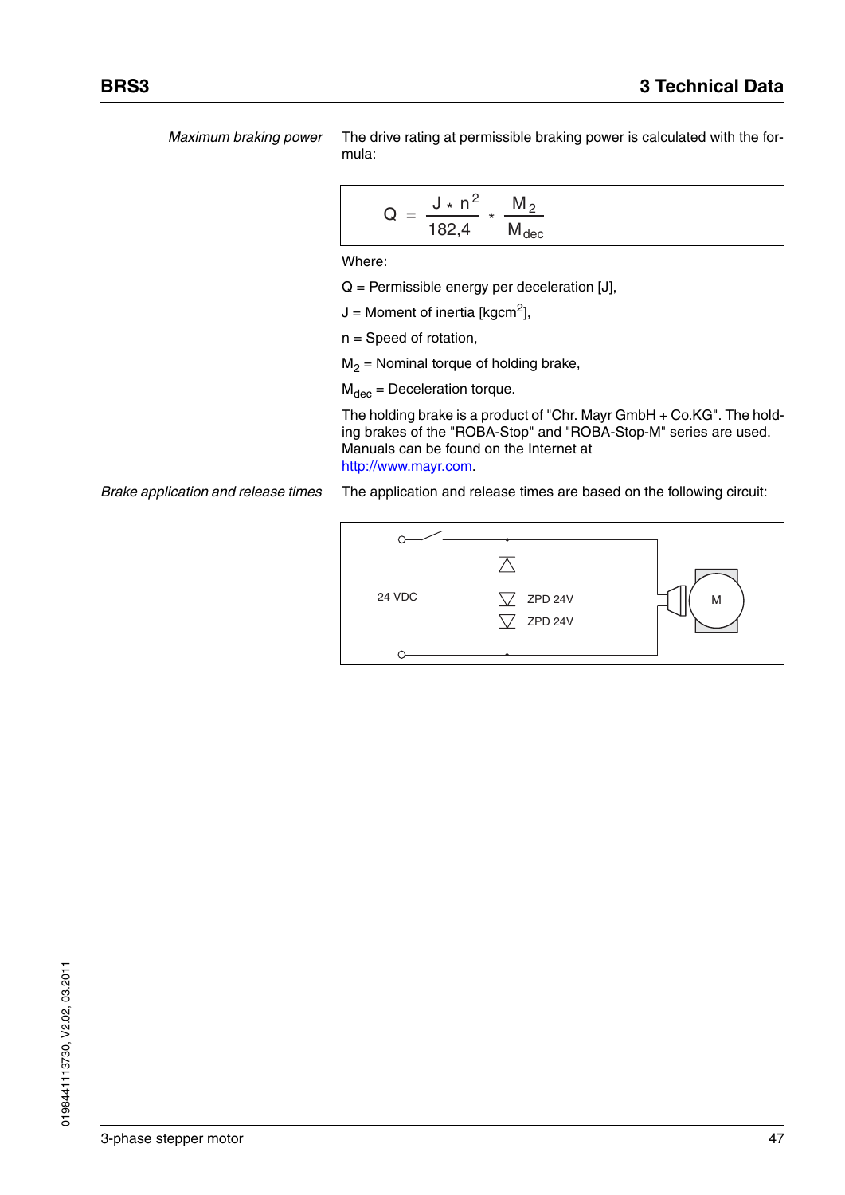*Maximum braking power*

The drive rating at permissible braking power is calculated with the formula:

$$Q = \frac{J * n^2}{182{,}4} * \frac{M_2}{M_{dec}}$$

Where:

Q = Permissible energy per deceleration [J],

J = Moment of inertia [kgcm$^2$],

n = Speed of rotation,

$M_2$ = Nominal torque of holding brake,

$M_{dec}$ = Deceleration torque.

The holding brake is a product of "Chr. Mayr GmbH + Co.KG". The holding brakes of the "ROBA-Stop" and "ROBA-Stop-M" series are used. Manuals can be found on the Internet at http://www.mayr.com.

*Brake application and release times*

The application and release times are based on the following circuit:

24 VDC

ZPD 24V

ZPD 24V

M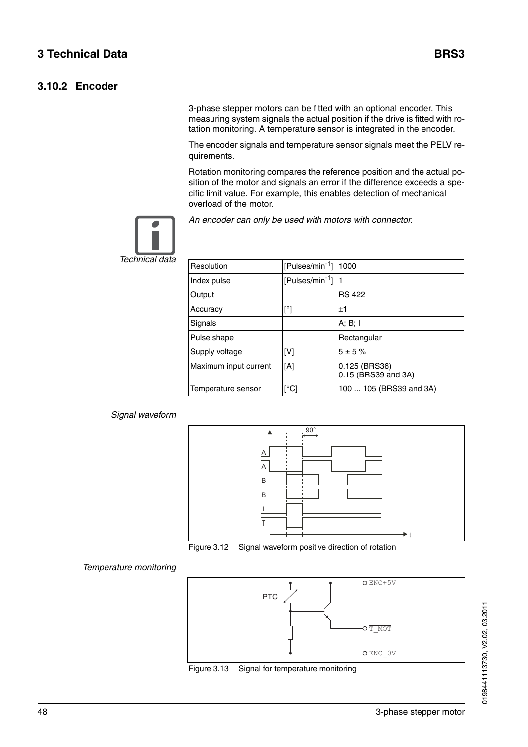### 3.10.2 Encoder

3-phase stepper motors can be fitted with an optional encoder. This measuring system signals the actual position if the drive is fitted with rotation monitoring. A temperature sensor is integrated in the encoder.

The encoder signals and temperature sensor signals meet the PELV requirements.

Rotation monitoring compares the reference position and the actual position of the motor and signals an error if the difference exceeds a specific limit value. For example, this enables detection of mechanical overload of the motor.

*An encoder can only be used with motors with connector.*

*Technical data*

| Resolution | [Pulses/min$^{-1}$] | 1000 |
|---|---|---|
| Index pulse | [Pulses/min$^{-1}$] | 1 |
| Output | | RS 422 |
| Accuracy | [°] | ±1 |
| Signals | | A; B; I |
| Pulse shape | | Rectangular |
| Supply voltage | [V] | 5 ± 5 % |
| Maximum input current | [A] | 0.125 (BRS36)<br>0.15 (BRS39 and 3A) |
| Temperature sensor | [°C] | 100 ... 105 (BRS39 and 3A) |

*Signal waveform*

Figure 3.12 Signal waveform positive direction of rotation

*Temperature monitoring*

Figure 3.13 Signal for temperature monitoring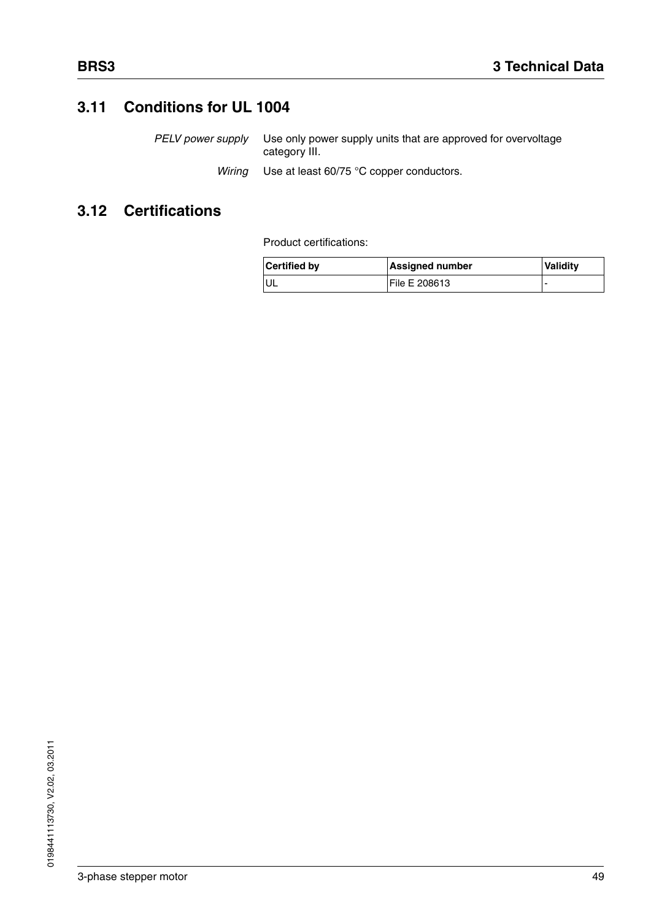## 3.11 Conditions for UL 1004

*PELV power supply* Use only power supply units that are approved for overvoltage category III.

*Wiring* Use at least 60/75 °C copper conductors.

## 3.12 Certifications

Product certifications:

| Certified by | Assigned number | Validity |
|---|---|---|
| UL | File E 208613 | - |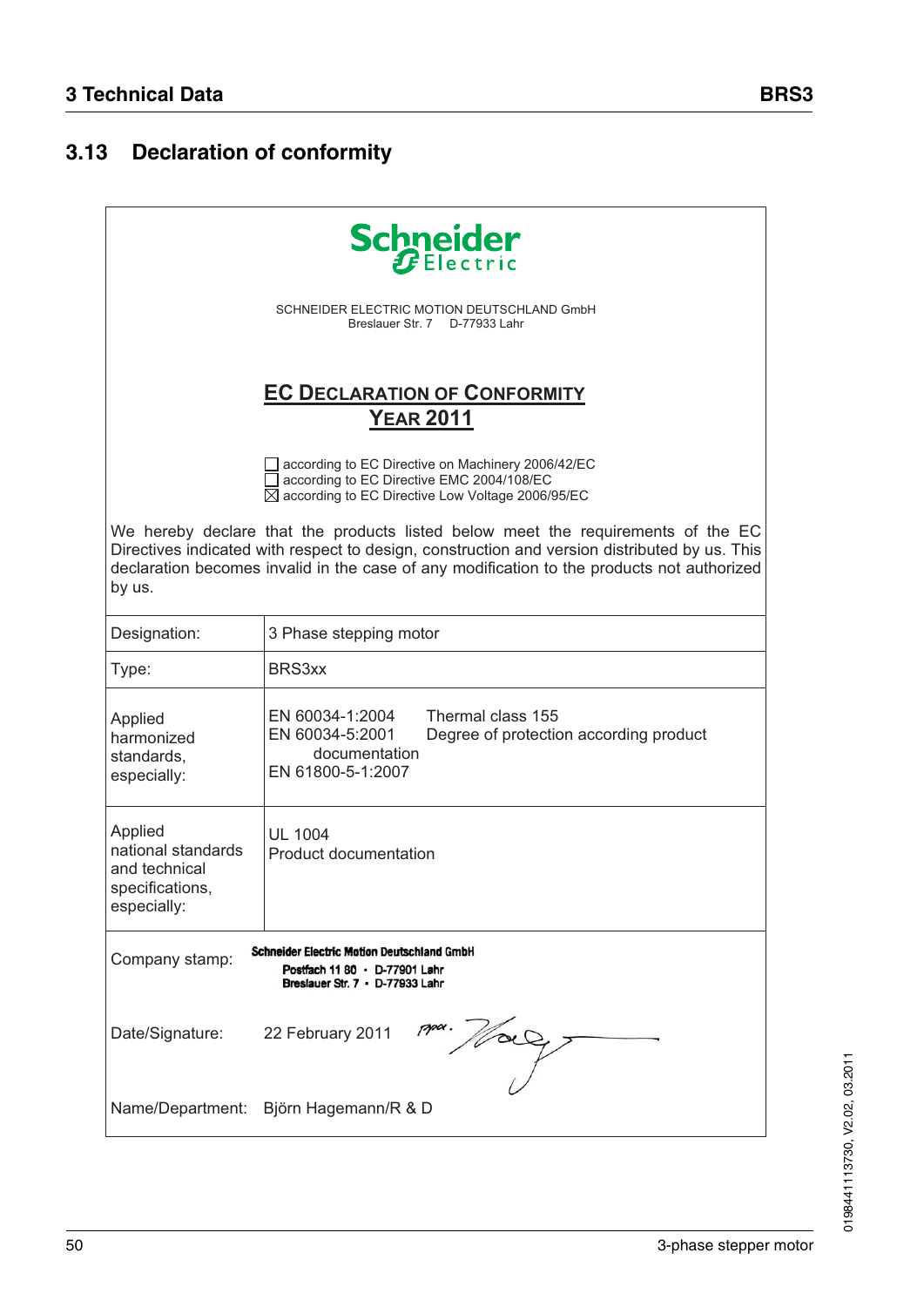## 3.13 Declaration of conformity

Schneider Electric

SCHNEIDER ELECTRIC MOTION DEUTSCHLAND GmbH
Breslauer Str. 7 D-77933 Lahr

**EC DECLARATION OF CONFORMITY**
**YEAR 2011**

☐ according to EC Directive on Machinery 2006/42/EC
☐ according to EC Directive EMC 2004/108/EC
☒ according to EC Directive Low Voltage 2006/95/EC

We hereby declare that the products listed below meet the requirements of the EC Directives indicated with respect to design, construction and version distributed by us. This declaration becomes invalid in the case of any modification to the products not authorized by us.

| | |
|---|---|
| Designation: | 3 Phase stepping motor |
| Type: | BRS3xx |
| Applied harmonized standards, especially: | EN 60034-1:2004 Thermal class 155<br>EN 60034-5:2001 Degree of protection according product documentation<br>EN 61800-5-1:2007 |
| Applied national standards and technical specifications, especially: | UL 1004<br>Product documentation |

Company stamp: Schneider Electric Motion Deutschland GmbH
Postfach 11 80 · D-77901 Lahr
Breslauer Str. 7 · D-77933 Lahr

Date/Signature: 22 February 2011 ppa. [signature]

Name/Department: Björn Hagemann/R & D

0198441113730, V2.02, 03.2011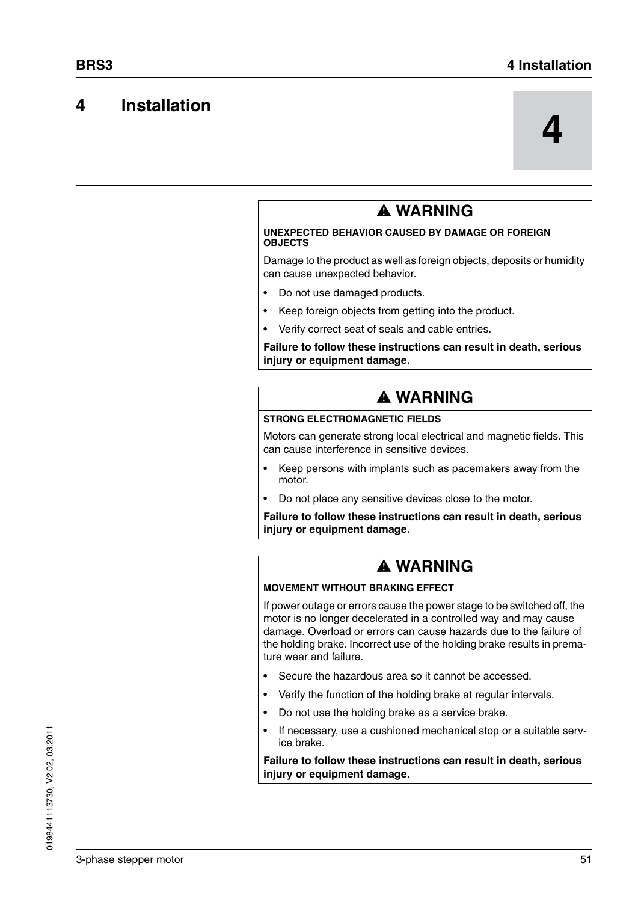# 4 Installation

## ⚠ WARNING

**UNEXPECTED BEHAVIOR CAUSED BY DAMAGE OR FOREIGN OBJECTS**

Damage to the product as well as foreign objects, deposits or humidity can cause unexpected behavior.

- Do not use damaged products.
- Keep foreign objects from getting into the product.
- Verify correct seat of seals and cable entries.

**Failure to follow these instructions can result in death, serious injury or equipment damage.**

## ⚠ WARNING

**STRONG ELECTROMAGNETIC FIELDS**

Motors can generate strong local electrical and magnetic fields. This can cause interference in sensitive devices.

- Keep persons with implants such as pacemakers away from the motor.
- Do not place any sensitive devices close to the motor.

**Failure to follow these instructions can result in death, serious injury or equipment damage.**

## ⚠ WARNING

**MOVEMENT WITHOUT BRAKING EFFECT**

If power outage or errors cause the power stage to be switched off, the motor is no longer decelerated in a controlled way and may cause damage. Overload or errors can cause hazards due to the failure of the holding brake. Incorrect use of the holding brake results in premature wear and failure.

- Secure the hazardous area so it cannot be accessed.
- Verify the function of the holding brake at regular intervals.
- Do not use the holding brake as a service brake.
- If necessary, use a cushioned mechanical stop or a suitable service brake.

**Failure to follow these instructions can result in death, serious injury or equipment damage.**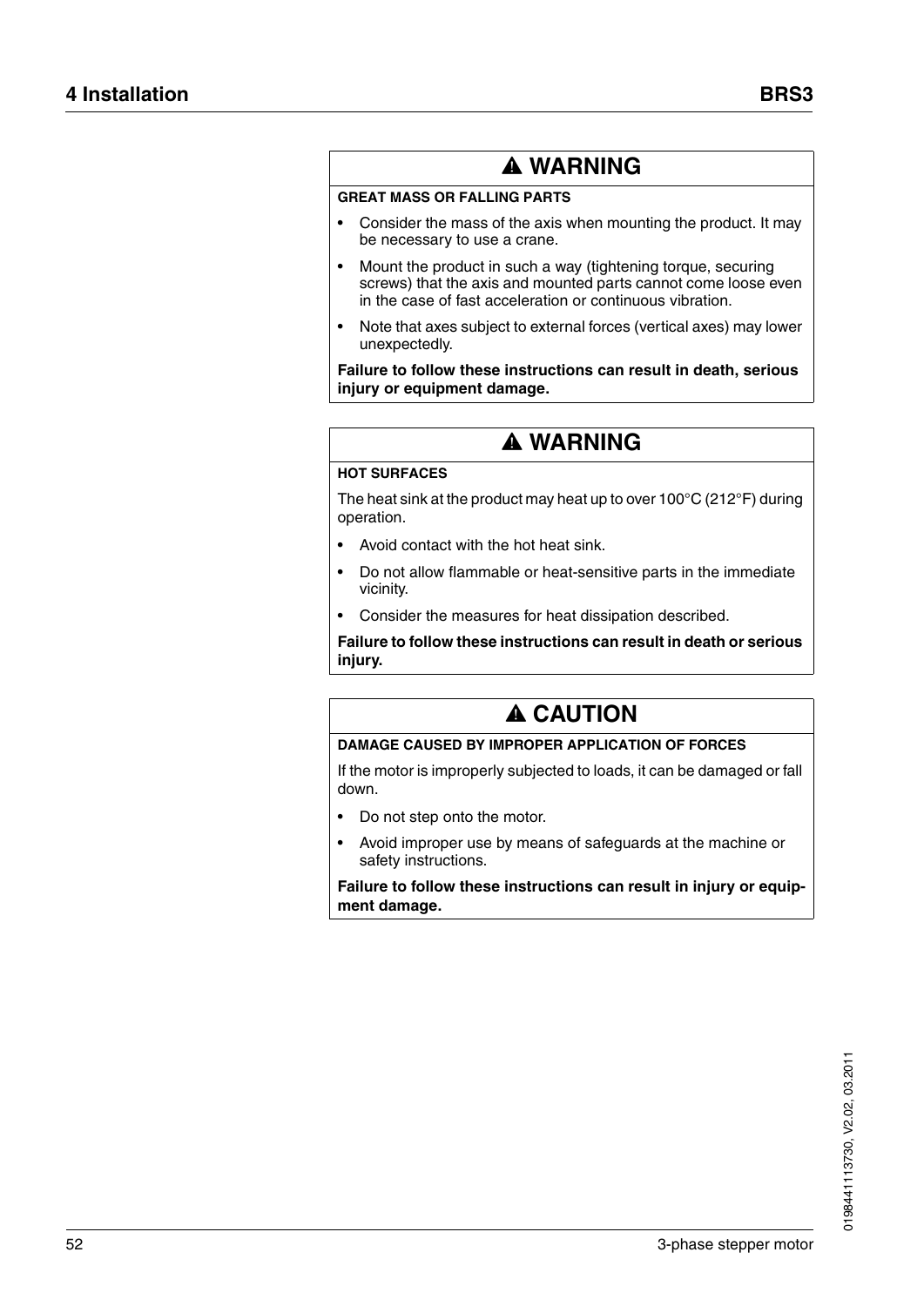**⚠ WARNING**

**GREAT MASS OR FALLING PARTS**

- Consider the mass of the axis when mounting the product. It may be necessary to use a crane.
- Mount the product in such a way (tightening torque, securing screws) that the axis and mounted parts cannot come loose even in the case of fast acceleration or continuous vibration.
- Note that axes subject to external forces (vertical axes) may lower unexpectedly.

**Failure to follow these instructions can result in death, serious injury or equipment damage.**

**⚠ WARNING**

**HOT SURFACES**

The heat sink at the product may heat up to over 100°C (212°F) during operation.

- Avoid contact with the hot heat sink.
- Do not allow flammable or heat-sensitive parts in the immediate vicinity.
- Consider the measures for heat dissipation described.

**Failure to follow these instructions can result in death or serious injury.**

**⚠ CAUTION**

**DAMAGE CAUSED BY IMPROPER APPLICATION OF FORCES**

If the motor is improperly subjected to loads, it can be damaged or fall down.

- Do not step onto the motor.
- Avoid improper use by means of safeguards at the machine or safety instructions.

**Failure to follow these instructions can result in injury or equipment damage.**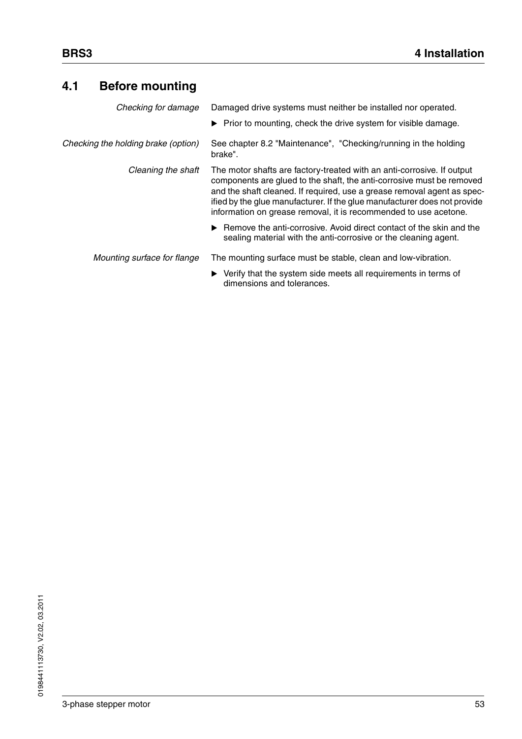## 4.1 Before mounting

*Checking for damage*

Damaged drive systems must neither be installed nor operated.

▶ Prior to mounting, check the drive system for visible damage.

*Checking the holding brake (option)*

See chapter 8.2 "Maintenance", "Checking/running in the holding brake".

*Cleaning the shaft*

The motor shafts are factory-treated with an anti-corrosive. If output components are glued to the shaft, the anti-corrosive must be removed and the shaft cleaned. If required, use a grease removal agent as specified by the glue manufacturer. If the glue manufacturer does not provide information on grease removal, it is recommended to use acetone.

▶ Remove the anti-corrosive. Avoid direct contact of the skin and the sealing material with the anti-corrosive or the cleaning agent.

*Mounting surface for flange*

The mounting surface must be stable, clean and low-vibration.

▶ Verify that the system side meets all requirements in terms of dimensions and tolerances.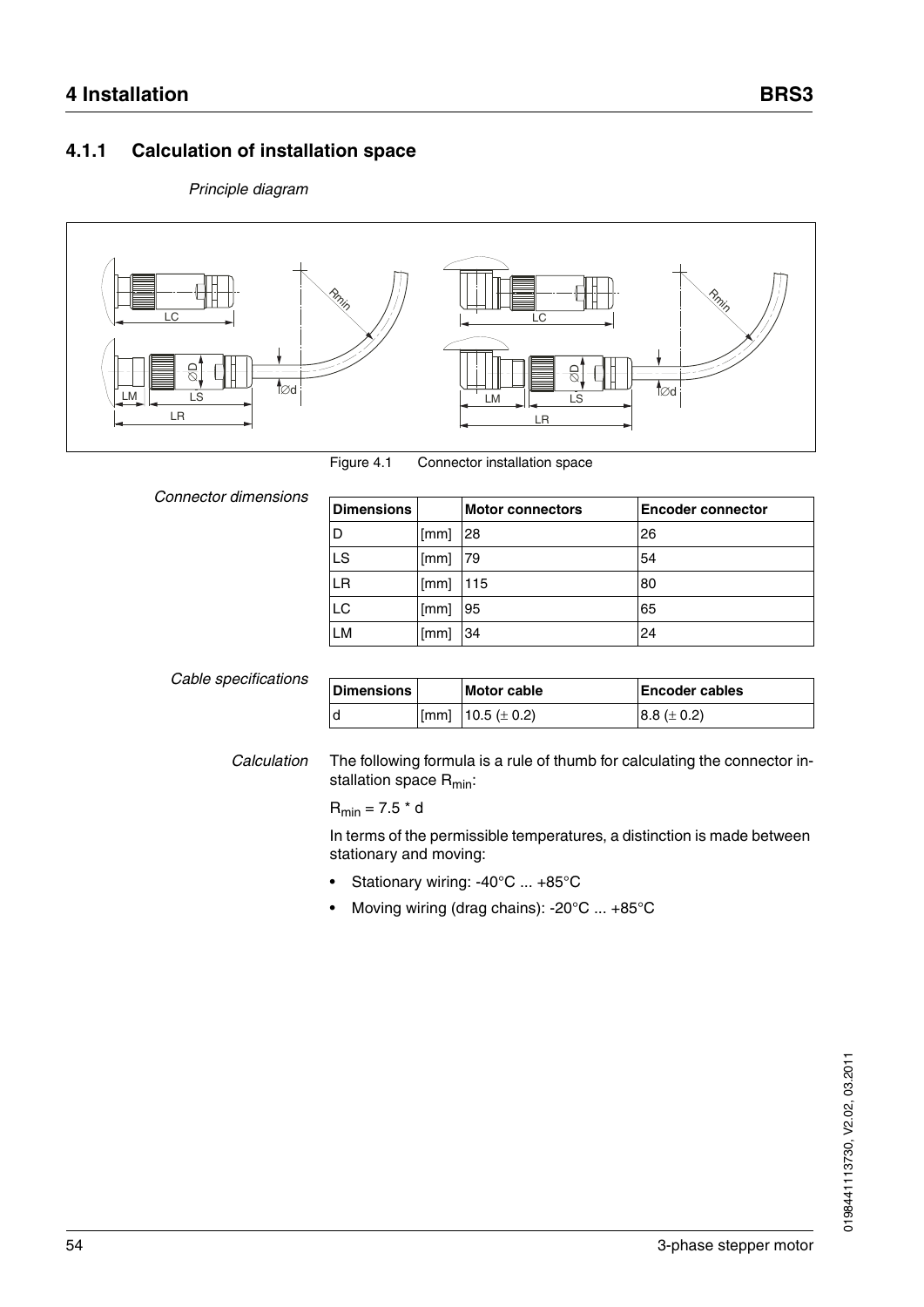### 4.1.1 Calculation of installation space

*Principle diagram*

Figure 4.1 Connector installation space

*Connector dimensions*

| Dimensions | | Motor connectors | Encoder connector |
|---|---|---|---|
| D | [mm] | 28 | 26 |
| LS | [mm] | 79 | 54 |
| LR | [mm] | 115 | 80 |
| LC | [mm] | 95 | 65 |
| LM | [mm] | 34 | 24 |

*Cable specifications*

| Dimensions | | Motor cable | Encoder cables |
|---|---|---|---|
| d | [mm] | 10.5 (± 0.2) | 8.8 (± 0.2) |

*Calculation*

The following formula is a rule of thumb for calculating the connector installation space $R_{min}$:

$R_{min} = 7.5 * d$

In terms of the permissible temperatures, a distinction is made between stationary and moving:

- Stationary wiring: -40°C ... +85°C
- Moving wiring (drag chains): -20°C ... +85°C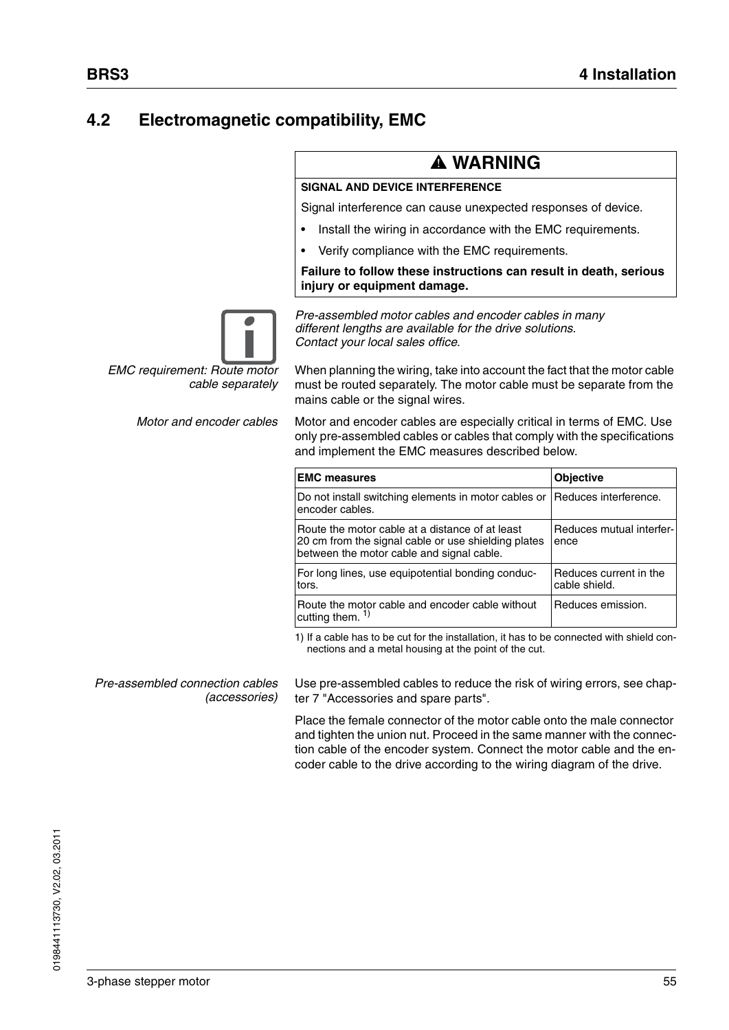## 4.2 Electromagnetic compatibility, EMC

**⚠ WARNING**

**SIGNAL AND DEVICE INTERFERENCE**

Signal interference can cause unexpected responses of device.

- Install the wiring in accordance with the EMC requirements.
- Verify compliance with the EMC requirements.

**Failure to follow these instructions can result in death, serious injury or equipment damage.**

*Pre-assembled motor cables and encoder cables in many different lengths are available for the drive solutions. Contact your local sales office.*

*EMC requirement: Route motor cable separately*

When planning the wiring, take into account the fact that the motor cable must be routed separately. The motor cable must be separate from the mains cable or the signal wires.

*Motor and encoder cables*

Motor and encoder cables are especially critical in terms of EMC. Use only pre-assembled cables or cables that comply with the specifications and implement the EMC measures described below.

| EMC measures | Objective |
|---|---|
| Do not install switching elements in motor cables or encoder cables. | Reduces interference. |
| Route the motor cable at a distance of at least 20 cm from the signal cable or use shielding plates between the motor cable and signal cable. | Reduces mutual interference |
| For long lines, use equipotential bonding conductors. | Reduces current in the cable shield. |
| Route the motor cable and encoder cable without cutting them. [1) ] | Reduces emission. |

1) If a cable has to be cut for the installation, it has to be connected with shield connections and a metal housing at the point of the cut.

*Pre-assembled connection cables (accessories)*

Use pre-assembled cables to reduce the risk of wiring errors, see chapter 7 "Accessories and spare parts".

Place the female connector of the motor cable onto the male connector and tighten the union nut. Proceed in the same manner with the connection cable of the encoder system. Connect the motor cable and the encoder cable to the drive according to the wiring diagram of the drive.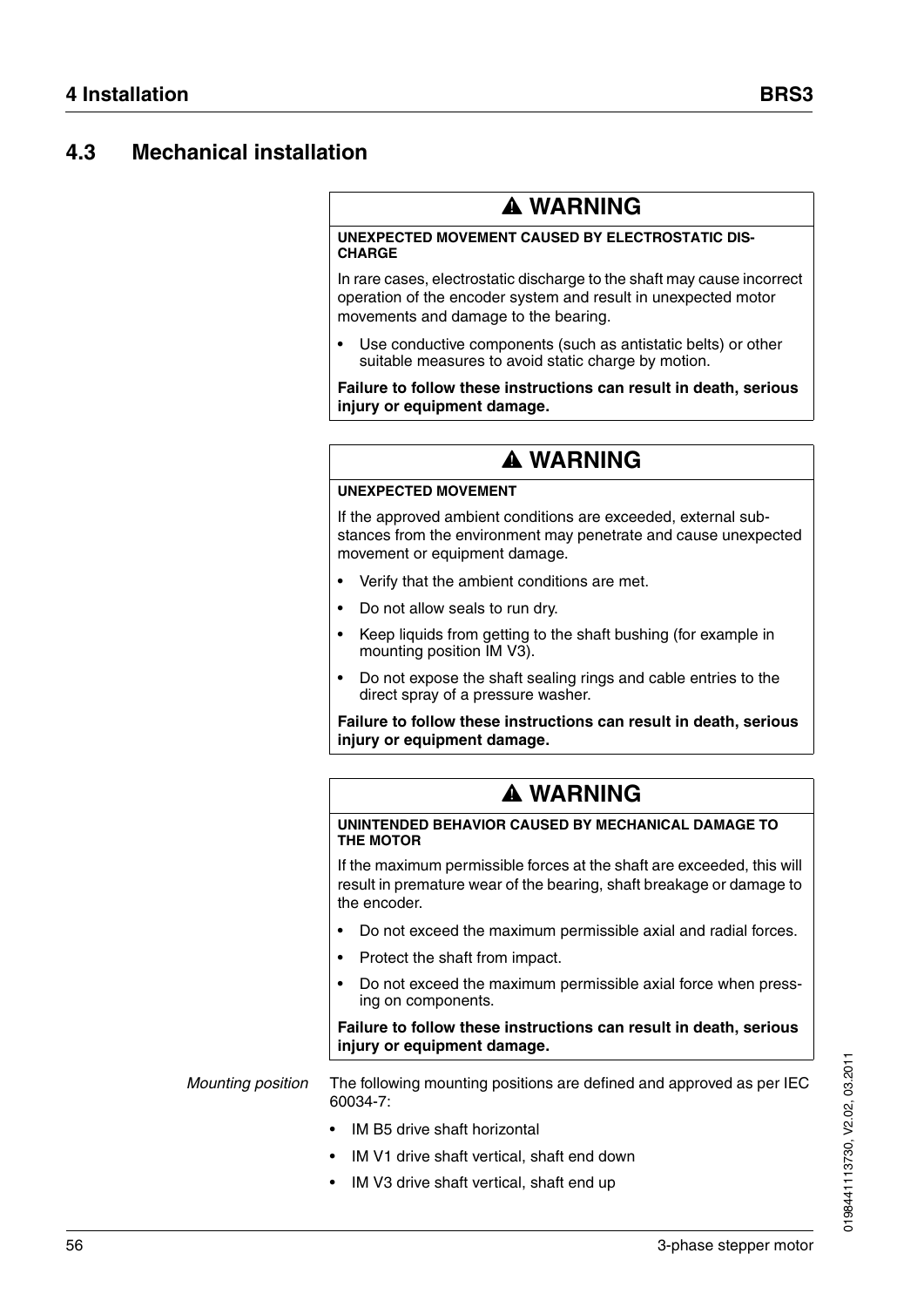## 4.3 Mechanical installation

> **⚠ WARNING**
>
> **UNEXPECTED MOVEMENT CAUSED BY ELECTROSTATIC DISCHARGE**
>
> In rare cases, electrostatic discharge to the shaft may cause incorrect operation of the encoder system and result in unexpected motor movements and damage to the bearing.
>
> - Use conductive components (such as antistatic belts) or other suitable measures to avoid static charge by motion.
>
> **Failure to follow these instructions can result in death, serious injury or equipment damage.**

> **⚠ WARNING**
>
> **UNEXPECTED MOVEMENT**
>
> If the approved ambient conditions are exceeded, external substances from the environment may penetrate and cause unexpected movement or equipment damage.
>
> - Verify that the ambient conditions are met.
> - Do not allow seals to run dry.
> - Keep liquids from getting to the shaft bushing (for example in mounting position IM V3).
> - Do not expose the shaft sealing rings and cable entries to the direct spray of a pressure washer.
>
> **Failure to follow these instructions can result in death, serious injury or equipment damage.**

> **⚠ WARNING**
>
> **UNINTENDED BEHAVIOR CAUSED BY MECHANICAL DAMAGE TO THE MOTOR**
>
> If the maximum permissible forces at the shaft are exceeded, this will result in premature wear of the bearing, shaft breakage or damage to the encoder.
>
> - Do not exceed the maximum permissible axial and radial forces.
> - Protect the shaft from impact.
> - Do not exceed the maximum permissible axial force when pressing on components.
>
> **Failure to follow these instructions can result in death, serious injury or equipment damage.**

*Mounting position*

The following mounting positions are defined and approved as per IEC 60034-7:

- IM B5 drive shaft horizontal
- IM V1 drive shaft vertical, shaft end down
- IM V3 drive shaft vertical, shaft end up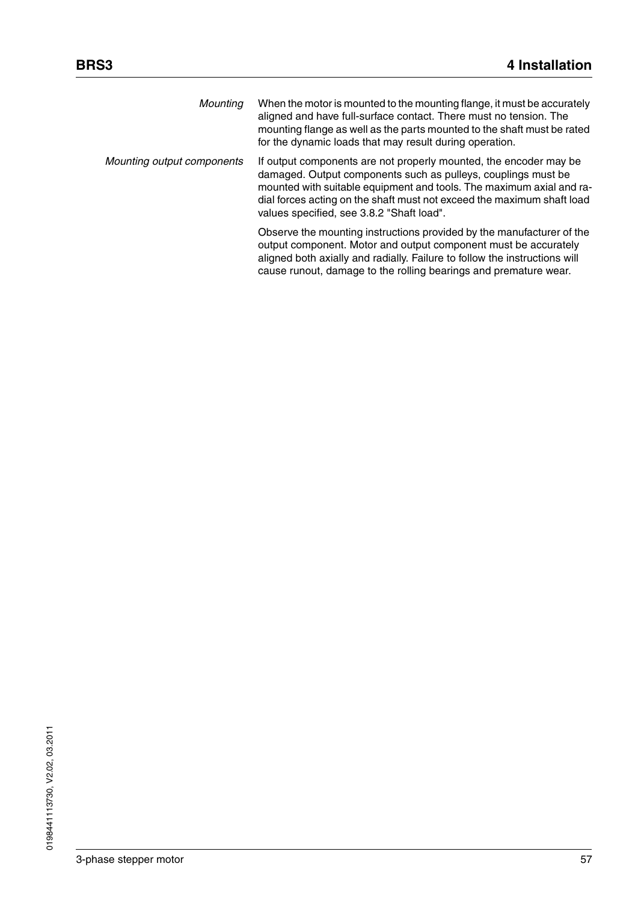*Mounting*

When the motor is mounted to the mounting flange, it must be accurately aligned and have full-surface contact. There must no tension. The mounting flange as well as the parts mounted to the shaft must be rated for the dynamic loads that may result during operation.

*Mounting output components*

If output components are not properly mounted, the encoder may be damaged. Output components such as pulleys, couplings must be mounted with suitable equipment and tools. The maximum axial and radial forces acting on the shaft must not exceed the maximum shaft load values specified, see 3.8.2 "Shaft load".

Observe the mounting instructions provided by the manufacturer of the output component. Motor and output component must be accurately aligned both axially and radially. Failure to follow the instructions will cause runout, damage to the rolling bearings and premature wear.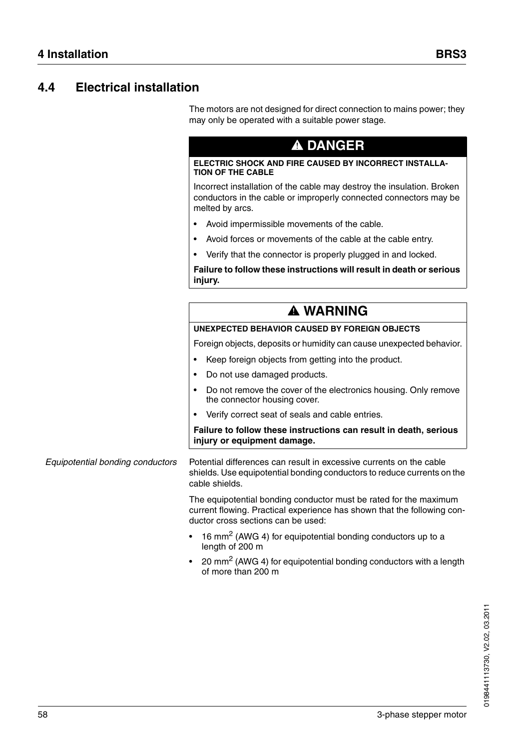## 4.4 Electrical installation

The motors are not designed for direct connection to mains power; they may only be operated with a suitable power stage.

**⚠ DANGER**

**ELECTRIC SHOCK AND FIRE CAUSED BY INCORRECT INSTALLATION OF THE CABLE**

Incorrect installation of the cable may destroy the insulation. Broken conductors in the cable or improperly connected connectors may be melted by arcs.

- Avoid impermissible movements of the cable.
- Avoid forces or movements of the cable at the cable entry.
- Verify that the connector is properly plugged in and locked.

**Failure to follow these instructions will result in death or serious injury.**

**⚠ WARNING**

**UNEXPECTED BEHAVIOR CAUSED BY FOREIGN OBJECTS**

Foreign objects, deposits or humidity can cause unexpected behavior.

- Keep foreign objects from getting into the product.
- Do not use damaged products.
- Do not remove the cover of the electronics housing. Only remove the connector housing cover.
- Verify correct seat of seals and cable entries.

**Failure to follow these instructions can result in death, serious injury or equipment damage.**

*Equipotential bonding conductors*

Potential differences can result in excessive currents on the cable shields. Use equipotential bonding conductors to reduce currents on the cable shields.

The equipotential bonding conductor must be rated for the maximum current flowing. Practical experience has shown that the following conductor cross sections can be used:

- 16 $mm^2$ (AWG 4) for equipotential bonding conductors up to a length of 200 m
- 20 $mm^2$ (AWG 4) for equipotential bonding conductors with a length of more than 200 m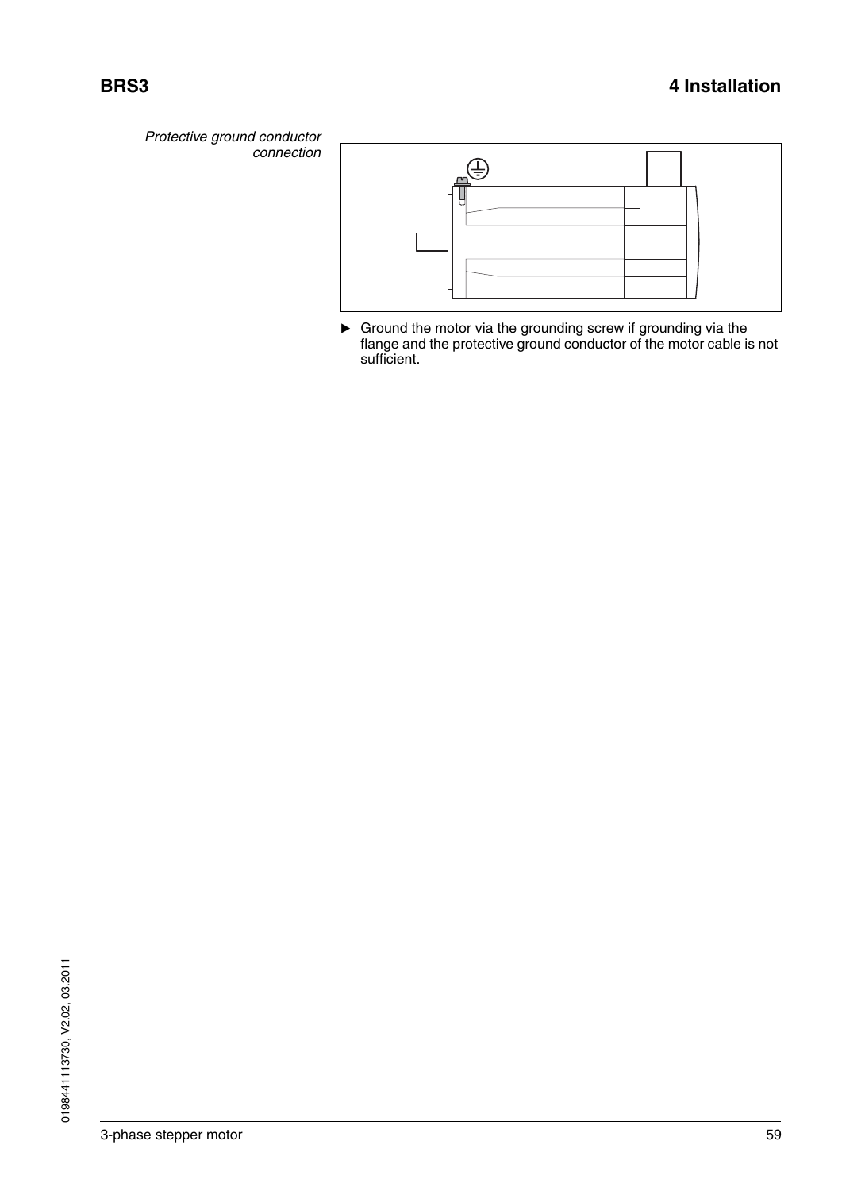*Protective ground conductor connection*

- Ground the motor via the grounding screw if grounding via the flange and the protective ground conductor of the motor cable is not sufficient.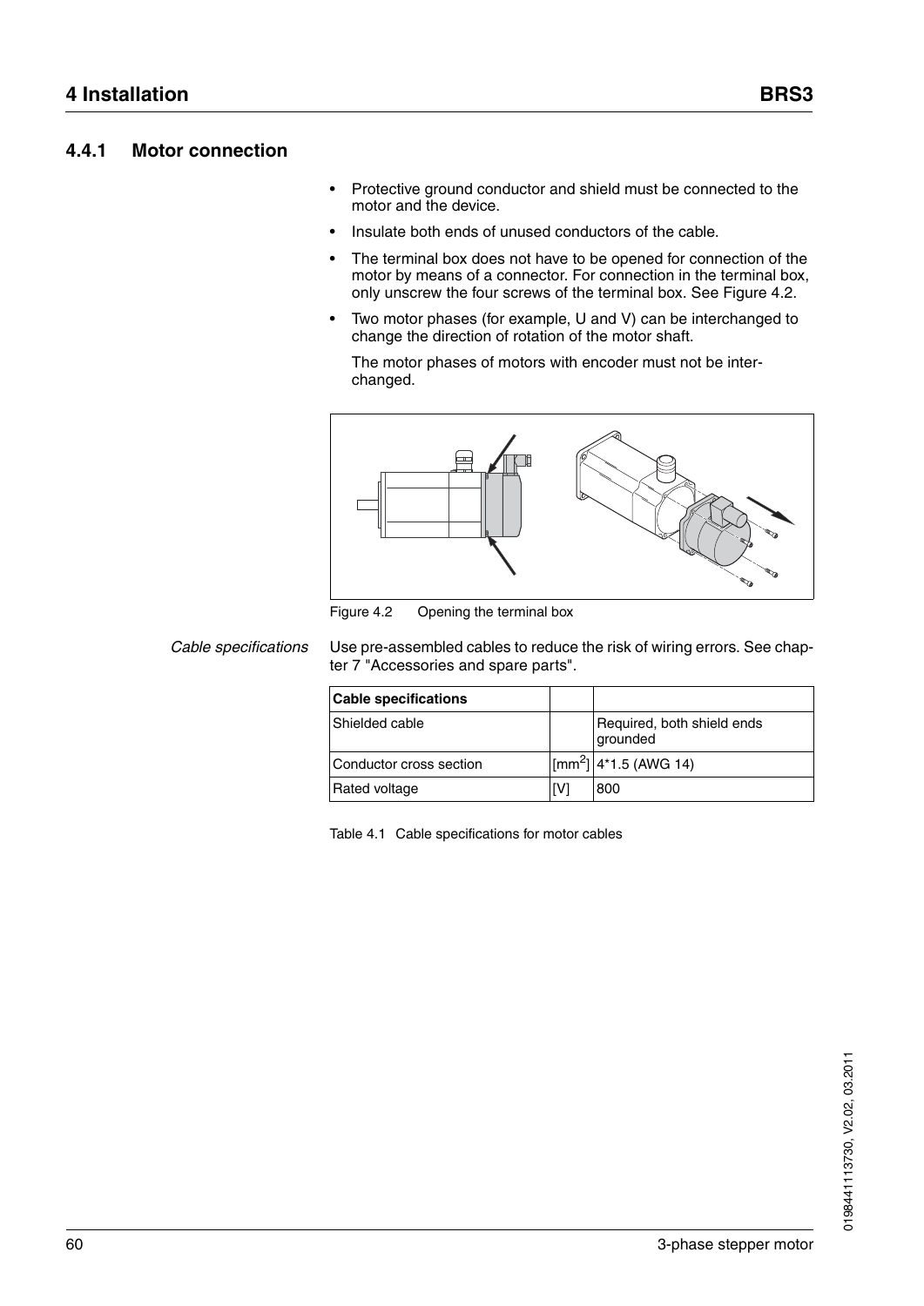### 4.4.1 Motor connection

- Protective ground conductor and shield must be connected to the motor and the device.
- Insulate both ends of unused conductors of the cable.
- The terminal box does not have to be opened for connection of the motor by means of a connector. For connection in the terminal box, only unscrew the four screws of the terminal box. See Figure 4.2.
- Two motor phases (for example, U and V) can be interchanged to change the direction of rotation of the motor shaft.

  The motor phases of motors with encoder must not be interchanged.

Figure 4.2 Opening the terminal box

*Cable specifications*

Use pre-assembled cables to reduce the risk of wiring errors. See chapter 7 "Accessories and spare parts".

| **Cable specifications** | | |
|---|---|---|
| Shielded cable | | Required, both shield ends grounded |
| Conductor cross section | [$mm^2$] | 4*1.5 (AWG 14) |
| Rated voltage | [V] | 800 |

Table 4.1 Cable specifications for motor cables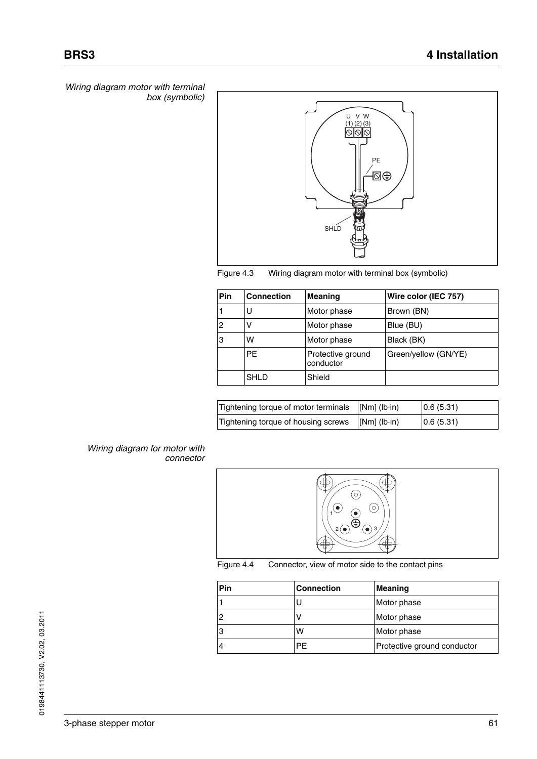*Wiring diagram motor with terminal box (symbolic)*

Figure 4.3 Wiring diagram motor with terminal box (symbolic)

| Pin | Connection | Meaning | Wire color (IEC 757) |
|---|---|---|---|
| 1 | U | Motor phase | Brown (BN) |
| 2 | V | Motor phase | Blue (BU) |
| 3 | W | Motor phase | Black (BK) |
| | PE | Protective ground conductor | Green/yellow (GN/YE) |
| | SHLD | Shield | |

| Tightening torque of motor terminals | [Nm] (lb·in) | 0.6 (5.31) |
|---|---|---|
| Tightening torque of housing screws | [Nm] (lb·in) | 0.6 (5.31) |

*Wiring diagram for motor with connector*

Figure 4.4 Connector, view of motor side to the contact pins

| Pin | Connection | Meaning |
|---|---|---|
| 1 | U | Motor phase |
| 2 | V | Motor phase |
| 3 | W | Motor phase |
| 4 | PE | Protective ground conductor |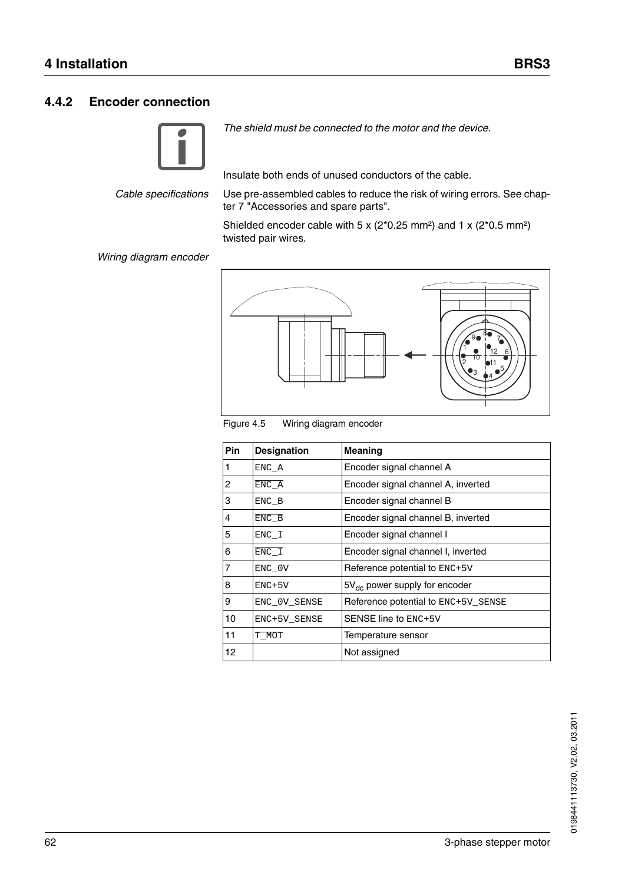### 4.4.2 Encoder connection

*The shield must be connected to the motor and the device.*

Insulate both ends of unused conductors of the cable.

*Cable specifications*

Use pre-assembled cables to reduce the risk of wiring errors. See chapter 7 "Accessories and spare parts".

Shielded encoder cable with 5 x (2*0.25 mm²) and 1 x (2*0.5 mm²) twisted pair wires.

*Wiring diagram encoder*

Figure 4.5 Wiring diagram encoder

| Pin | Designation | Meaning |
|---|---|---|
| 1 | ENC_A | Encoder signal channel A |
| 2 | $\overline{\text{ENC\_A}}$ | Encoder signal channel A, inverted |
| 3 | ENC_B | Encoder signal channel B |
| 4 | $\overline{\text{ENC\_B}}$ | Encoder signal channel B, inverted |
| 5 | ENC_I | Encoder signal channel I |
| 6 | $\overline{\text{ENC\_I}}$ | Encoder signal channel I, inverted |
| 7 | ENC_0V | Reference potential to ENC+5V |
| 8 | ENC+5V | $5V_{dc}$ power supply for encoder |
| 9 | ENC_0V_SENSE | Reference potential to ENC+5V_SENSE |
| 10 | ENC+5V_SENSE | SENSE line to ENC+5V |
| 11 | T_MOT | Temperature sensor |
| 12 | | Not assigned |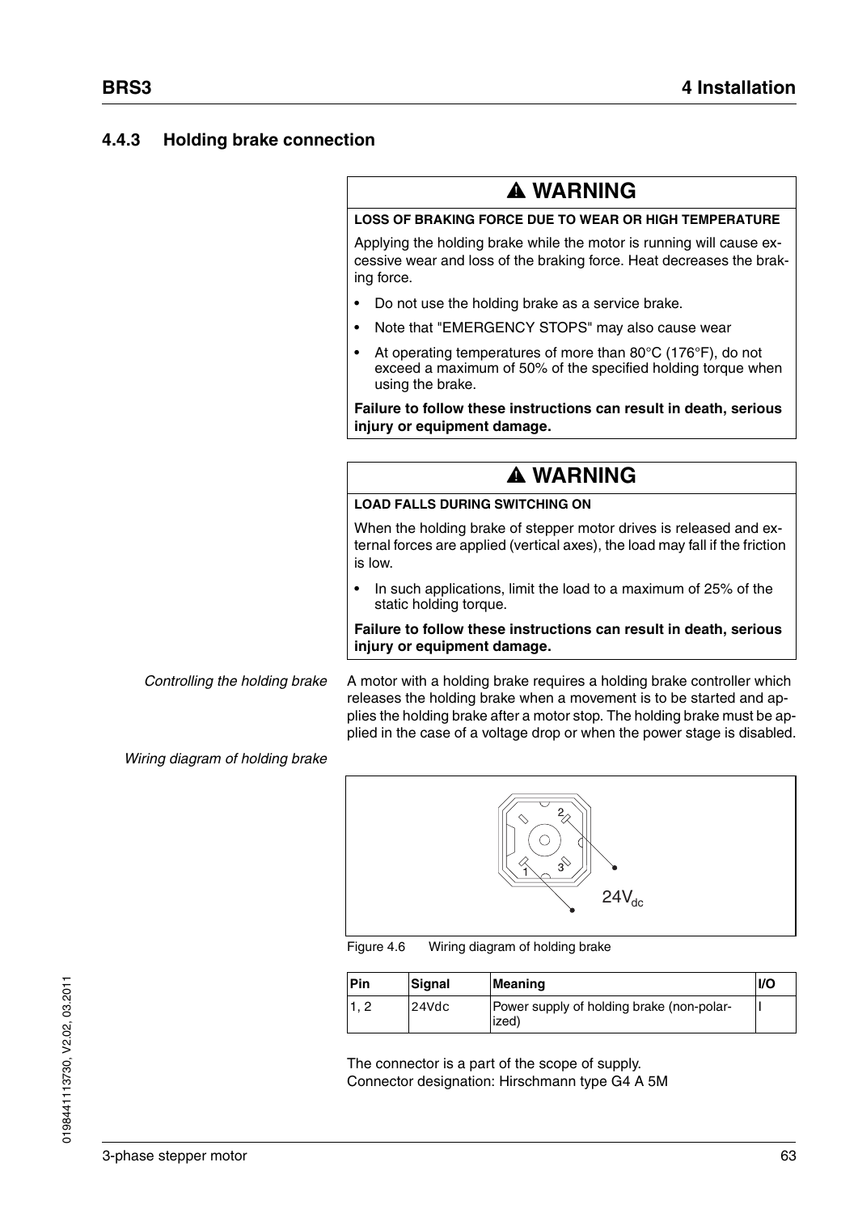### 4.4.3 Holding brake connection

**⚠ WARNING**

**LOSS OF BRAKING FORCE DUE TO WEAR OR HIGH TEMPERATURE**

Applying the holding brake while the motor is running will cause excessive wear and loss of the braking force. Heat decreases the braking force.

- Do not use the holding brake as a service brake.
- Note that "EMERGENCY STOPS" may also cause wear
- At operating temperatures of more than 80°C (176°F), do not exceed a maximum of 50% of the specified holding torque when using the brake.

**Failure to follow these instructions can result in death, serious injury or equipment damage.**

**⚠ WARNING**

**LOAD FALLS DURING SWITCHING ON**

When the holding brake of stepper motor drives is released and external forces are applied (vertical axes), the load may fall if the friction is low.

- In such applications, limit the load to a maximum of 25% of the static holding torque.

**Failure to follow these instructions can result in death, serious injury or equipment damage.**

*Controlling the holding brake*

A motor with a holding brake requires a holding brake controller which releases the holding brake when a movement is to be started and applies the holding brake after a motor stop. The holding brake must be applied in the case of a voltage drop or when the power stage is disabled.

*Wiring diagram of holding brake*

Figure 4.6 Wiring diagram of holding brake

| Pin | Signal | Meaning | I/O |
|---|---|---|---|
| 1, 2 | 24Vdc | Power supply of holding brake (non-polarized) | I |

The connector is a part of the scope of supply.
Connector designation: Hirschmann type G4 A 5M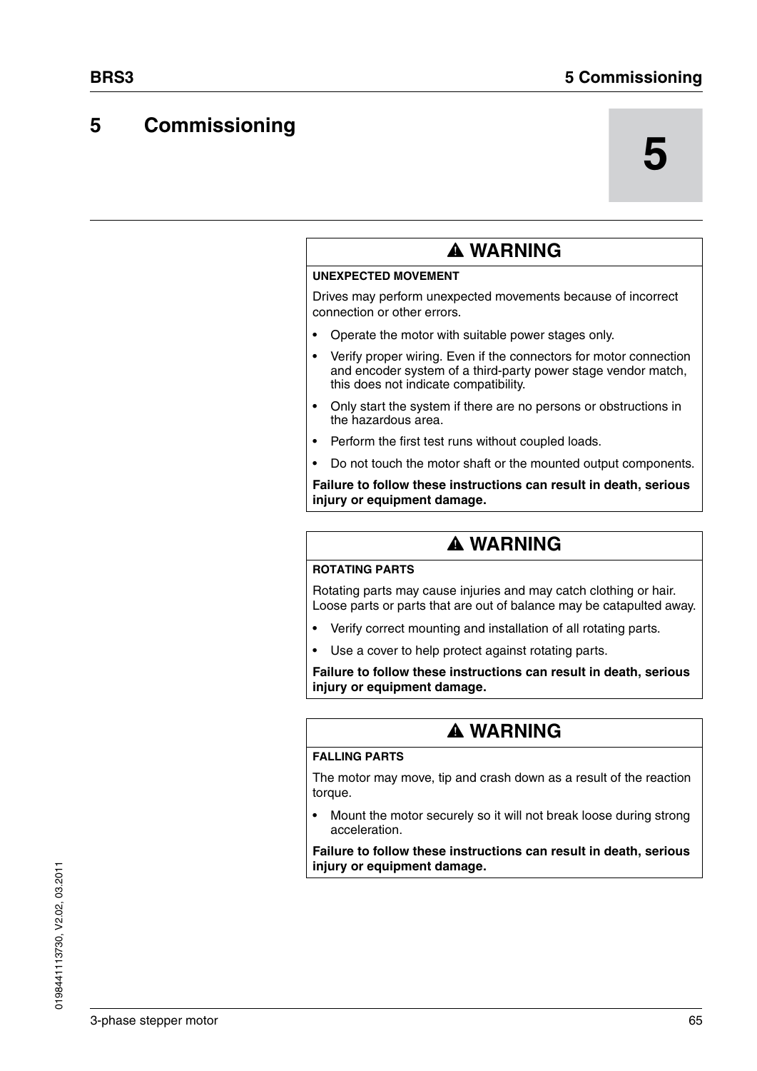# 5 Commissioning

## ⚠ WARNING

**UNEXPECTED MOVEMENT**

Drives may perform unexpected movements because of incorrect connection or other errors.

- Operate the motor with suitable power stages only.
- Verify proper wiring. Even if the connectors for motor connection and encoder system of a third-party power stage vendor match, this does not indicate compatibility.
- Only start the system if there are no persons or obstructions in the hazardous area.
- Perform the first test runs without coupled loads.
- Do not touch the motor shaft or the mounted output components.

**Failure to follow these instructions can result in death, serious injury or equipment damage.**

## ⚠ WARNING

**ROTATING PARTS**

Rotating parts may cause injuries and may catch clothing or hair. Loose parts or parts that are out of balance may be catapulted away.

- Verify correct mounting and installation of all rotating parts.
- Use a cover to help protect against rotating parts.

**Failure to follow these instructions can result in death, serious injury or equipment damage.**

## ⚠ WARNING

**FALLING PARTS**

The motor may move, tip and crash down as a result of the reaction torque.

- Mount the motor securely so it will not break loose during strong acceleration.

**Failure to follow these instructions can result in death, serious injury or equipment damage.**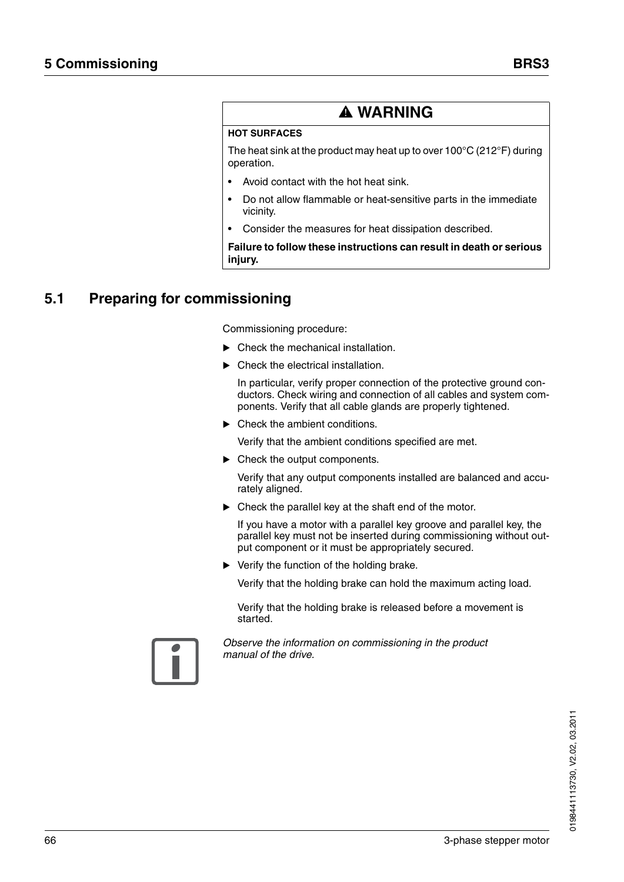**⚠ WARNING**

**HOT SURFACES**

The heat sink at the product may heat up to over 100°C (212°F) during operation.

- Avoid contact with the hot heat sink.
- Do not allow flammable or heat-sensitive parts in the immediate vicinity.
- Consider the measures for heat dissipation described.

**Failure to follow these instructions can result in death or serious injury.**

## 5.1 Preparing for commissioning

Commissioning procedure:

▶ Check the mechanical installation.

▶ Check the electrical installation.

In particular, verify proper connection of the protective ground conductors. Check wiring and connection of all cables and system components. Verify that all cable glands are properly tightened.

▶ Check the ambient conditions.

Verify that the ambient conditions specified are met.

▶ Check the output components.

Verify that any output components installed are balanced and accurately aligned.

▶ Check the parallel key at the shaft end of the motor.

If you have a motor with a parallel key groove and parallel key, the parallel key must not be inserted during commissioning without output component or it must be appropriately secured.

▶ Verify the function of the holding brake.

Verify that the holding brake can hold the maximum acting load.

Verify that the holding brake is released before a movement is started.

*Observe the information on commissioning in the product manual of the drive.*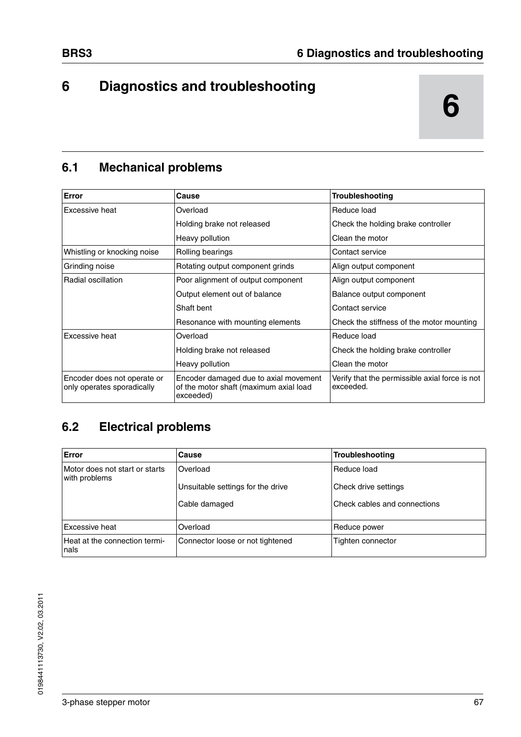# 6 Diagnostics and troubleshooting

## 6.1 Mechanical problems

| Error | Cause | Troubleshooting |
|---|---|---|
| Excessive heat | Overload | Reduce load |
| | Holding brake not released | Check the holding brake controller |
| | Heavy pollution | Clean the motor |
| Whistling or knocking noise | Rolling bearings | Contact service |
| Grinding noise | Rotating output component grinds | Align output component |
| Radial oscillation | Poor alignment of output component | Align output component |
| | Output element out of balance | Balance output component |
| | Shaft bent | Contact service |
| | Resonance with mounting elements | Check the stiffness of the motor mounting |
| Excessive heat | Overload | Reduce load |
| | Holding brake not released | Check the holding brake controller |
| | Heavy pollution | Clean the motor |
| Encoder does not operate or only operates sporadically | Encoder damaged due to axial movement of the motor shaft (maximum axial load exceeded) | Verify that the permissible axial force is not exceeded. |

## 6.2 Electrical problems

| Error | Cause | Troubleshooting |
|---|---|---|
| Motor does not start or starts with problems | Overload | Reduce load |
| | Unsuitable settings for the drive | Check drive settings |
| | Cable damaged | Check cables and connections |
| Excessive heat | Overload | Reduce power |
| Heat at the connection terminals | Connector loose or not tightened | Tighten connector |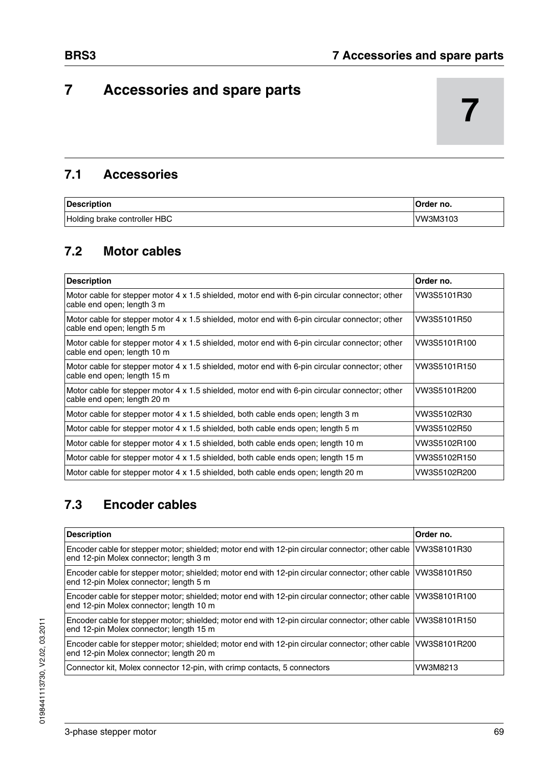# 7 Accessories and spare parts

## 7.1 Accessories

| Description | Order no. |
|---|---|
| Holding brake controller HBC | VW3M3103 |

## 7.2 Motor cables

| Description | Order no. |
|---|---|
| Motor cable for stepper motor 4 x 1.5 shielded, motor end with 6-pin circular connector; other cable end open; length 3 m | VW3S5101R30 |
| Motor cable for stepper motor 4 x 1.5 shielded, motor end with 6-pin circular connector; other cable end open; length 5 m | VW3S5101R50 |
| Motor cable for stepper motor 4 x 1.5 shielded, motor end with 6-pin circular connector; other cable end open; length 10 m | VW3S5101R100 |
| Motor cable for stepper motor 4 x 1.5 shielded, motor end with 6-pin circular connector; other cable end open; length 15 m | VW3S5101R150 |
| Motor cable for stepper motor 4 x 1.5 shielded, motor end with 6-pin circular connector; other cable end open; length 20 m | VW3S5101R200 |
| Motor cable for stepper motor 4 x 1.5 shielded, both cable ends open; length 3 m | VW3S5102R30 |
| Motor cable for stepper motor 4 x 1.5 shielded, both cable ends open; length 5 m | VW3S5102R50 |
| Motor cable for stepper motor 4 x 1.5 shielded, both cable ends open; length 10 m | VW3S5102R100 |
| Motor cable for stepper motor 4 x 1.5 shielded, both cable ends open; length 15 m | VW3S5102R150 |
| Motor cable for stepper motor 4 x 1.5 shielded, both cable ends open; length 20 m | VW3S5102R200 |

## 7.3 Encoder cables

| Description | Order no. |
|---|---|
| Encoder cable for stepper motor; shielded; motor end with 12-pin circular connector; other cable end 12-pin Molex connector; length 3 m | VW3S8101R30 |
| Encoder cable for stepper motor; shielded; motor end with 12-pin circular connector; other cable end 12-pin Molex connector; length 5 m | VW3S8101R50 |
| Encoder cable for stepper motor; shielded; motor end with 12-pin circular connector; other cable end 12-pin Molex connector; length 10 m | VW3S8101R100 |
| Encoder cable for stepper motor; shielded; motor end with 12-pin circular connector; other cable end 12-pin Molex connector; length 15 m | VW3S8101R150 |
| Encoder cable for stepper motor; shielded; motor end with 12-pin circular connector; other cable end 12-pin Molex connector; length 20 m | VW3S8101R200 |
| Connector kit, Molex connector 12-pin, with crimp contacts, 5 connectors | VW3M8213 |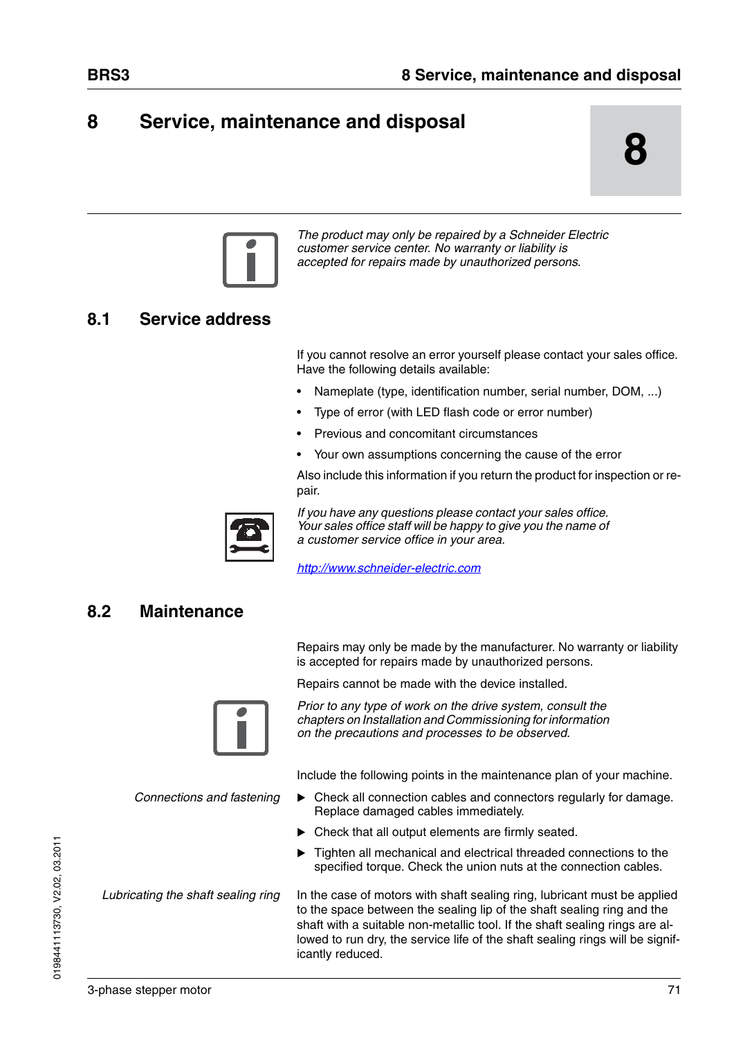# 8 Service, maintenance and disposal

*The product may only be repaired by a Schneider Electric customer service center. No warranty or liability is accepted for repairs made by unauthorized persons.*

## 8.1 Service address

If you cannot resolve an error yourself please contact your sales office. Have the following details available:

- Nameplate (type, identification number, serial number, DOM, ...)
- Type of error (with LED flash code or error number)
- Previous and concomitant circumstances
- Your own assumptions concerning the cause of the error

Also include this information if you return the product for inspection or repair.

*If you have any questions please contact your sales office. Your sales office staff will be happy to give you the name of a customer service office in your area.*

http://www.schneider-electric.com

## 8.2 Maintenance

Repairs may only be made by the manufacturer. No warranty or liability is accepted for repairs made by unauthorized persons.

Repairs cannot be made with the device installed.

*Prior to any type of work on the drive system, consult the chapters on Installation and Commissioning for information on the precautions and processes to be observed.*

Include the following points in the maintenance plan of your machine.

*Connections and fastening*

- ▶ Check all connection cables and connectors regularly for damage. Replace damaged cables immediately.
- ▶ Check that all output elements are firmly seated.
- ▶ Tighten all mechanical and electrical threaded connections to the specified torque. Check the union nuts at the connection cables.

*Lubricating the shaft sealing ring*

In the case of motors with shaft sealing ring, lubricant must be applied to the space between the sealing lip of the shaft sealing ring and the shaft with a suitable non-metallic tool. If the shaft sealing rings are allowed to run dry, the service life of the shaft sealing rings will be significantly reduced.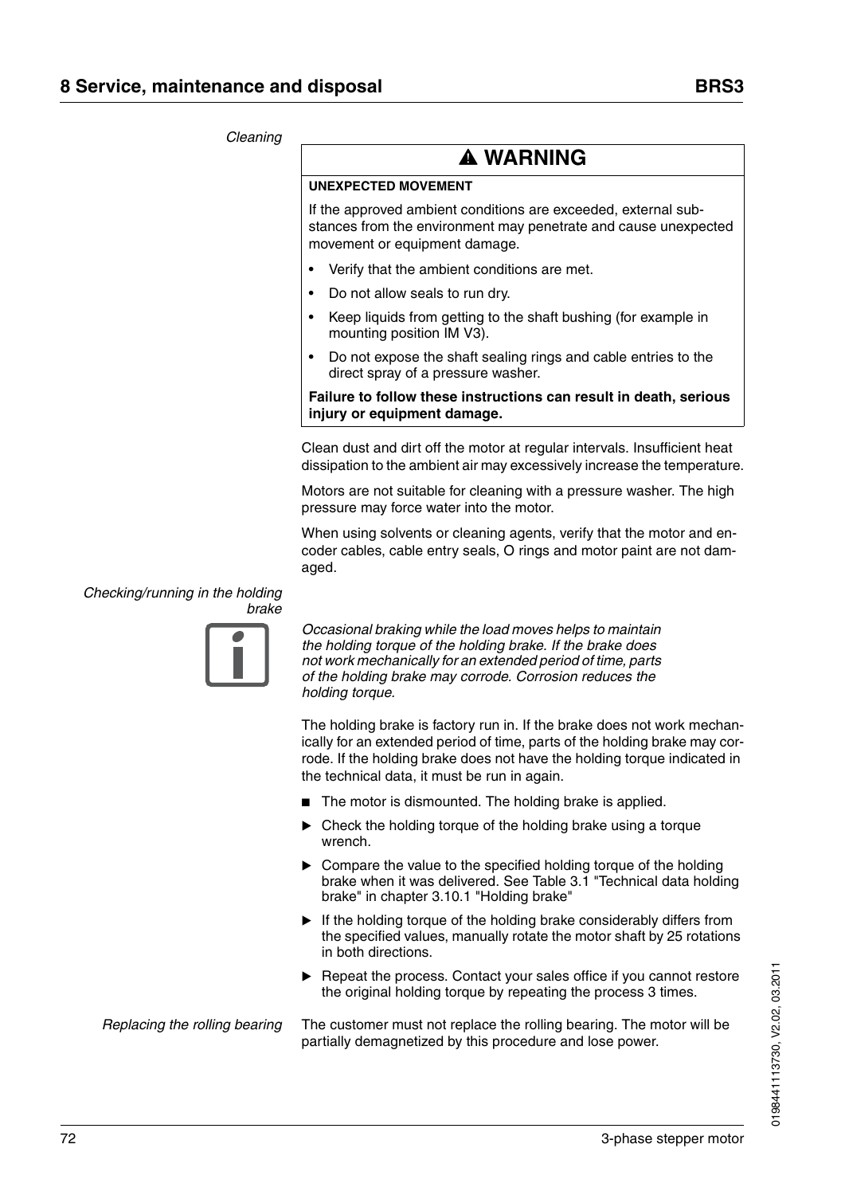*Cleaning*

**⚠ WARNING**

**UNEXPECTED MOVEMENT**

If the approved ambient conditions are exceeded, external substances from the environment may penetrate and cause unexpected movement or equipment damage.

- Verify that the ambient conditions are met.
- Do not allow seals to run dry.
- Keep liquids from getting to the shaft bushing (for example in mounting position IM V3).
- Do not expose the shaft sealing rings and cable entries to the direct spray of a pressure washer.

**Failure to follow these instructions can result in death, serious injury or equipment damage.**

Clean dust and dirt off the motor at regular intervals. Insufficient heat dissipation to the ambient air may excessively increase the temperature.

Motors are not suitable for cleaning with a pressure washer. The high pressure may force water into the motor.

When using solvents or cleaning agents, verify that the motor and encoder cables, cable entry seals, O rings and motor paint are not damaged.

*Checking/running in the holding brake*

*Occasional braking while the load moves helps to maintain the holding torque of the holding brake. If the brake does not work mechanically for an extended period of time, parts of the holding brake may corrode. Corrosion reduces the holding torque.*

The holding brake is factory run in. If the brake does not work mechanically for an extended period of time, parts of the holding brake may corrode. If the holding brake does not have the holding torque indicated in the technical data, it must be run in again.

- ■ The motor is dismounted. The holding brake is applied.
- ▶ Check the holding torque of the holding brake using a torque wrench.
- ▶ Compare the value to the specified holding torque of the holding brake when it was delivered. See Table 3.1 "Technical data holding brake" in chapter 3.10.1 "Holding brake"
- ▶ If the holding torque of the holding brake considerably differs from the specified values, manually rotate the motor shaft by 25 rotations in both directions.
- ▶ Repeat the process. Contact your sales office if you cannot restore the original holding torque by repeating the process 3 times.

*Replacing the rolling bearing*

The customer must not replace the rolling bearing. The motor will be partially demagnetized by this procedure and lose power.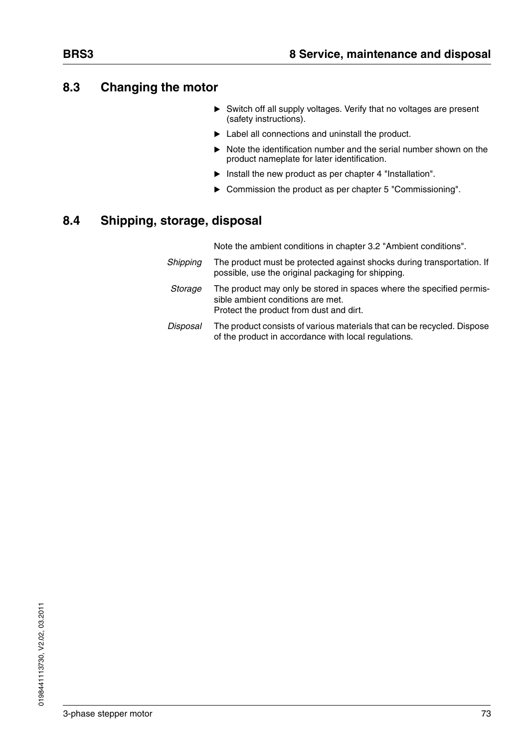## 8.3 Changing the motor

- ▶ Switch off all supply voltages. Verify that no voltages are present (safety instructions).
- ▶ Label all connections and uninstall the product.
- ▶ Note the identification number and the serial number shown on the product nameplate for later identification.
- ▶ Install the new product as per chapter 4 "Installation".
- ▶ Commission the product as per chapter 5 "Commissioning".

## 8.4 Shipping, storage, disposal

Note the ambient conditions in chapter 3.2 "Ambient conditions".

*Shipping* The product must be protected against shocks during transportation. If possible, use the original packaging for shipping.

*Storage* The product may only be stored in spaces where the specified permissible ambient conditions are met.
Protect the product from dust and dirt.

*Disposal* The product consists of various materials that can be recycled. Dispose of the product in accordance with local regulations.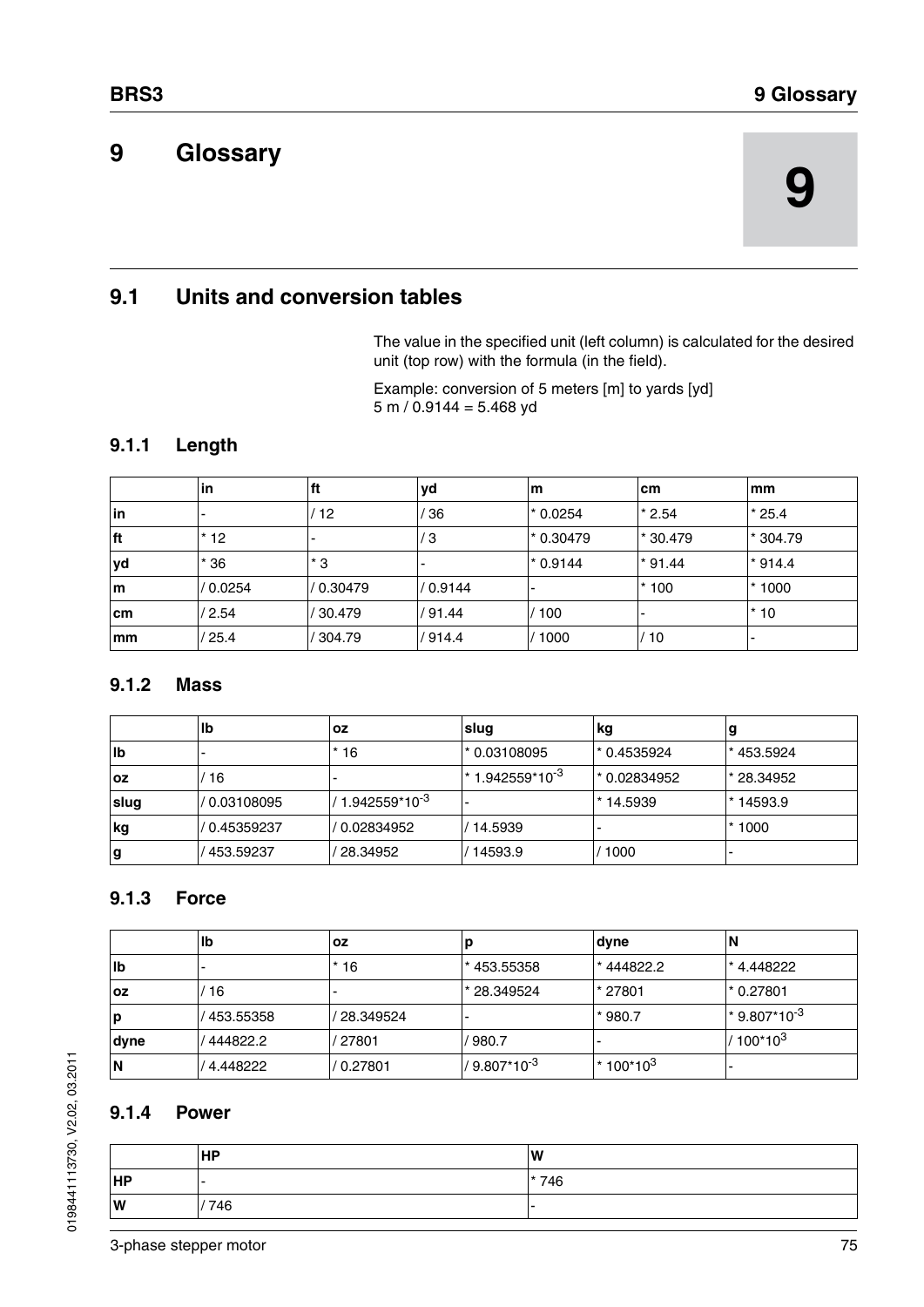# 9 Glossary

## 9.1 Units and conversion tables

The value in the specified unit (left column) is calculated for the desired unit (top row) with the formula (in the field).

Example: conversion of 5 meters [m] to yards [yd]
5 m / 0.9144 = 5.468 yd

### 9.1.1 Length

| | in | ft | yd | m | cm | mm |
|---|---|---|---|---|---|---|
| **in** | - | / 12 | / 36 | * 0.0254 | * 2.54 | * 25.4 |
| **ft** | * 12 | - | / 3 | * 0.30479 | * 30.479 | * 304.79 |
| **yd** | * 36 | * 3 | - | * 0.9144 | * 91.44 | * 914.4 |
| **m** | / 0.0254 | / 0.30479 | / 0.9144 | - | * 100 | * 1000 |
| **cm** | / 2.54 | / 30.479 | / 91.44 | / 100 | - | * 10 |
| **mm** | / 25.4 | / 304.79 | / 914.4 | / 1000 | / 10 | - |

### 9.1.2 Mass

| | lb | oz | slug | kg | g |
|---|---|---|---|---|---|
| **lb** | - | * 16 | * 0.03108095 | * 0.4535924 | * 453.5924 |
| **oz** | / 16 | - | * 1.942559*$10^{-3}$ | * 0.02834952 | * 28.34952 |
| **slug** | / 0.03108095 | / 1.942559*$10^{-3}$ | - | * 14.5939 | * 14593.9 |
| **kg** | / 0.45359237 | / 0.02834952 | / 14.5939 | - | * 1000 |
| **g** | / 453.59237 | / 28.34952 | / 14593.9 | / 1000 | - |

### 9.1.3 Force

| | lb | oz | p | dyne | N |
|---|---|---|---|---|---|
| **lb** | - | * 16 | * 453.55358 | * 444822.2 | * 4.448222 |
| **oz** | / 16 | - | * 28.349524 | * 27801 | * 0.27801 |
| **p** | / 453.55358 | / 28.349524 | - | * 980.7 | * 9.807*$10^{-3}$ |
| **dyne** | / 444822.2 | / 27801 | / 980.7 | - | / 100*$10^{3}$ |
| **N** | / 4.448222 | / 0.27801 | / 9.807*$10^{-3}$ | * 100*$10^{3}$ | - |

### 9.1.4 Power

| | HP | W |
|---|---|---|
| **HP** | - | * 746 |
| **W** | / 746 | - |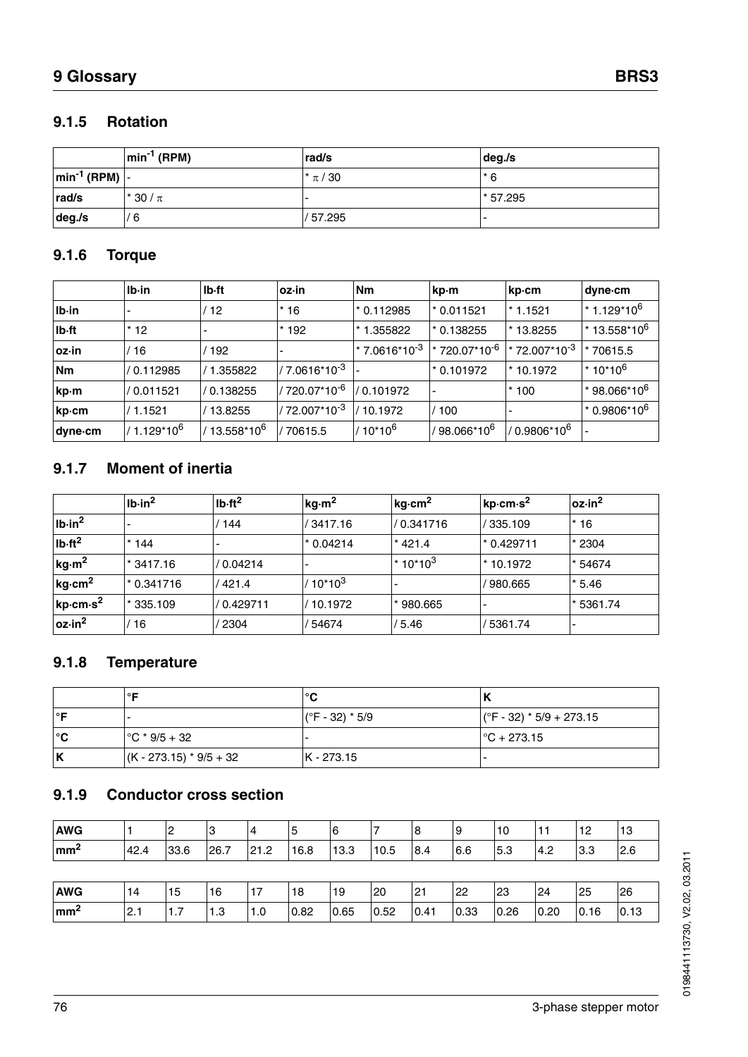### 9.1.5 Rotation

| | $min^{-1}$ (RPM) | rad/s | deg./s |
|---|---|---|---|
| $min^{-1}$ (RPM) | - | * π / 30 | * 6 |
| rad/s | * 30 / π | - | * 57.295 |
| deg./s | / 6 | / 57.295 | - |

### 9.1.6 Torque

| | lb·in | lb·ft | oz·in | Nm | kp·m | kp·cm | dyne·cm |
|---|---|---|---|---|---|---|---|
| lb·in | - | / 12 | * 16 | * 0.112985 | * 0.011521 | * 1.1521 | * $1.129*10^6$ |
| lb·ft | * 12 | - | * 192 | * 1.355822 | * 0.138255 | * 13.8255 | * $13.558*10^6$ |
| oz·in | / 16 | / 192 | - | * $7.0616*10^{-3}$ | * $720.07*10^{-6}$ | * $72.007*10^{-3}$ | * 70615.5 |
| Nm | / 0.112985 | / 1.355822 | / $7.0616*10^{-3}$ | - | * 0.101972 | * 10.1972 | * $10*10^6$ |
| kp·m | / 0.011521 | / 0.138255 | / $720.07*10^{-6}$ | / 0.101972 | - | * 100 | * $98.066*10^6$ |
| kp·cm | / 1.1521 | / 13.8255 | / $72.007*10^{-3}$ | / 10.1972 | / 100 | - | * $0.9806*10^6$ |
| dyne·cm | / $1.129*10^6$ | / $13.558*10^6$ | / 70615.5 | / $10*10^6$ | / $98.066*10^6$ | / $0.9806*10^6$ | - |

### 9.1.7 Moment of inertia

| | $lb{\cdot}in^2$ | $lb{\cdot}ft^2$ | $kg{\cdot}m^2$ | $kg{\cdot}cm^2$ | $kp{\cdot}cm{\cdot}s^2$ | $oz{\cdot}in^2$ |
|---|---|---|---|---|---|---|
| $lb{\cdot}in^2$ | - | / 144 | / 3417.16 | / 0.341716 | / 335.109 | * 16 |
| $lb{\cdot}ft^2$ | * 144 | - | * 0.04214 | * 421.4 | * 0.429711 | * 2304 |
| $kg{\cdot}m^2$ | * 3417.16 | / 0.04214 | - | * $10*10^3$ | * 10.1972 | * 54674 |
| $kg{\cdot}cm^2$ | * 0.341716 | / 421.4 | / $10*10^3$ | - | / 980.665 | * 5.46 |
| $kp{\cdot}cm{\cdot}s^2$ | * 335.109 | / 0.429711 | / 10.1972 | * 980.665 | - | * 5361.74 |
| $oz{\cdot}in^2$ | / 16 | / 2304 | / 54674 | / 5.46 | / 5361.74 | - |

### 9.1.8 Temperature

| | °F | °C | K |
|---|---|---|---|
| °F | - | (°F - 32) * 5/9 | (°F - 32) * 5/9 + 273.15 |
| °C | °C * 9/5 + 32 | - | °C + 273.15 |
| K | (K - 273.15) * 9/5 + 32 | K - 273.15 | - |

### 9.1.9 Conductor cross section

| AWG | 1 | 2 | 3 | 4 | 5 | 6 | 7 | 8 | 9 | 10 | 11 | 12 | 13 |
|---|---|---|---|---|---|---|---|---|---|---|---|---|---|
| $mm^2$ | 42.4 | 33.6 | 26.7 | 21.2 | 16.8 | 13.3 | 10.5 | 8.4 | 6.6 | 5.3 | 4.2 | 3.3 | 2.6 |

| AWG | 14 | 15 | 16 | 17 | 18 | 19 | 20 | 21 | 22 | 23 | 24 | 25 | 26 |
|---|---|---|---|---|---|---|---|---|---|---|---|---|---|
| $mm^2$ | 2.1 | 1.7 | 1.3 | 1.0 | 0.82 | 0.65 | 0.52 | 0.41 | 0.33 | 0.26 | 0.20 | 0.16 | 0.13 |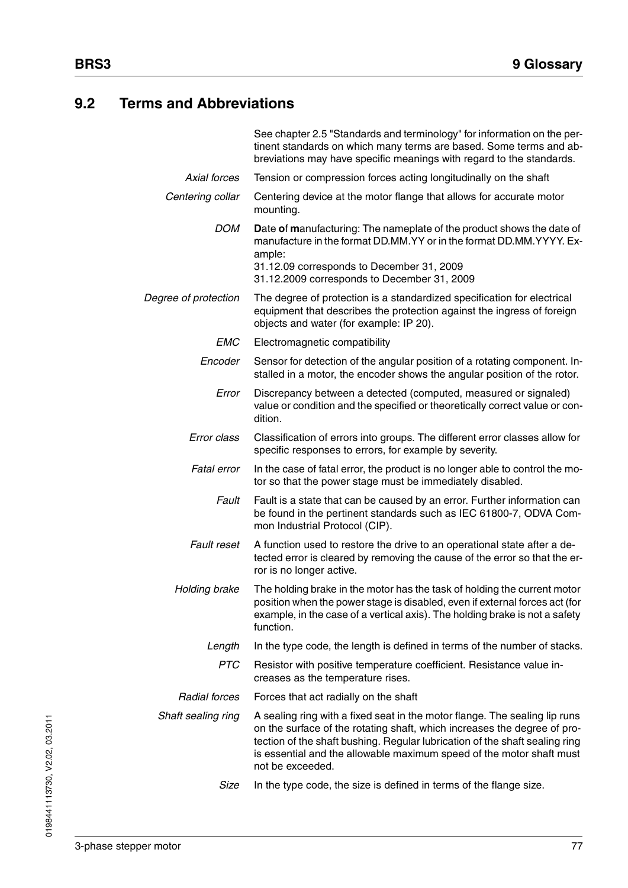## 9.2 Terms and Abbreviations

See chapter 2.5 "Standards and terminology" for information on the pertinent standards on which many terms are based. Some terms and abbreviations may have specific meanings with regard to the standards.

*Axial forces* Tension or compression forces acting longitudinally on the shaft

*Centering collar* Centering device at the motor flange that allows for accurate motor mounting.

*DOM* **D**ate **o**f **m**anufacturing: The nameplate of the product shows the date of manufacture in the format DD.MM.YY or in the format DD.MM.YYYY. Example:
31.12.09 corresponds to December 31, 2009
31.12.2009 corresponds to December 31, 2009

*Degree of protection* The degree of protection is a standardized specification for electrical equipment that describes the protection against the ingress of foreign objects and water (for example: IP 20).

*EMC* Electromagnetic compatibility

*Encoder* Sensor for detection of the angular position of a rotating component. Installed in a motor, the encoder shows the angular position of the rotor.

*Error* Discrepancy between a detected (computed, measured or signaled) value or condition and the specified or theoretically correct value or condition.

*Error class* Classification of errors into groups. The different error classes allow for specific responses to errors, for example by severity.

*Fatal error* In the case of fatal error, the product is no longer able to control the motor so that the power stage must be immediately disabled.

*Fault* Fault is a state that can be caused by an error. Further information can be found in the pertinent standards such as IEC 61800-7, ODVA Common Industrial Protocol (CIP).

*Fault reset* A function used to restore the drive to an operational state after a detected error is cleared by removing the cause of the error so that the error is no longer active.

*Holding brake* The holding brake in the motor has the task of holding the current motor position when the power stage is disabled, even if external forces act (for example, in the case of a vertical axis). The holding brake is not a safety function.

*Length* In the type code, the length is defined in terms of the number of stacks.

*PTC* Resistor with positive temperature coefficient. Resistance value increases as the temperature rises.

*Radial forces* Forces that act radially on the shaft

*Shaft sealing ring* A sealing ring with a fixed seat in the motor flange. The sealing lip runs on the surface of the rotating shaft, which increases the degree of protection of the shaft bushing. Regular lubrication of the shaft sealing ring is essential and the allowable maximum speed of the motor shaft must not be exceeded.

*Size* In the type code, the size is defined in terms of the flange size.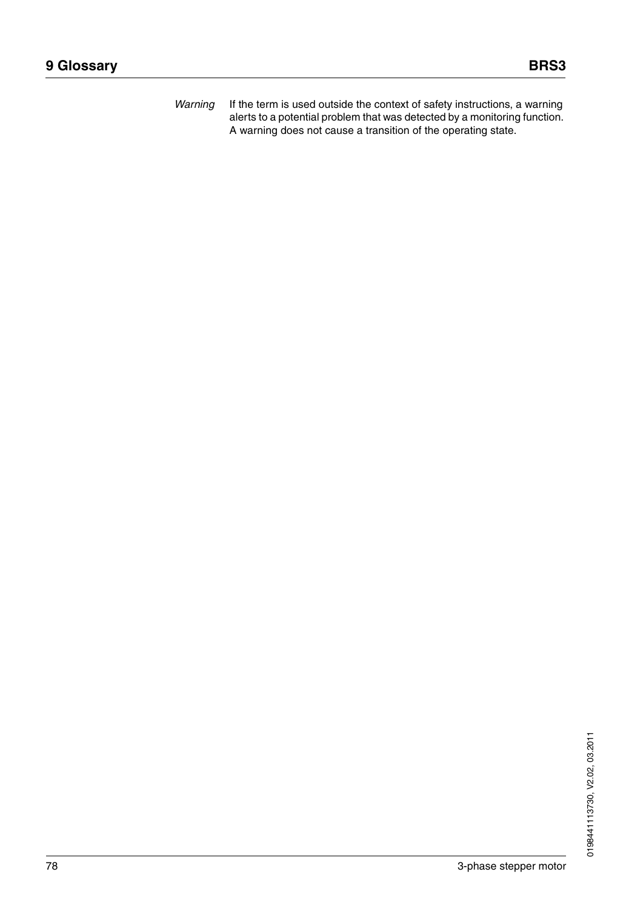*Warning* If the term is used outside the context of safety instructions, a warning alerts to a potential problem that was detected by a monitoring function. A warning does not cause a transition of the operating state.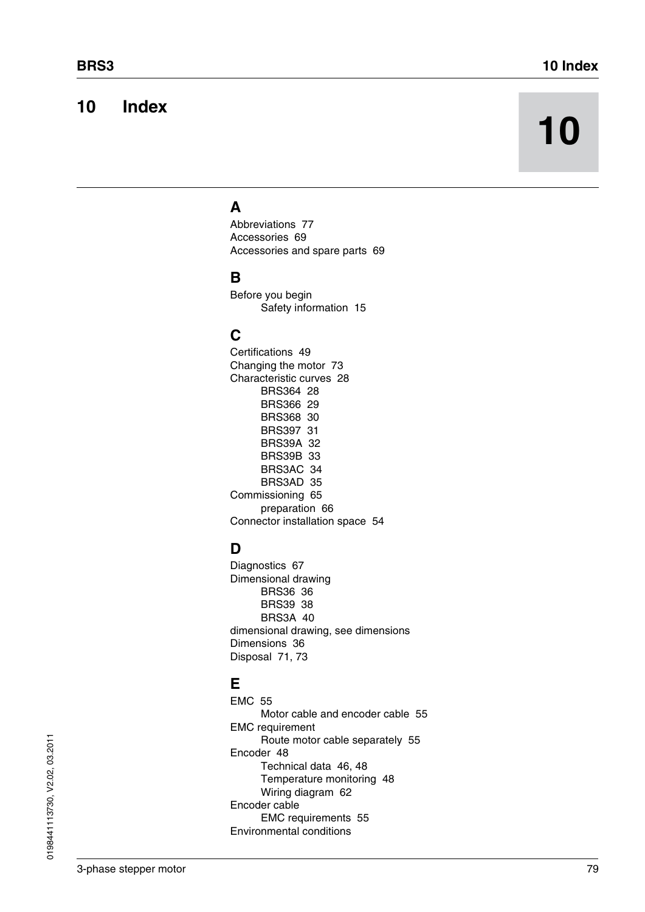# 10 Index

## A

Abbreviations 77
Accessories 69
Accessories and spare parts 69

## B

Before you begin
- Safety information 15

## C

Certifications 49
Changing the motor 73
Characteristic curves 28
- BRS364 28
- BRS366 29
- BRS368 30
- BRS397 31
- BRS39A 32
- BRS39B 33
- BRS3AC 34
- BRS3AD 35

Commissioning 65
- preparation 66

Connector installation space 54

## D

Diagnostics 67
Dimensional drawing
- BRS36 36
- BRS39 38
- BRS3A 40

dimensional drawing, see dimensions
Dimensions 36
Disposal 71, 73

## E

EMC 55
- Motor cable and encoder cable 55

EMC requirement
- Route motor cable separately 55

Encoder 48
- Technical data 46, 48
- Temperature monitoring 48
- Wiring diagram 62

Encoder cable
- EMC requirements 55

Environmental conditions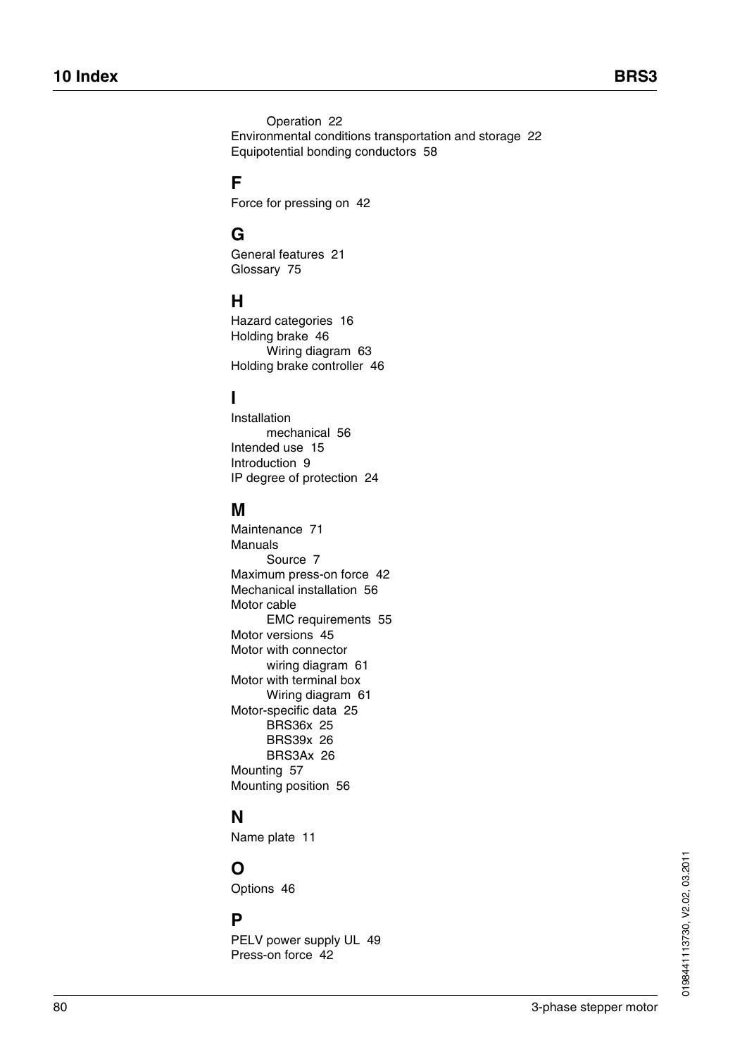Operation 22

Environmental conditions transportation and storage 22

Equipotential bonding conductors 58

## F

Force for pressing on 42

## G

General features 21

Glossary 75

## H

Hazard categories 16

Holding brake 46

    Wiring diagram 63

Holding brake controller 46

## I

Installation

    mechanical 56

Intended use 15

Introduction 9

IP degree of protection 24

## M

Maintenance 71

Manuals

    Source 7

Maximum press-on force 42

Mechanical installation 56

Motor cable

    EMC requirements 55

Motor versions 45

Motor with connector

    wiring diagram 61

Motor with terminal box

    Wiring diagram 61

Motor-specific data 25

    BRS36x 25

    BRS39x 26

    BRS3Ax 26

Mounting 57

Mounting position 56

## N

Name plate 11

## O

Options 46

## P

PELV power supply UL 49

Press-on force 42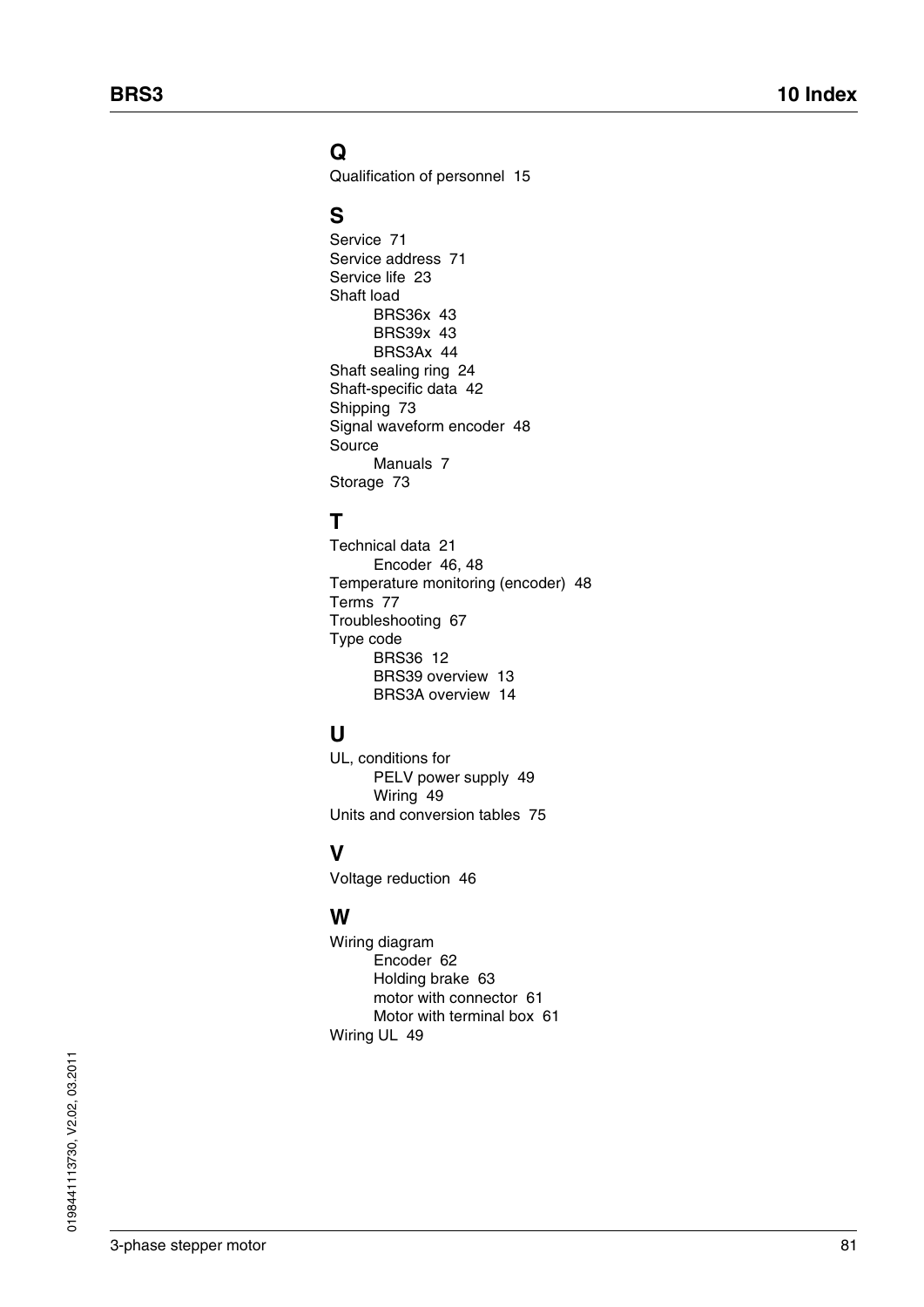## Q

Qualification of personnel 15

## S

Service 71
Service address 71
Service life 23
Shaft load
- BRS36x 43
- BRS39x 43
- BRS3Ax 44

Shaft sealing ring 24
Shaft-specific data 42
Shipping 73
Signal waveform encoder 48
Source
- Manuals 7

Storage 73

## T

Technical data 21
- Encoder 46, 48

Temperature monitoring (encoder) 48
Terms 77
Troubleshooting 67
Type code
- BRS36 12
- BRS39 overview 13
- BRS3A overview 14

## U

UL, conditions for
- PELV power supply 49
- Wiring 49

Units and conversion tables 75

## V

Voltage reduction 46

## W

Wiring diagram
- Encoder 62
- Holding brake 63
- motor with connector 61
- Motor with terminal box 61

Wiring UL 49